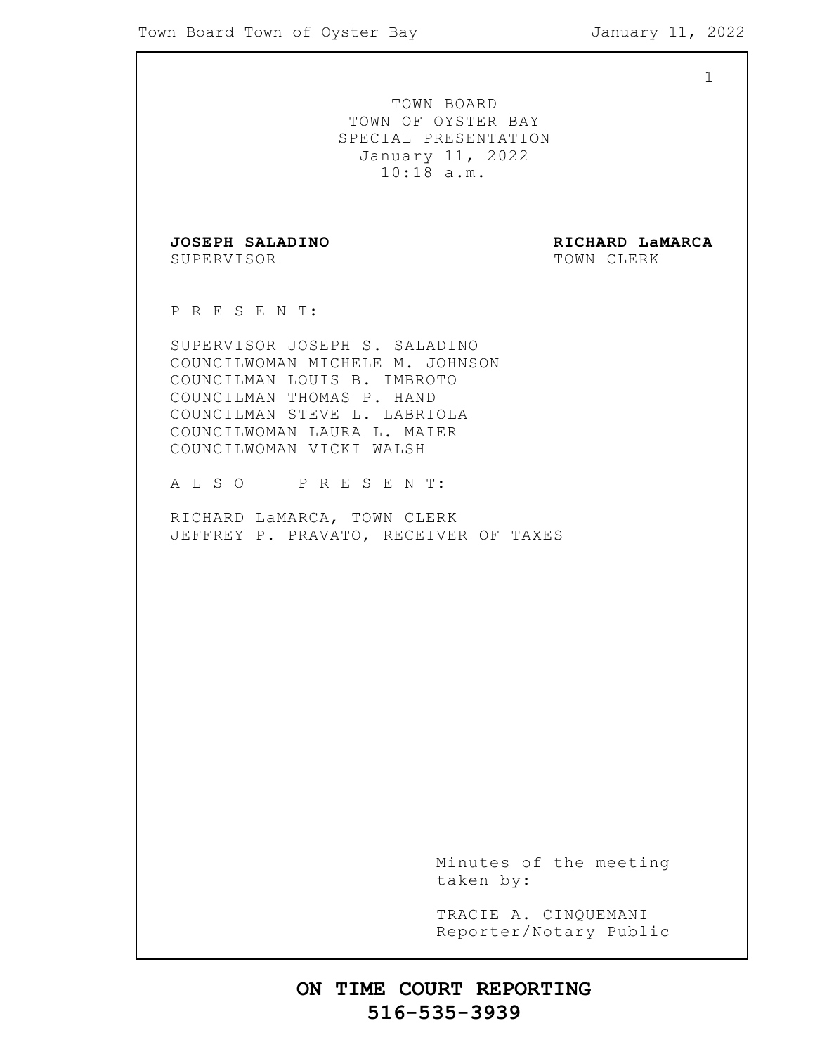TOWN BOARD
TOWN OF OYSTER BAY
SPECIAL PRESENTATION
January 11, 2022
10:18 a.m.

**JOSEPH SALADINO**
SUPERVISOR

**RICHARD LaMARCA**
TOWN CLERK

P R E S E N T:

SUPERVISOR JOSEPH S. SALADINO
COUNCILWOMAN MICHELE M. JOHNSON
COUNCILMAN LOUIS B. IMBROTO
COUNCILMAN THOMAS P. HAND
COUNCILMAN STEVE L. LABRIOLA
COUNCILWOMAN LAURA L. MAIER
COUNCILWOMAN VICKI WALSH

A L S O P R E S E N T:

RICHARD LaMARCA, TOWN CLERK
JEFFREY P. PRAVATO, RECEIVER OF TAXES

Minutes of the meeting
taken by:

TRACIE A. CINQUEMANI
Reporter/Notary Public

**ON TIME COURT REPORTING**
**516-535-3939**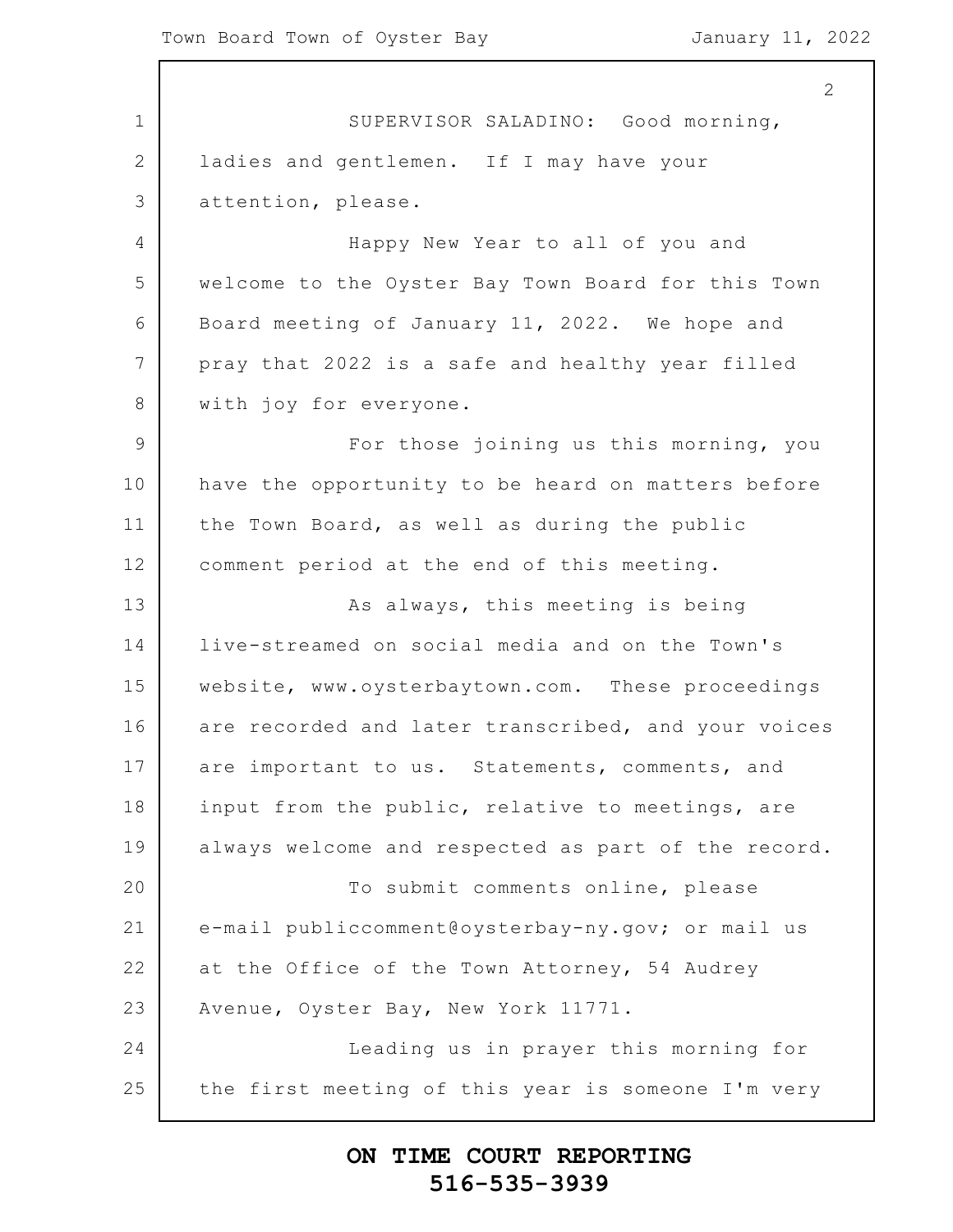SUPERVISOR SALADINO: Good morning, ladies and gentlemen. If I may have your attention, please.

Happy New Year to all of you and welcome to the Oyster Bay Town Board for this Town Board meeting of January 11, 2022. We hope and pray that 2022 is a safe and healthy year filled with joy for everyone.

For those joining us this morning, you have the opportunity to be heard on matters before the Town Board, as well as during the public comment period at the end of this meeting.

As always, this meeting is being live-streamed on social media and on the Town's website, www.oysterbaytown.com. These proceedings are recorded and later transcribed, and your voices are important to us. Statements, comments, and input from the public, relative to meetings, are always welcome and respected as part of the record.

To submit comments online, please e-mail publiccomment@oysterbay-ny.gov; or mail us at the Office of the Town Attorney, 54 Audrey Avenue, Oyster Bay, New York 11771.

Leading us in prayer this morning for the first meeting of this year is someone I'm very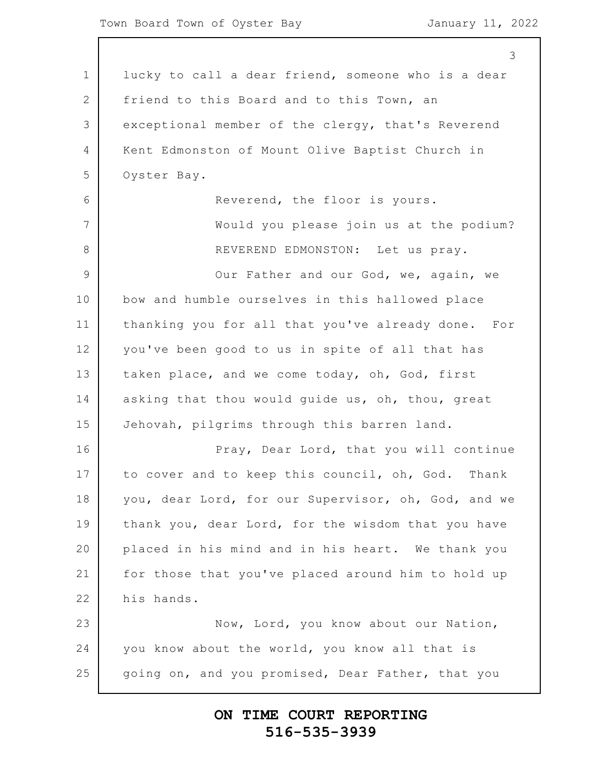lucky to call a dear friend, someone who is a dear friend to this Board and to this Town, an exceptional member of the clergy, that's Reverend Kent Edmonston of Mount Olive Baptist Church in Oyster Bay.

Reverend, the floor is yours.

Would you please join us at the podium?

REVEREND EDMONSTON: Let us pray.

Our Father and our God, we, again, we bow and humble ourselves in this hallowed place thanking you for all that you've already done. For you've been good to us in spite of all that has taken place, and we come today, oh, God, first asking that thou would guide us, oh, thou, great Jehovah, pilgrims through this barren land.

Pray, Dear Lord, that you will continue to cover and to keep this council, oh, God. Thank you, dear Lord, for our Supervisor, oh, God, and we thank you, dear Lord, for the wisdom that you have placed in his mind and in his heart. We thank you for those that you've placed around him to hold up his hands.

Now, Lord, you know about our Nation, you know about the world, you know all that is going on, and you promised, Dear Father, that you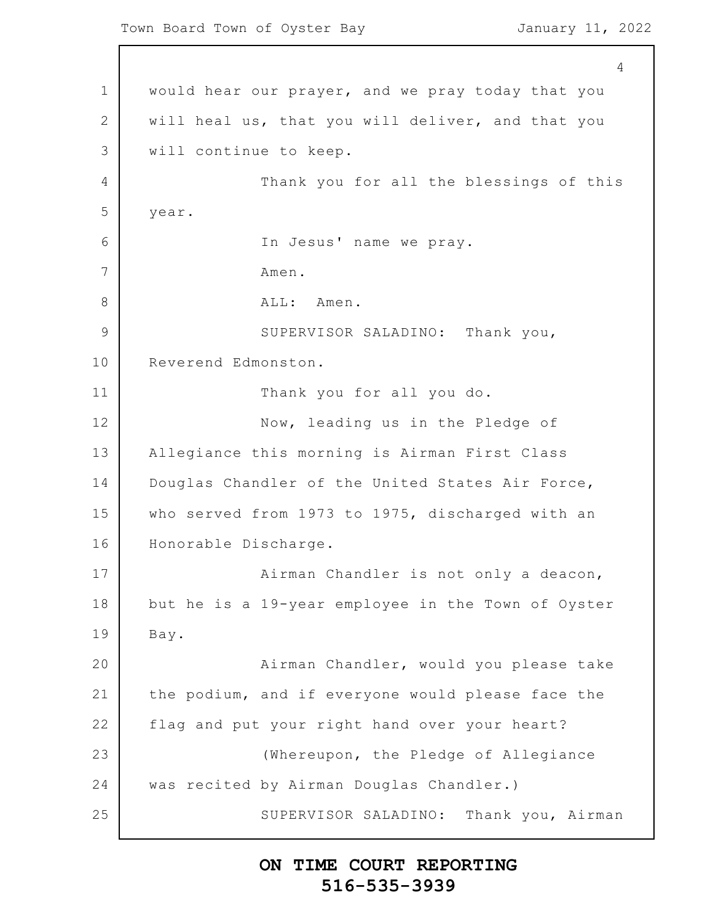would hear our prayer, and we pray today that you will heal us, that you will deliver, and that you will continue to keep.

Thank you for all the blessings of this year.

In Jesus' name we pray.

Amen.

ALL: Amen.

SUPERVISOR SALADINO: Thank you, Reverend Edmonston.

Thank you for all you do.

Now, leading us in the Pledge of Allegiance this morning is Airman First Class Douglas Chandler of the United States Air Force, who served from 1973 to 1975, discharged with an Honorable Discharge.

Airman Chandler is not only a deacon, but he is a 19-year employee in the Town of Oyster Bay.

Airman Chandler, would you please take the podium, and if everyone would please face the flag and put your right hand over your heart?

(Whereupon, the Pledge of Allegiance was recited by Airman Douglas Chandler.)

SUPERVISOR SALADINO: Thank you, Airman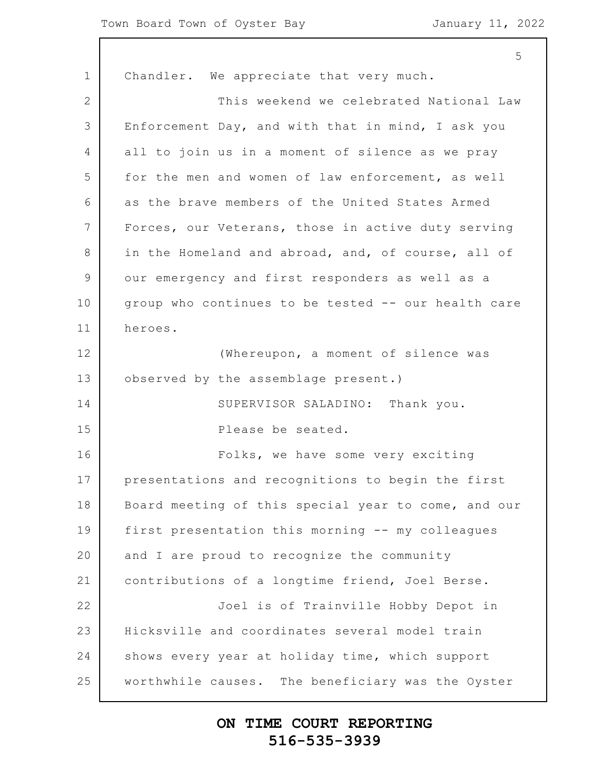Chandler. We appreciate that very much.

This weekend we celebrated National Law Enforcement Day, and with that in mind, I ask you all to join us in a moment of silence as we pray for the men and women of law enforcement, as well as the brave members of the United States Armed Forces, our Veterans, those in active duty serving in the Homeland and abroad, and, of course, all of our emergency and first responders as well as a group who continues to be tested -- our health care heroes.

(Whereupon, a moment of silence was observed by the assemblage present.)

SUPERVISOR SALADINO: Thank you.

Please be seated.

Folks, we have some very exciting presentations and recognitions to begin the first Board meeting of this special year to come, and our first presentation this morning -- my colleagues and I are proud to recognize the community contributions of a longtime friend, Joel Berse.

Joel is of Trainville Hobby Depot in Hicksville and coordinates several model train shows every year at holiday time, which support worthwhile causes. The beneficiary was the Oyster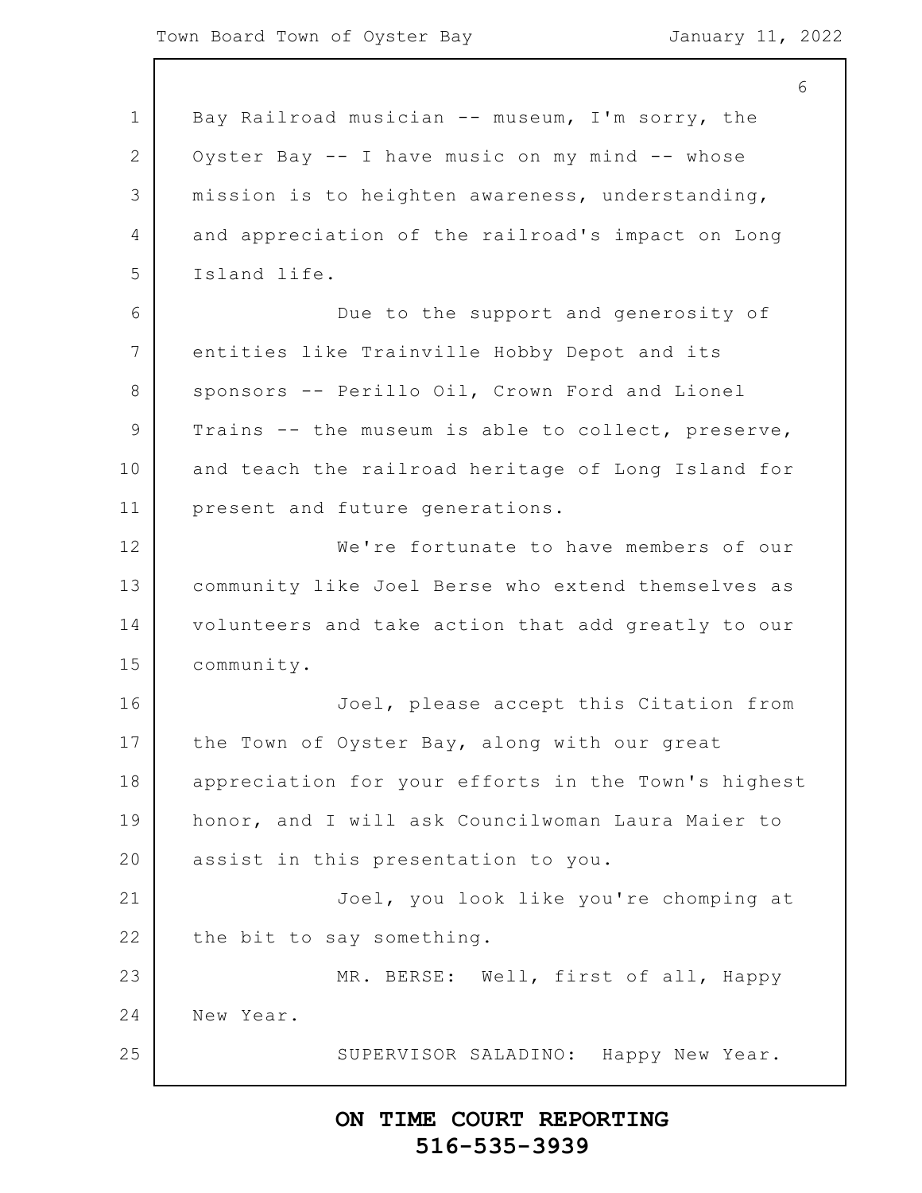Bay Railroad musician -- museum, I'm sorry, the Oyster Bay -- I have music on my mind -- whose mission is to heighten awareness, understanding, and appreciation of the railroad's impact on Long Island life.

Due to the support and generosity of entities like Trainville Hobby Depot and its sponsors -- Perillo Oil, Crown Ford and Lionel Trains -- the museum is able to collect, preserve, and teach the railroad heritage of Long Island for present and future generations.

We're fortunate to have members of our community like Joel Berse who extend themselves as volunteers and take action that add greatly to our community.

Joel, please accept this Citation from the Town of Oyster Bay, along with our great appreciation for your efforts in the Town's highest honor, and I will ask Councilwoman Laura Maier to assist in this presentation to you.

Joel, you look like you're chomping at the bit to say something.

MR. BERSE: Well, first of all, Happy New Year.

SUPERVISOR SALADINO: Happy New Year.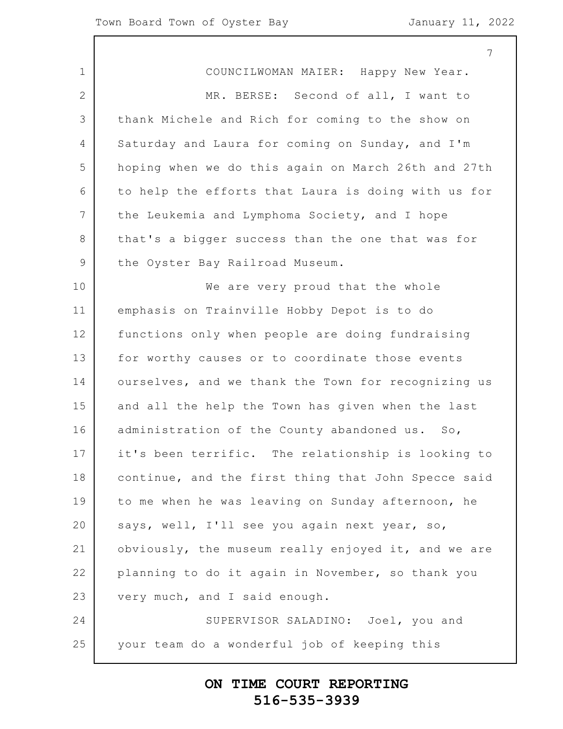COUNCILWOMAN MAIER: Happy New Year.

MR. BERSE: Second of all, I want to thank Michele and Rich for coming to the show on Saturday and Laura for coming on Sunday, and I'm hoping when we do this again on March 26th and 27th to help the efforts that Laura is doing with us for the Leukemia and Lymphoma Society, and I hope that's a bigger success than the one that was for the Oyster Bay Railroad Museum.

We are very proud that the whole emphasis on Trainville Hobby Depot is to do functions only when people are doing fundraising for worthy causes or to coordinate those events ourselves, and we thank the Town for recognizing us and all the help the Town has given when the last administration of the County abandoned us. So, it's been terrific. The relationship is looking to continue, and the first thing that John Specce said to me when he was leaving on Sunday afternoon, he says, well, I'll see you again next year, so, obviously, the museum really enjoyed it, and we are planning to do it again in November, so thank you very much, and I said enough.

SUPERVISOR SALADINO: Joel, you and your team do a wonderful job of keeping this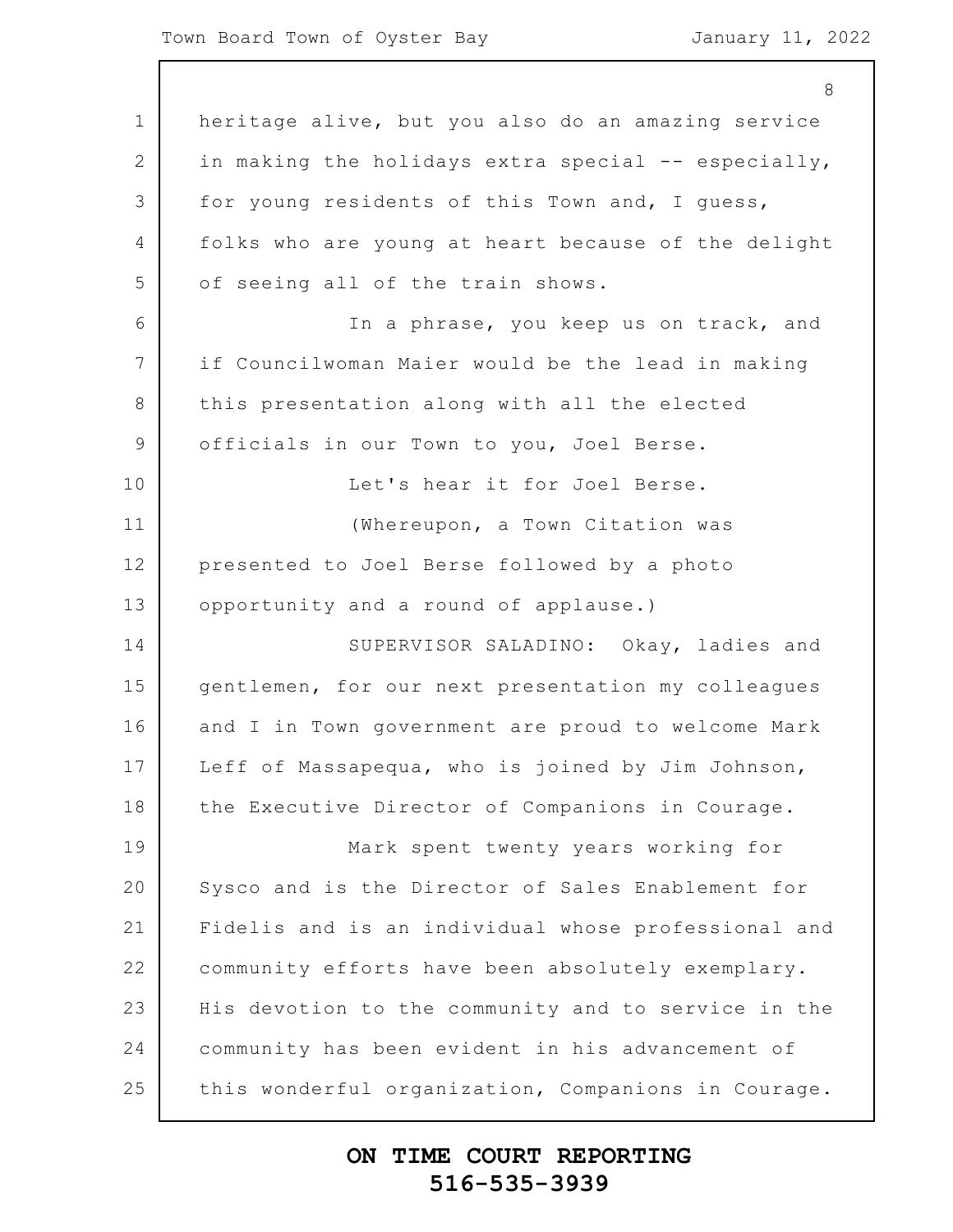heritage alive, but you also do an amazing service in making the holidays extra special -- especially, for young residents of this Town and, I guess, folks who are young at heart because of the delight of seeing all of the train shows.

In a phrase, you keep us on track, and if Councilwoman Maier would be the lead in making this presentation along with all the elected officials in our Town to you, Joel Berse.

Let's hear it for Joel Berse.

(Whereupon, a Town Citation was presented to Joel Berse followed by a photo opportunity and a round of applause.)

SUPERVISOR SALADINO: Okay, ladies and gentlemen, for our next presentation my colleagues and I in Town government are proud to welcome Mark Leff of Massapequa, who is joined by Jim Johnson, the Executive Director of Companions in Courage.

Mark spent twenty years working for Sysco and is the Director of Sales Enablement for Fidelis and is an individual whose professional and community efforts have been absolutely exemplary. His devotion to the community and to service in the community has been evident in his advancement of this wonderful organization, Companions in Courage.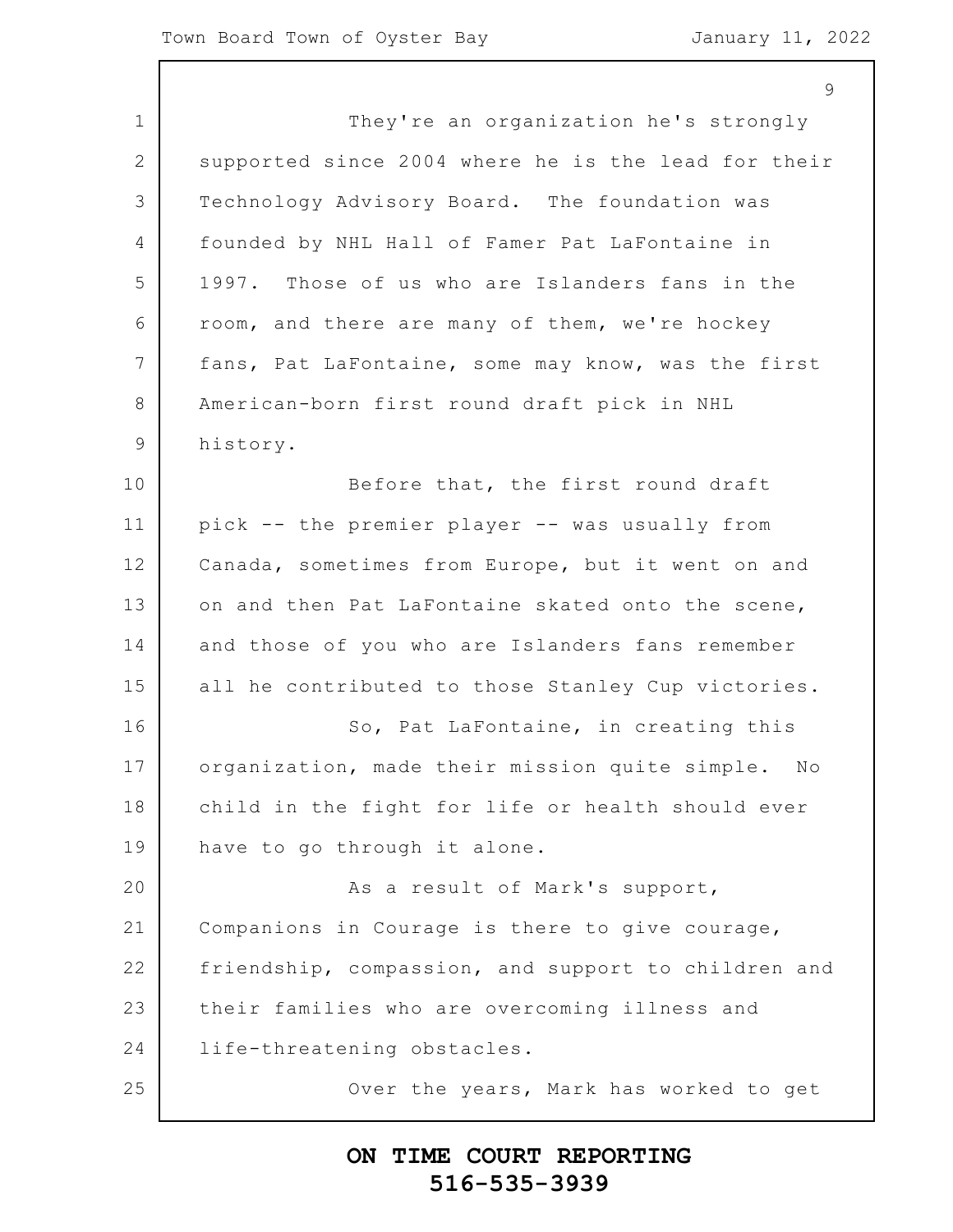They're an organization he's strongly supported since 2004 where he is the lead for their Technology Advisory Board. The foundation was founded by NHL Hall of Famer Pat LaFontaine in 1997. Those of us who are Islanders fans in the room, and there are many of them, we're hockey fans, Pat LaFontaine, some may know, was the first American-born first round draft pick in NHL history.

Before that, the first round draft pick -- the premier player -- was usually from Canada, sometimes from Europe, but it went on and on and then Pat LaFontaine skated onto the scene, and those of you who are Islanders fans remember all he contributed to those Stanley Cup victories.

So, Pat LaFontaine, in creating this organization, made their mission quite simple. No child in the fight for life or health should ever have to go through it alone.

As a result of Mark's support, Companions in Courage is there to give courage, friendship, compassion, and support to children and their families who are overcoming illness and life-threatening obstacles.

Over the years, Mark has worked to get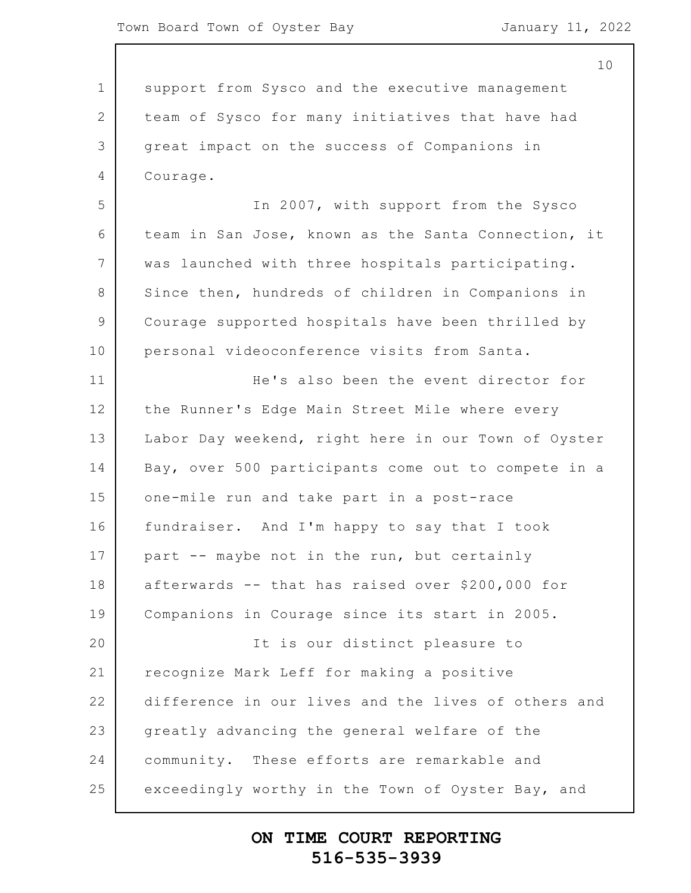support from Sysco and the executive management team of Sysco for many initiatives that have had great impact on the success of Companions in Courage.

In 2007, with support from the Sysco team in San Jose, known as the Santa Connection, it was launched with three hospitals participating. Since then, hundreds of children in Companions in Courage supported hospitals have been thrilled by personal videoconference visits from Santa.

He's also been the event director for the Runner's Edge Main Street Mile where every Labor Day weekend, right here in our Town of Oyster Bay, over 500 participants come out to compete in a one-mile run and take part in a post-race fundraiser. And I'm happy to say that I took part -- maybe not in the run, but certainly afterwards -- that has raised over $200,000 for Companions in Courage since its start in 2005.

It is our distinct pleasure to recognize Mark Leff for making a positive difference in our lives and the lives of others and greatly advancing the general welfare of the community. These efforts are remarkable and exceedingly worthy in the Town of Oyster Bay, and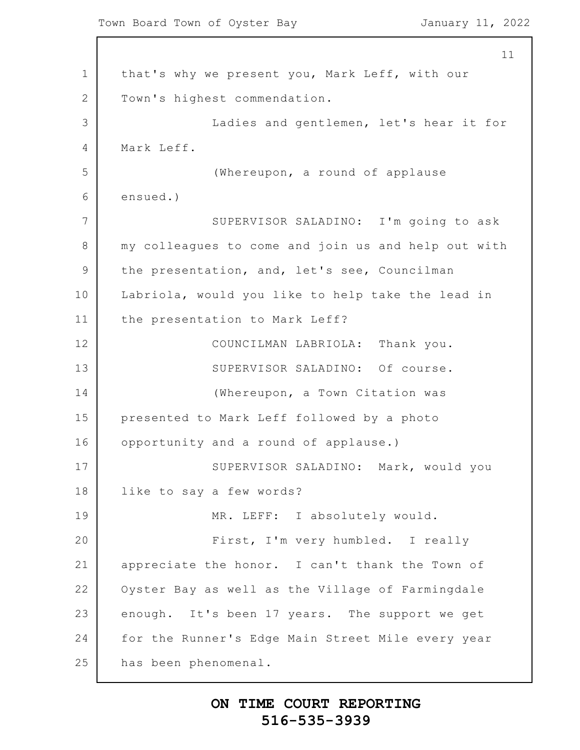that's why we present you, Mark Leff, with our Town's highest commendation.

Ladies and gentlemen, let's hear it for Mark Leff.

(Whereupon, a round of applause ensued.)

SUPERVISOR SALADINO: I'm going to ask my colleagues to come and join us and help out with the presentation, and, let's see, Councilman Labriola, would you like to help take the lead in the presentation to Mark Leff?

COUNCILMAN LABRIOLA: Thank you.

SUPERVISOR SALADINO: Of course.

(Whereupon, a Town Citation was presented to Mark Leff followed by a photo opportunity and a round of applause.)

SUPERVISOR SALADINO: Mark, would you like to say a few words?

MR. LEFF: I absolutely would.

First, I'm very humbled. I really appreciate the honor. I can't thank the Town of Oyster Bay as well as the Village of Farmingdale enough. It's been 17 years. The support we get for the Runner's Edge Main Street Mile every year has been phenomenal.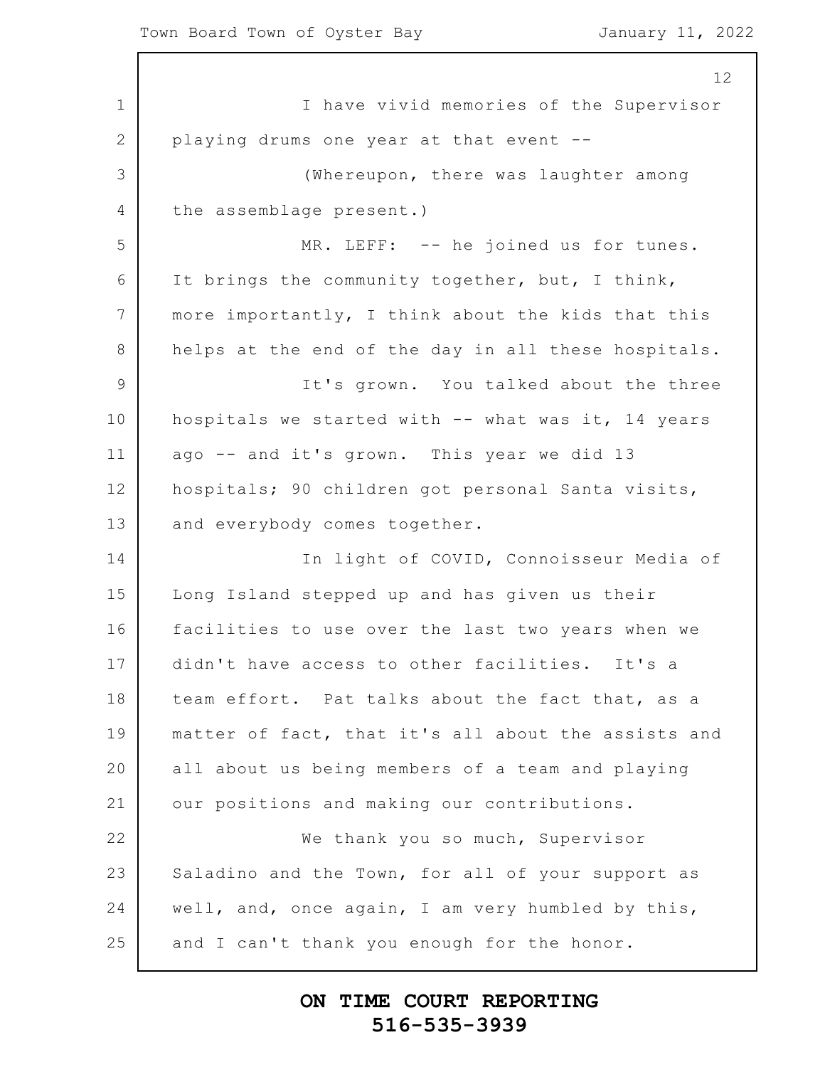I have vivid memories of the Supervisor playing drums one year at that event --

(Whereupon, there was laughter among the assemblage present.)

MR. LEFF: -- he joined us for tunes. It brings the community together, but, I think, more importantly, I think about the kids that this helps at the end of the day in all these hospitals.

It's grown. You talked about the three hospitals we started with -- what was it, 14 years ago -- and it's grown. This year we did 13 hospitals; 90 children got personal Santa visits, and everybody comes together.

In light of COVID, Connoisseur Media of Long Island stepped up and has given us their facilities to use over the last two years when we didn't have access to other facilities. It's a team effort. Pat talks about the fact that, as a matter of fact, that it's all about the assists and all about us being members of a team and playing our positions and making our contributions.

We thank you so much, Supervisor Saladino and the Town, for all of your support as well, and, once again, I am very humbled by this, and I can't thank you enough for the honor.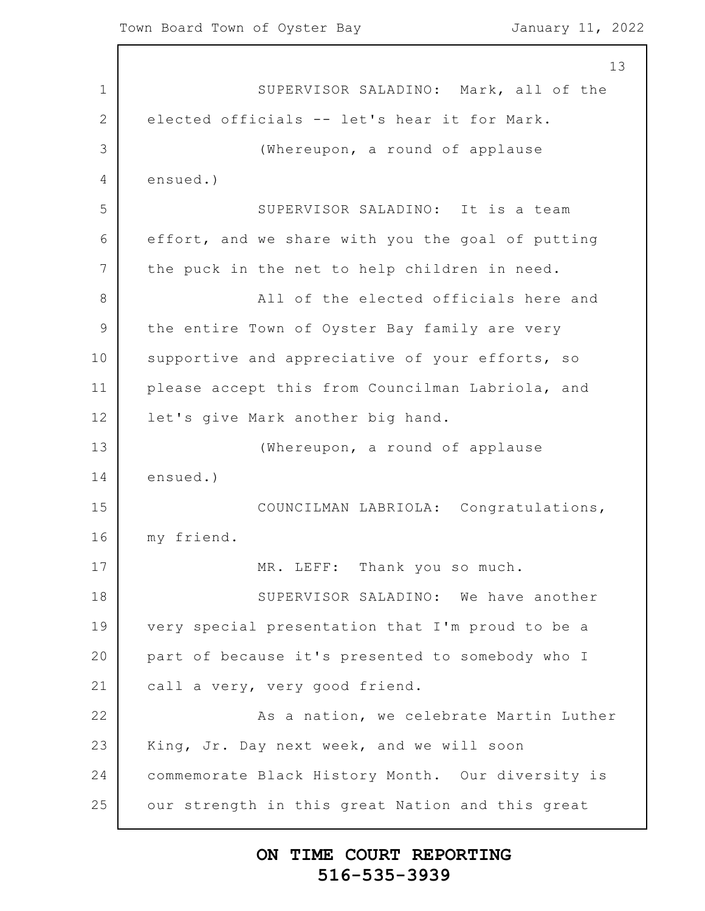SUPERVISOR SALADINO: Mark, all of the elected officials -- let's hear it for Mark.

(Whereupon, a round of applause ensued.)

SUPERVISOR SALADINO: It is a team effort, and we share with you the goal of putting the puck in the net to help children in need.

All of the elected officials here and the entire Town of Oyster Bay family are very supportive and appreciative of your efforts, so please accept this from Councilman Labriola, and let's give Mark another big hand.

(Whereupon, a round of applause ensued.)

COUNCILMAN LABRIOLA: Congratulations, my friend.

MR. LEFF: Thank you so much.

SUPERVISOR SALADINO: We have another very special presentation that I'm proud to be a part of because it's presented to somebody who I call a very, very good friend.

As a nation, we celebrate Martin Luther King, Jr. Day next week, and we will soon commemorate Black History Month. Our diversity is our strength in this great Nation and this great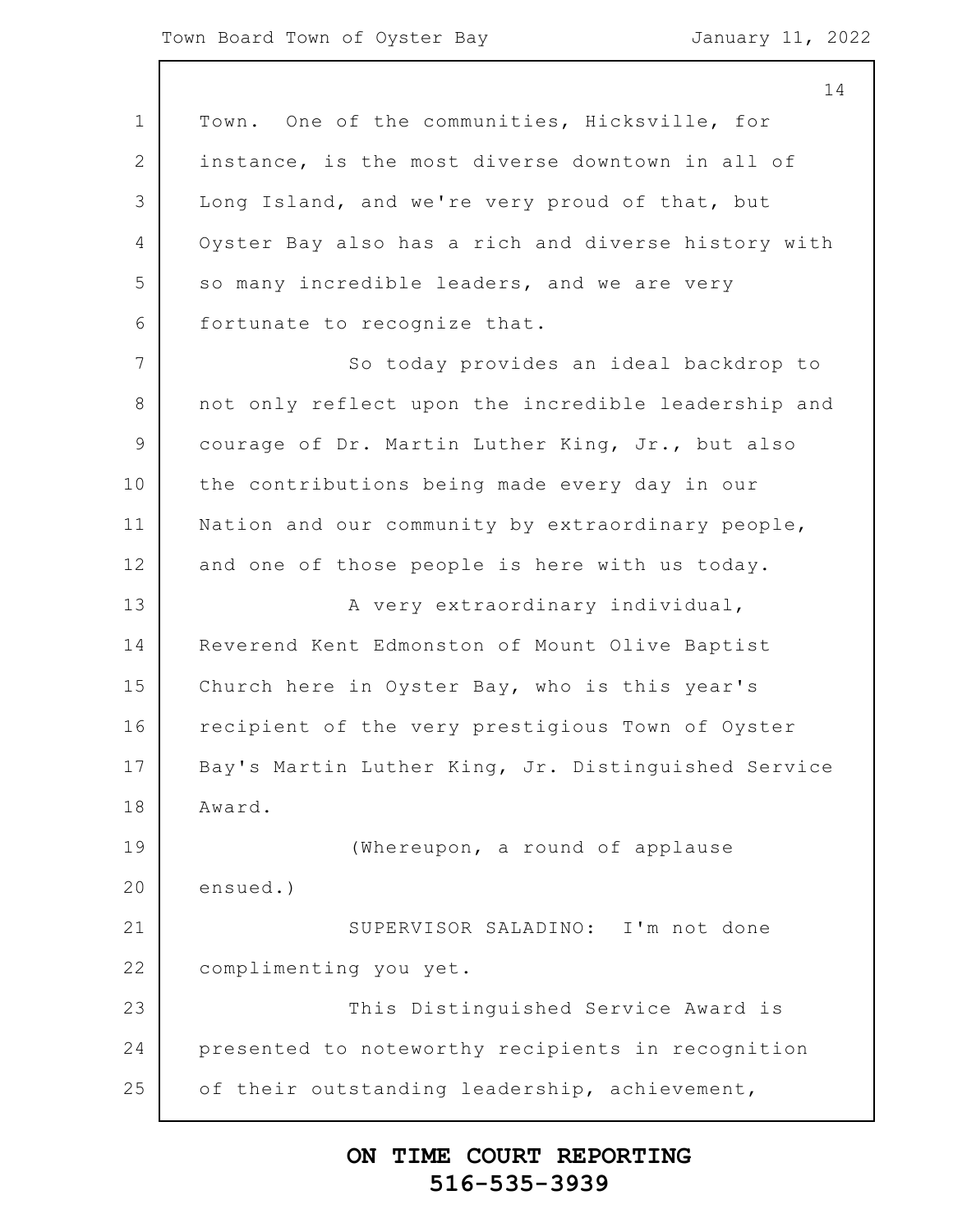Town. One of the communities, Hicksville, for instance, is the most diverse downtown in all of Long Island, and we're very proud of that, but Oyster Bay also has a rich and diverse history with so many incredible leaders, and we are very fortunate to recognize that.

So today provides an ideal backdrop to not only reflect upon the incredible leadership and courage of Dr. Martin Luther King, Jr., but also the contributions being made every day in our Nation and our community by extraordinary people, and one of those people is here with us today.

A very extraordinary individual, Reverend Kent Edmonston of Mount Olive Baptist Church here in Oyster Bay, who is this year's recipient of the very prestigious Town of Oyster Bay's Martin Luther King, Jr. Distinguished Service Award.

(Whereupon, a round of applause ensued.)

SUPERVISOR SALADINO: I'm not done complimenting you yet.

This Distinguished Service Award is presented to noteworthy recipients in recognition of their outstanding leadership, achievement,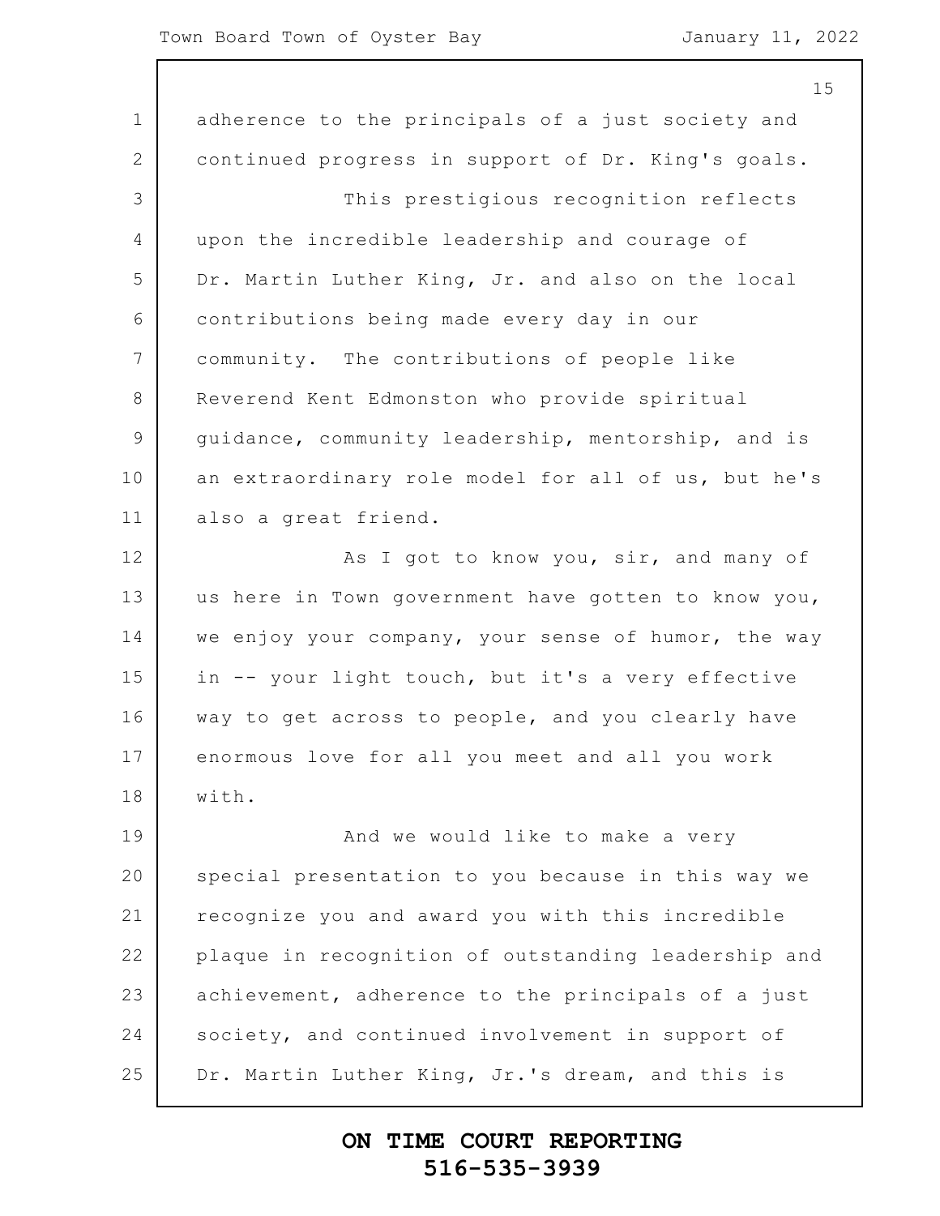adherence to the principals of a just society and continued progress in support of Dr. King's goals.

This prestigious recognition reflects upon the incredible leadership and courage of Dr. Martin Luther King, Jr. and also on the local contributions being made every day in our community. The contributions of people like Reverend Kent Edmonston who provide spiritual guidance, community leadership, mentorship, and is an extraordinary role model for all of us, but he's also a great friend.

As I got to know you, sir, and many of us here in Town government have gotten to know you, we enjoy your company, your sense of humor, the way in -- your light touch, but it's a very effective way to get across to people, and you clearly have enormous love for all you meet and all you work with.

And we would like to make a very special presentation to you because in this way we recognize you and award you with this incredible plaque in recognition of outstanding leadership and achievement, adherence to the principals of a just society, and continued involvement in support of Dr. Martin Luther King, Jr.'s dream, and this is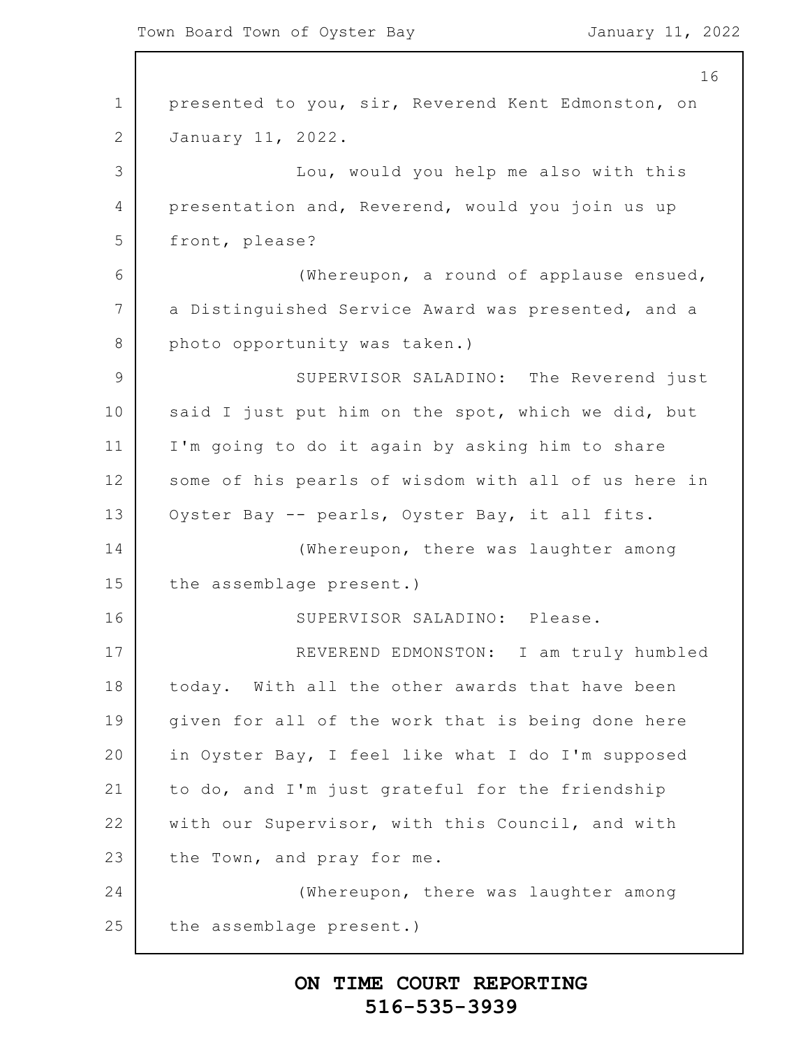presented to you, sir, Reverend Kent Edmonston, on January 11, 2022.

Lou, would you help me also with this presentation and, Reverend, would you join us up front, please?

(Whereupon, a round of applause ensued, a Distinguished Service Award was presented, and a photo opportunity was taken.)

SUPERVISOR SALADINO: The Reverend just said I just put him on the spot, which we did, but I'm going to do it again by asking him to share some of his pearls of wisdom with all of us here in Oyster Bay -- pearls, Oyster Bay, it all fits.

(Whereupon, there was laughter among the assemblage present.)

SUPERVISOR SALADINO: Please.

REVEREND EDMONSTON: I am truly humbled today. With all the other awards that have been given for all of the work that is being done here in Oyster Bay, I feel like what I do I'm supposed to do, and I'm just grateful for the friendship with our Supervisor, with this Council, and with the Town, and pray for me.

(Whereupon, there was laughter among the assemblage present.)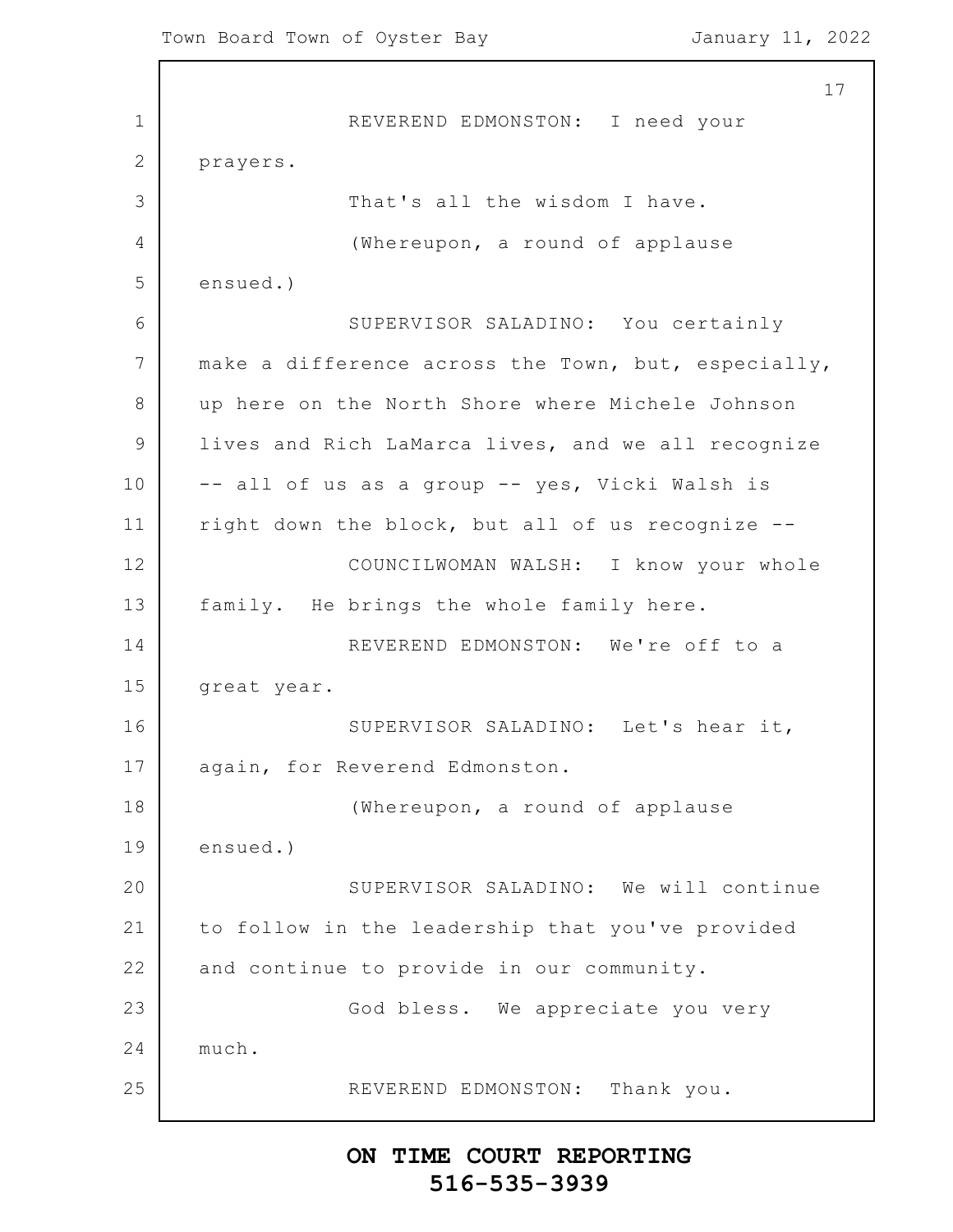REVEREND EDMONSTON: I need your prayers.

That's all the wisdom I have.

(Whereupon, a round of applause ensued.)

SUPERVISOR SALADINO: You certainly make a difference across the Town, but, especially, up here on the North Shore where Michele Johnson lives and Rich LaMarca lives, and we all recognize -- all of us as a group -- yes, Vicki Walsh is right down the block, but all of us recognize --

COUNCILWOMAN WALSH: I know your whole family. He brings the whole family here.

REVEREND EDMONSTON: We're off to a great year.

SUPERVISOR SALADINO: Let's hear it, again, for Reverend Edmonston.

(Whereupon, a round of applause ensued.)

SUPERVISOR SALADINO: We will continue to follow in the leadership that you've provided and continue to provide in our community.

God bless. We appreciate you very much.

REVEREND EDMONSTON: Thank you.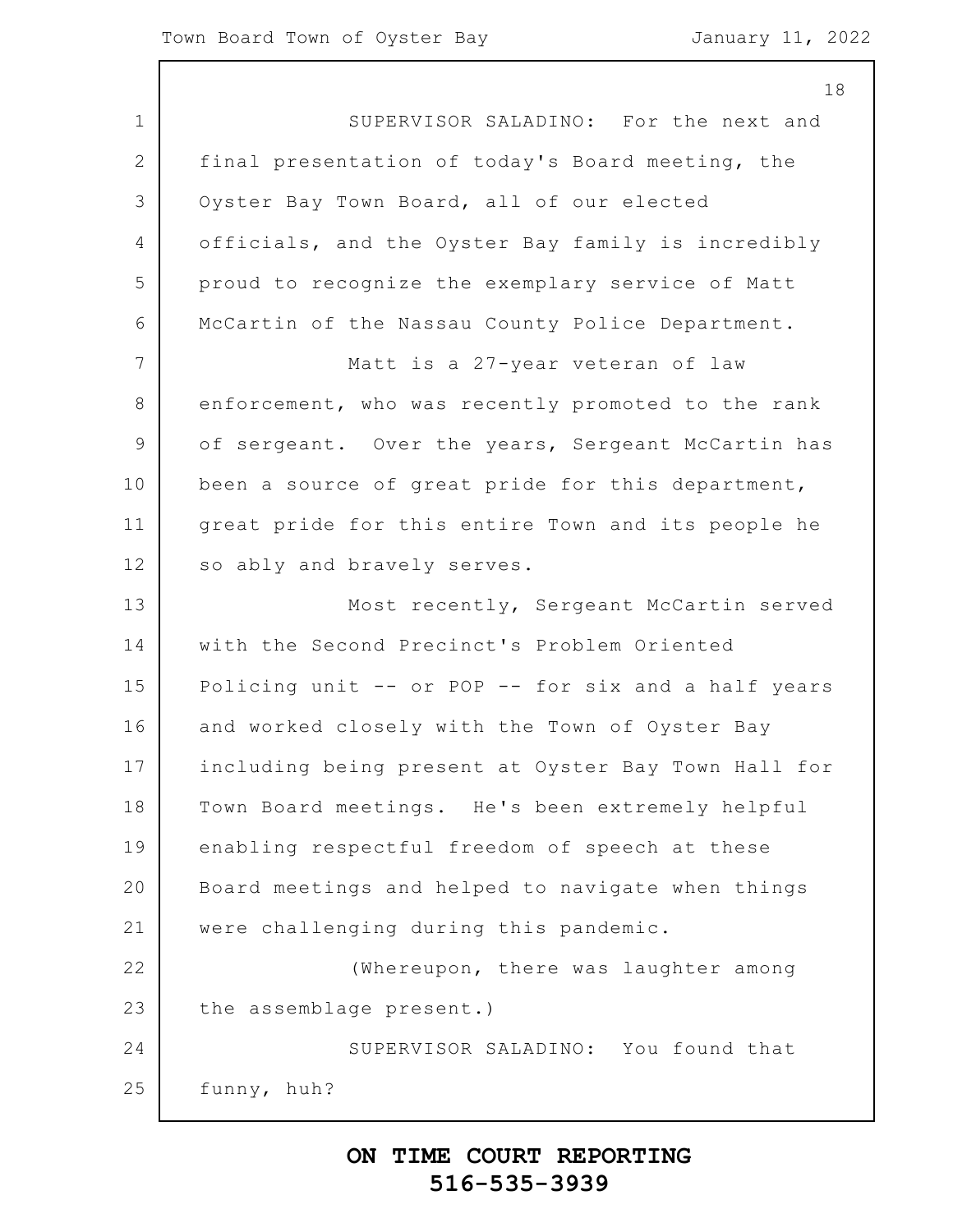SUPERVISOR SALADINO: For the next and final presentation of today's Board meeting, the Oyster Bay Town Board, all of our elected officials, and the Oyster Bay family is incredibly proud to recognize the exemplary service of Matt McCartin of the Nassau County Police Department.

Matt is a 27-year veteran of law enforcement, who was recently promoted to the rank of sergeant. Over the years, Sergeant McCartin has been a source of great pride for this department, great pride for this entire Town and its people he so ably and bravely serves.

Most recently, Sergeant McCartin served with the Second Precinct's Problem Oriented Policing unit -- or POP -- for six and a half years and worked closely with the Town of Oyster Bay including being present at Oyster Bay Town Hall for Town Board meetings. He's been extremely helpful enabling respectful freedom of speech at these Board meetings and helped to navigate when things were challenging during this pandemic.

(Whereupon, there was laughter among the assemblage present.)

SUPERVISOR SALADINO: You found that funny, huh?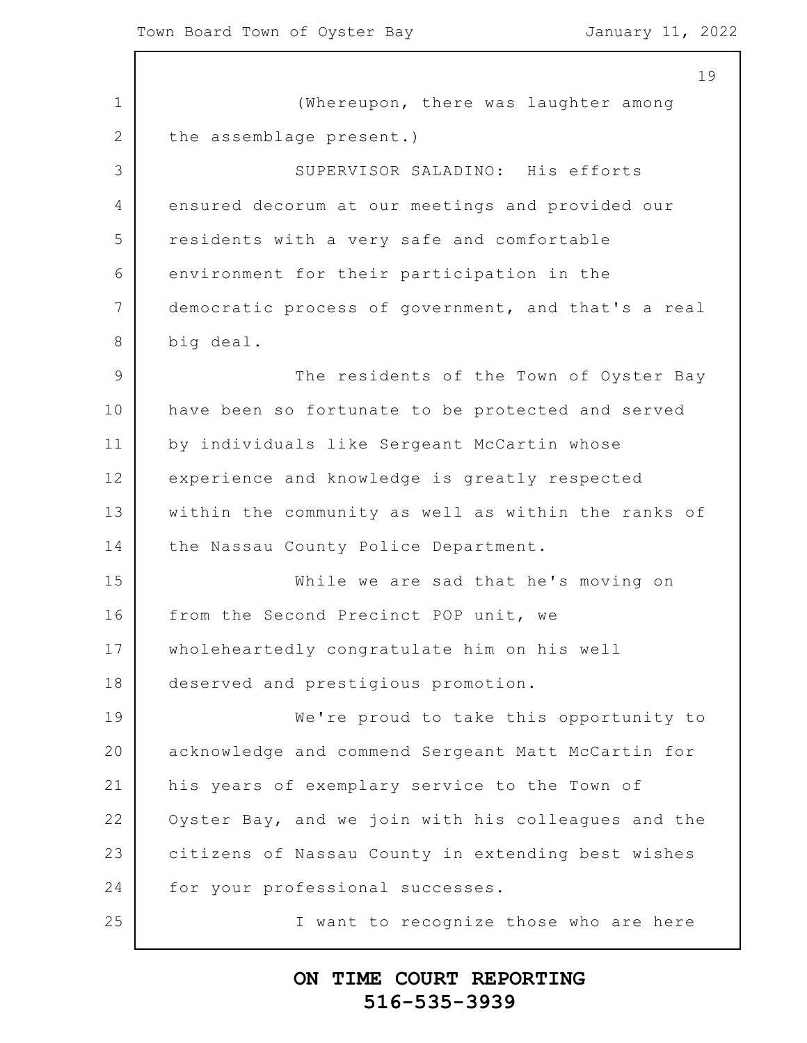(Whereupon, there was laughter among the assemblage present.)

SUPERVISOR SALADINO: His efforts ensured decorum at our meetings and provided our residents with a very safe and comfortable environment for their participation in the democratic process of government, and that's a real big deal.

The residents of the Town of Oyster Bay have been so fortunate to be protected and served by individuals like Sergeant McCartin whose experience and knowledge is greatly respected within the community as well as within the ranks of the Nassau County Police Department.

While we are sad that he's moving on from the Second Precinct POP unit, we wholeheartedly congratulate him on his well deserved and prestigious promotion.

We're proud to take this opportunity to acknowledge and commend Sergeant Matt McCartin for his years of exemplary service to the Town of Oyster Bay, and we join with his colleagues and the citizens of Nassau County in extending best wishes for your professional successes.

I want to recognize those who are here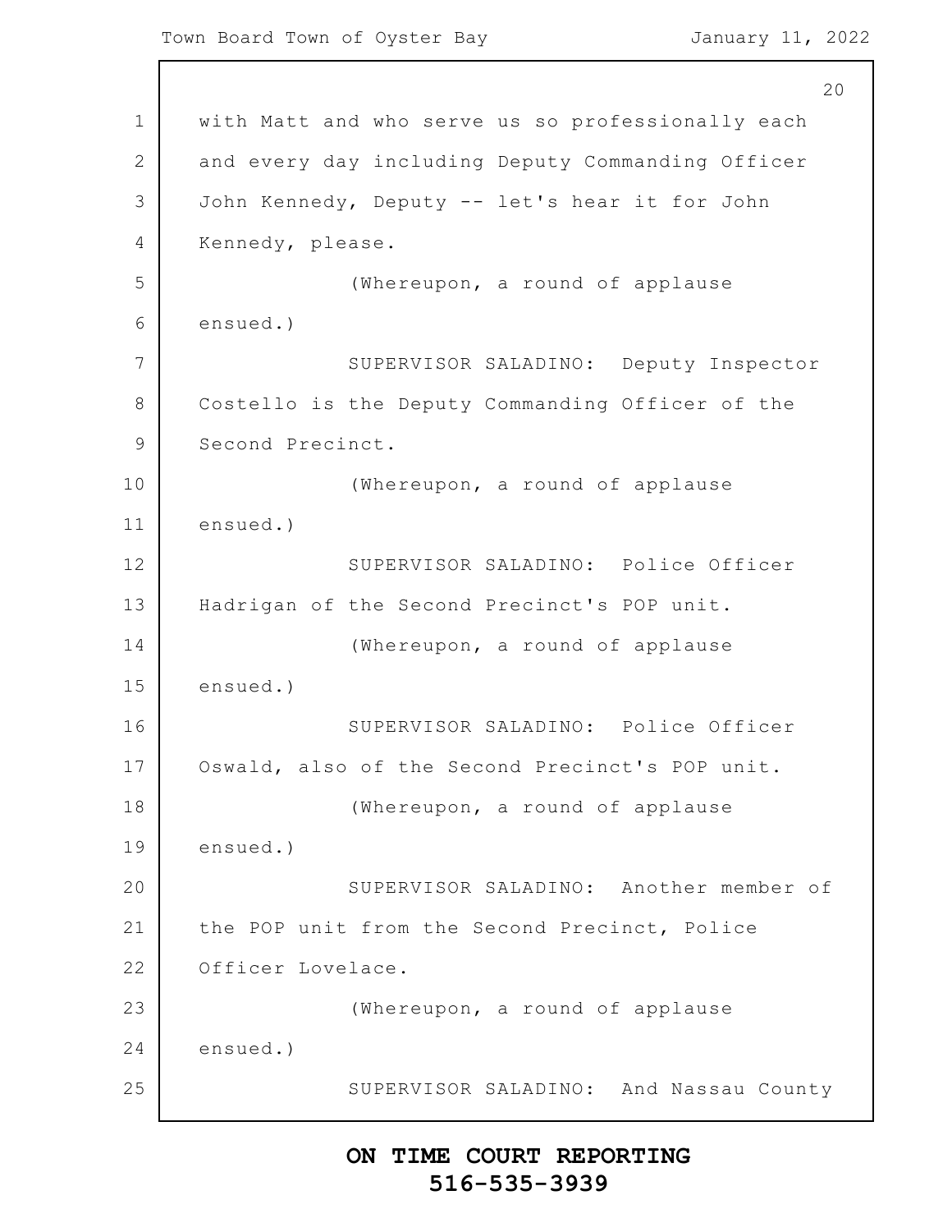with Matt and who serve us so professionally each and every day including Deputy Commanding Officer John Kennedy, Deputy -- let's hear it for John Kennedy, please.

(Whereupon, a round of applause ensued.)

SUPERVISOR SALADINO: Deputy Inspector Costello is the Deputy Commanding Officer of the Second Precinct.

(Whereupon, a round of applause ensued.)

SUPERVISOR SALADINO: Police Officer Hadrigan of the Second Precinct's POP unit.

(Whereupon, a round of applause ensued.)

SUPERVISOR SALADINO: Police Officer Oswald, also of the Second Precinct's POP unit.

(Whereupon, a round of applause ensued.)

SUPERVISOR SALADINO: Another member of the POP unit from the Second Precinct, Police Officer Lovelace.

(Whereupon, a round of applause ensued.)

SUPERVISOR SALADINO: And Nassau County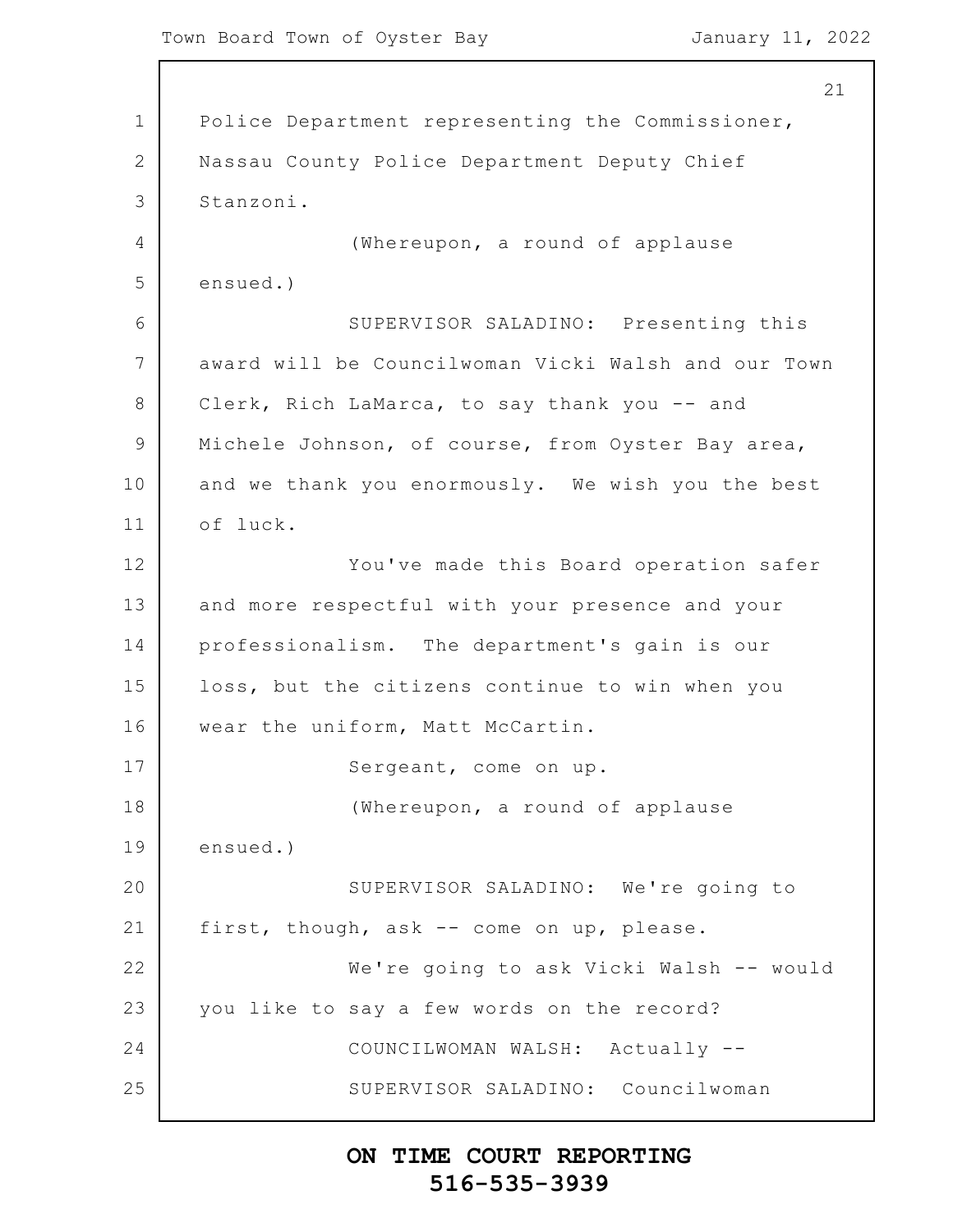Police Department representing the Commissioner, Nassau County Police Department Deputy Chief Stanzoni.

(Whereupon, a round of applause ensued.)

SUPERVISOR SALADINO: Presenting this award will be Councilwoman Vicki Walsh and our Town Clerk, Rich LaMarca, to say thank you -- and Michele Johnson, of course, from Oyster Bay area, and we thank you enormously. We wish you the best of luck.

You've made this Board operation safer and more respectful with your presence and your professionalism. The department's gain is our loss, but the citizens continue to win when you wear the uniform, Matt McCartin.

Sergeant, come on up.

(Whereupon, a round of applause ensued.)

SUPERVISOR SALADINO: We're going to first, though, ask -- come on up, please.

We're going to ask Vicki Walsh -- would you like to say a few words on the record?

COUNCILWOMAN WALSH: Actually --

SUPERVISOR SALADINO: Councilwoman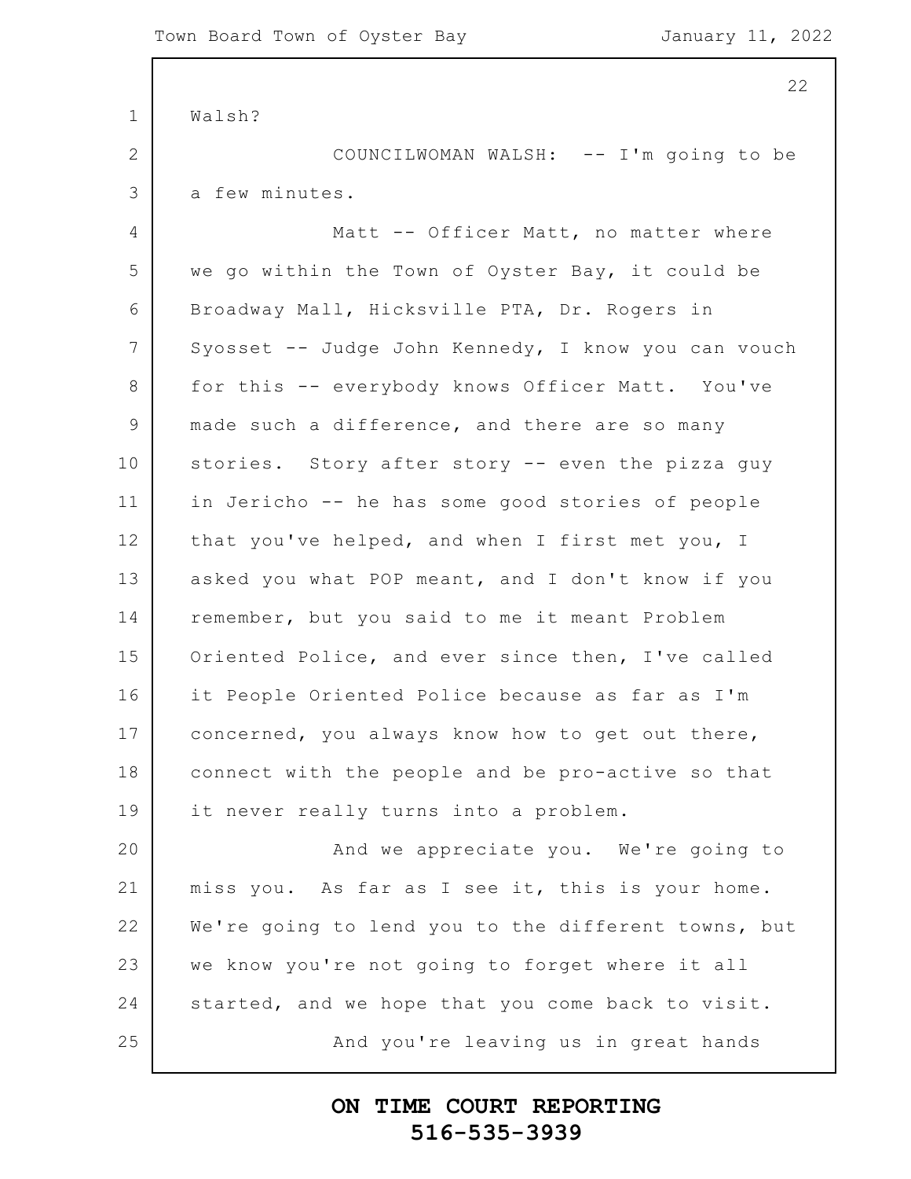Walsh?

COUNCILWOMAN WALSH: -- I'm going to be a few minutes.

Matt -- Officer Matt, no matter where we go within the Town of Oyster Bay, it could be Broadway Mall, Hicksville PTA, Dr. Rogers in Syosset -- Judge John Kennedy, I know you can vouch for this -- everybody knows Officer Matt. You've made such a difference, and there are so many stories. Story after story -- even the pizza guy in Jericho -- he has some good stories of people that you've helped, and when I first met you, I asked you what POP meant, and I don't know if you remember, but you said to me it meant Problem Oriented Police, and ever since then, I've called it People Oriented Police because as far as I'm concerned, you always know how to get out there, connect with the people and be pro-active so that it never really turns into a problem.

And we appreciate you. We're going to miss you. As far as I see it, this is your home. We're going to lend you to the different towns, but we know you're not going to forget where it all started, and we hope that you come back to visit.

And you're leaving us in great hands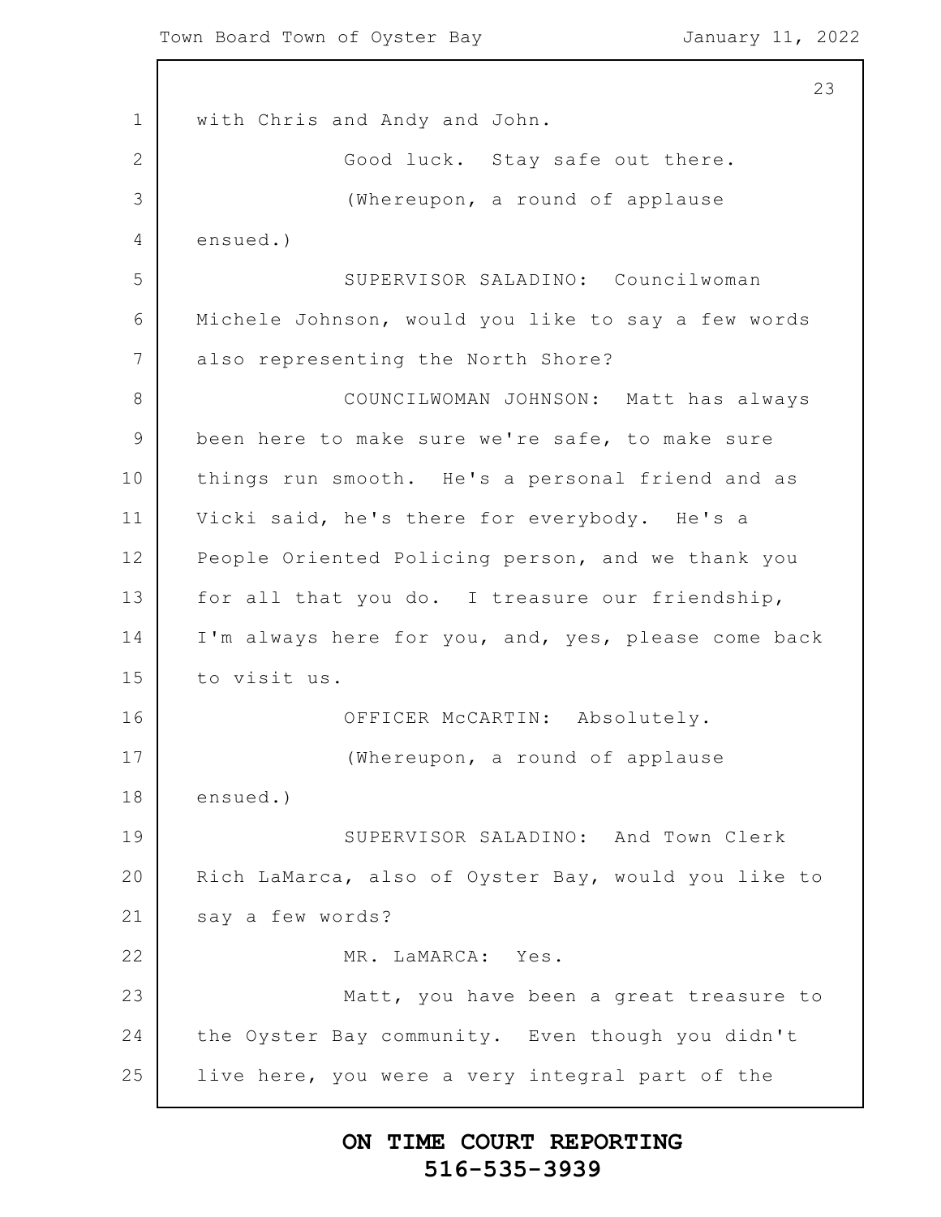with Chris and Andy and John.

Good luck. Stay safe out there.

(Whereupon, a round of applause ensued.)

SUPERVISOR SALADINO: Councilwoman Michele Johnson, would you like to say a few words also representing the North Shore?

COUNCILWOMAN JOHNSON: Matt has always been here to make sure we're safe, to make sure things run smooth. He's a personal friend and as Vicki said, he's there for everybody. He's a People Oriented Policing person, and we thank you for all that you do. I treasure our friendship, I'm always here for you, and, yes, please come back to visit us.

OFFICER McCARTIN: Absolutely.

(Whereupon, a round of applause ensued.)

SUPERVISOR SALADINO: And Town Clerk Rich LaMarca, also of Oyster Bay, would you like to say a few words?

MR. LaMARCA: Yes.

Matt, you have been a great treasure to the Oyster Bay community. Even though you didn't live here, you were a very integral part of the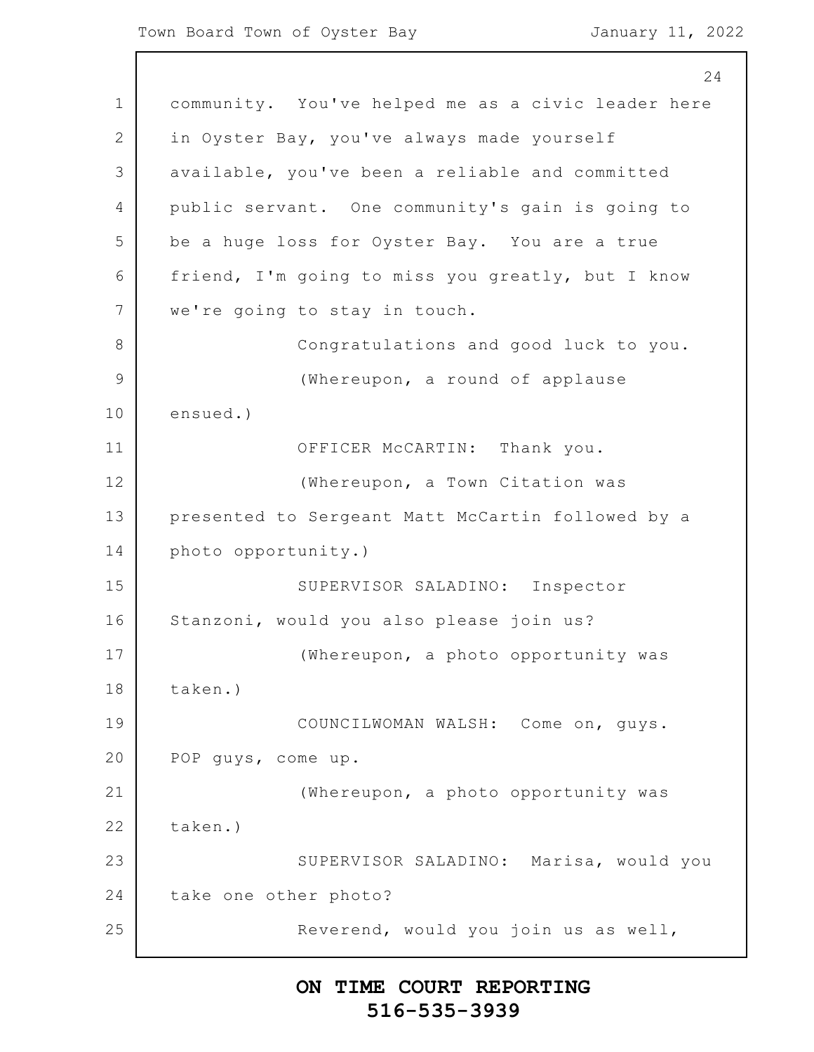community. You've helped me as a civic leader here in Oyster Bay, you've always made yourself available, you've been a reliable and committed public servant. One community's gain is going to be a huge loss for Oyster Bay. You are a true friend, I'm going to miss you greatly, but I know we're going to stay in touch.

Congratulations and good luck to you.

(Whereupon, a round of applause ensued.)

OFFICER McCARTIN: Thank you.

(Whereupon, a Town Citation was presented to Sergeant Matt McCartin followed by a photo opportunity.)

SUPERVISOR SALADINO: Inspector Stanzoni, would you also please join us?

(Whereupon, a photo opportunity was taken.)

COUNCILWOMAN WALSH: Come on, guys. POP guys, come up.

(Whereupon, a photo opportunity was taken.)

SUPERVISOR SALADINO: Marisa, would you take one other photo?

Reverend, would you join us as well,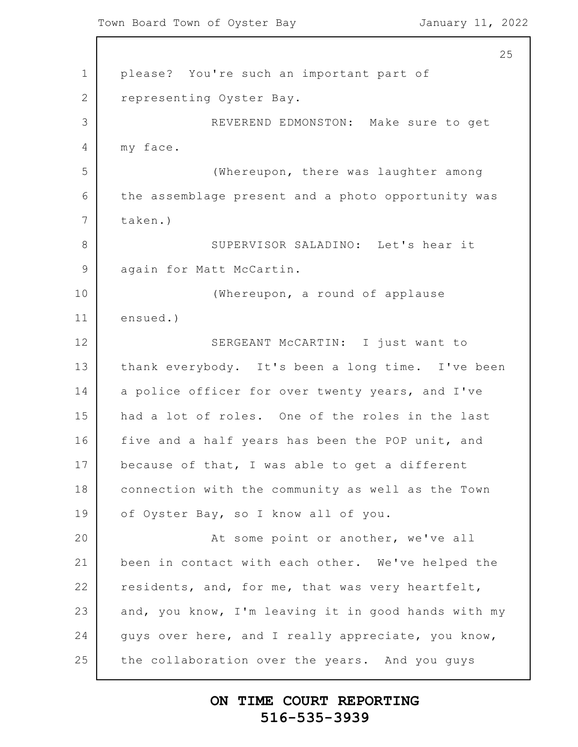please? You're such an important part of representing Oyster Bay.

REVEREND EDMONSTON: Make sure to get my face.

(Whereupon, there was laughter among the assemblage present and a photo opportunity was taken.)

SUPERVISOR SALADINO: Let's hear it again for Matt McCartin.

(Whereupon, a round of applause ensued.)

SERGEANT McCARTIN: I just want to thank everybody. It's been a long time. I've been a police officer for over twenty years, and I've had a lot of roles. One of the roles in the last five and a half years has been the POP unit, and because of that, I was able to get a different connection with the community as well as the Town of Oyster Bay, so I know all of you.

At some point or another, we've all been in contact with each other. We've helped the residents, and, for me, that was very heartfelt, and, you know, I'm leaving it in good hands with my guys over here, and I really appreciate, you know, the collaboration over the years. And you guys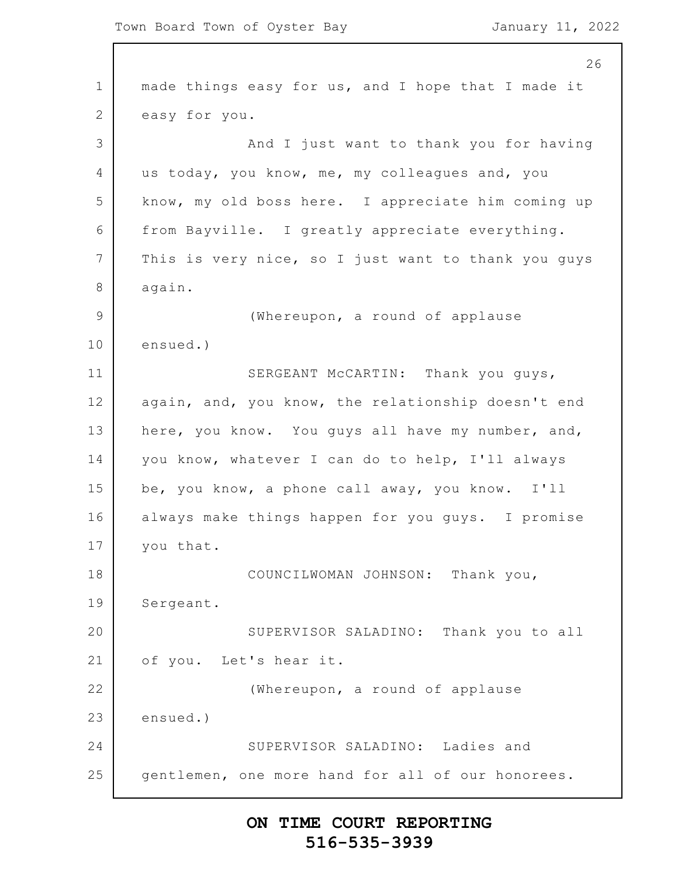made things easy for us, and I hope that I made it easy for you.

And I just want to thank you for having us today, you know, me, my colleagues and, you know, my old boss here. I appreciate him coming up from Bayville. I greatly appreciate everything. This is very nice, so I just want to thank you guys again.

(Whereupon, a round of applause ensued.)

SERGEANT McCARTIN: Thank you guys, again, and, you know, the relationship doesn't end here, you know. You guys all have my number, and, you know, whatever I can do to help, I'll always be, you know, a phone call away, you know. I'll always make things happen for you guys. I promise you that.

COUNCILWOMAN JOHNSON: Thank you, Sergeant.

SUPERVISOR SALADINO: Thank you to all of you. Let's hear it.

(Whereupon, a round of applause ensued.)

SUPERVISOR SALADINO: Ladies and gentlemen, one more hand for all of our honorees.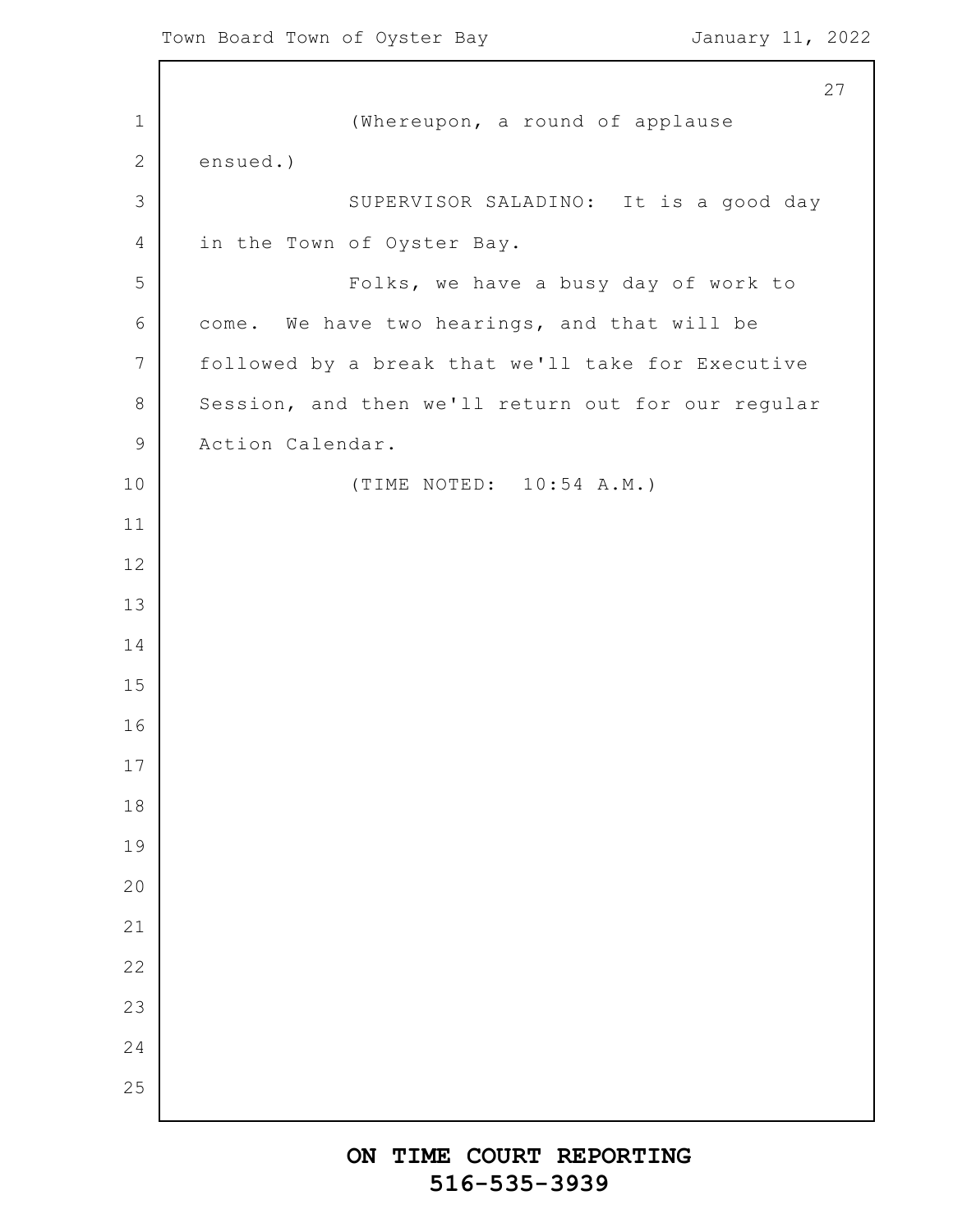(Whereupon, a round of applause ensued.)

SUPERVISOR SALADINO: It is a good day in the Town of Oyster Bay.

Folks, we have a busy day of work to come. We have two hearings, and that will be followed by a break that we'll take for Executive Session, and then we'll return out for our regular Action Calendar.

(TIME NOTED: 10:54 A.M.)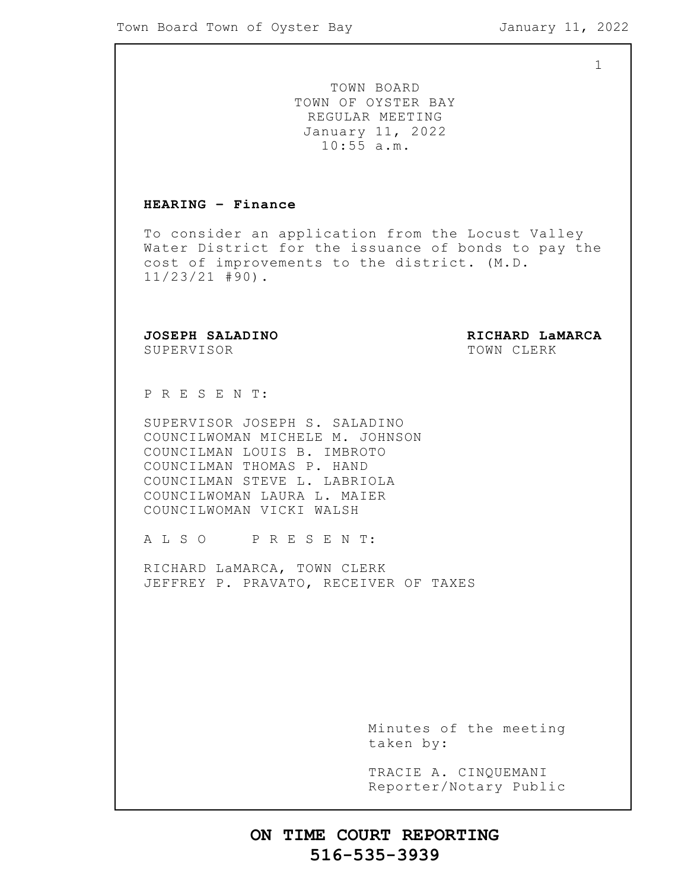TOWN BOARD
TOWN OF OYSTER BAY
REGULAR MEETING
January 11, 2022
10:55 a.m.

**HEARING – Finance**

To consider an application from the Locust Valley Water District for the issuance of bonds to pay the cost of improvements to the district. (M.D. 11/23/21 #90).

**JOSEPH SALADINO**
SUPERVISOR

**RICHARD LaMARCA**
TOWN CLERK

P R E S E N T:

SUPERVISOR JOSEPH S. SALADINO
COUNCILWOMAN MICHELE M. JOHNSON
COUNCILMAN LOUIS B. IMBROTO
COUNCILMAN THOMAS P. HAND
COUNCILMAN STEVE L. LABRIOLA
COUNCILWOMAN LAURA L. MAIER
COUNCILWOMAN VICKI WALSH

A L S O   P R E S E N T:

RICHARD LaMARCA, TOWN CLERK
JEFFREY P. PRAVATO, RECEIVER OF TAXES

Minutes of the meeting taken by:

TRACIE A. CINQUEMANI
Reporter/Notary Public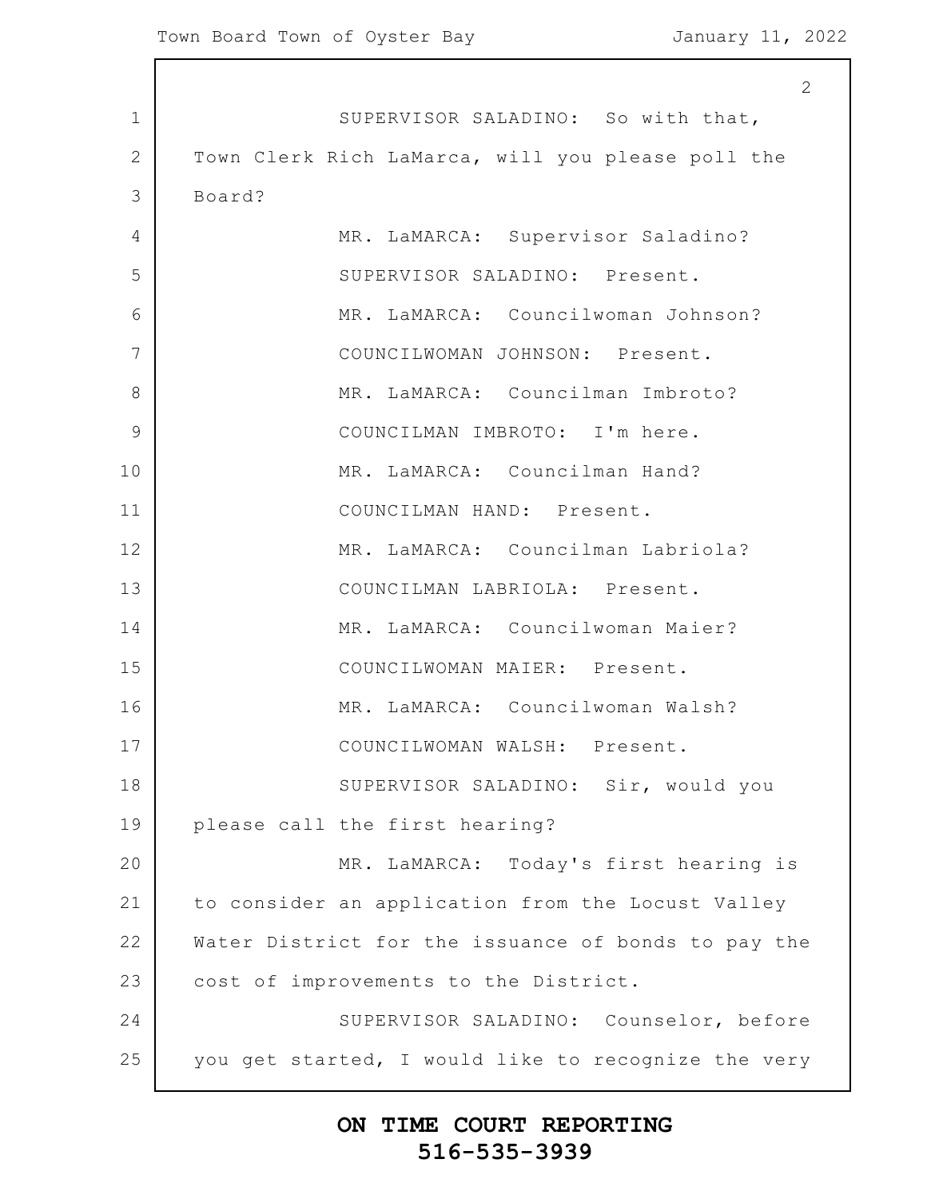SUPERVISOR SALADINO: So with that, Town Clerk Rich LaMarca, will you please poll the Board?

MR. LaMARCA: Supervisor Saladino?

SUPERVISOR SALADINO: Present.

MR. LaMARCA: Councilwoman Johnson?

COUNCILWOMAN JOHNSON: Present.

MR. LaMARCA: Councilman Imbroto?

COUNCILMAN IMBROTO: I'm here.

MR. LaMARCA: Councilman Hand?

COUNCILMAN HAND: Present.

MR. LaMARCA: Councilman Labriola?

COUNCILMAN LABRIOLA: Present.

MR. LaMARCA: Councilwoman Maier?

COUNCILWOMAN MAIER: Present.

MR. LaMARCA: Councilwoman Walsh?

COUNCILWOMAN WALSH: Present.

SUPERVISOR SALADINO: Sir, would you please call the first hearing?

MR. LaMARCA: Today's first hearing is to consider an application from the Locust Valley Water District for the issuance of bonds to pay the cost of improvements to the District.

SUPERVISOR SALADINO: Counselor, before you get started, I would like to recognize the very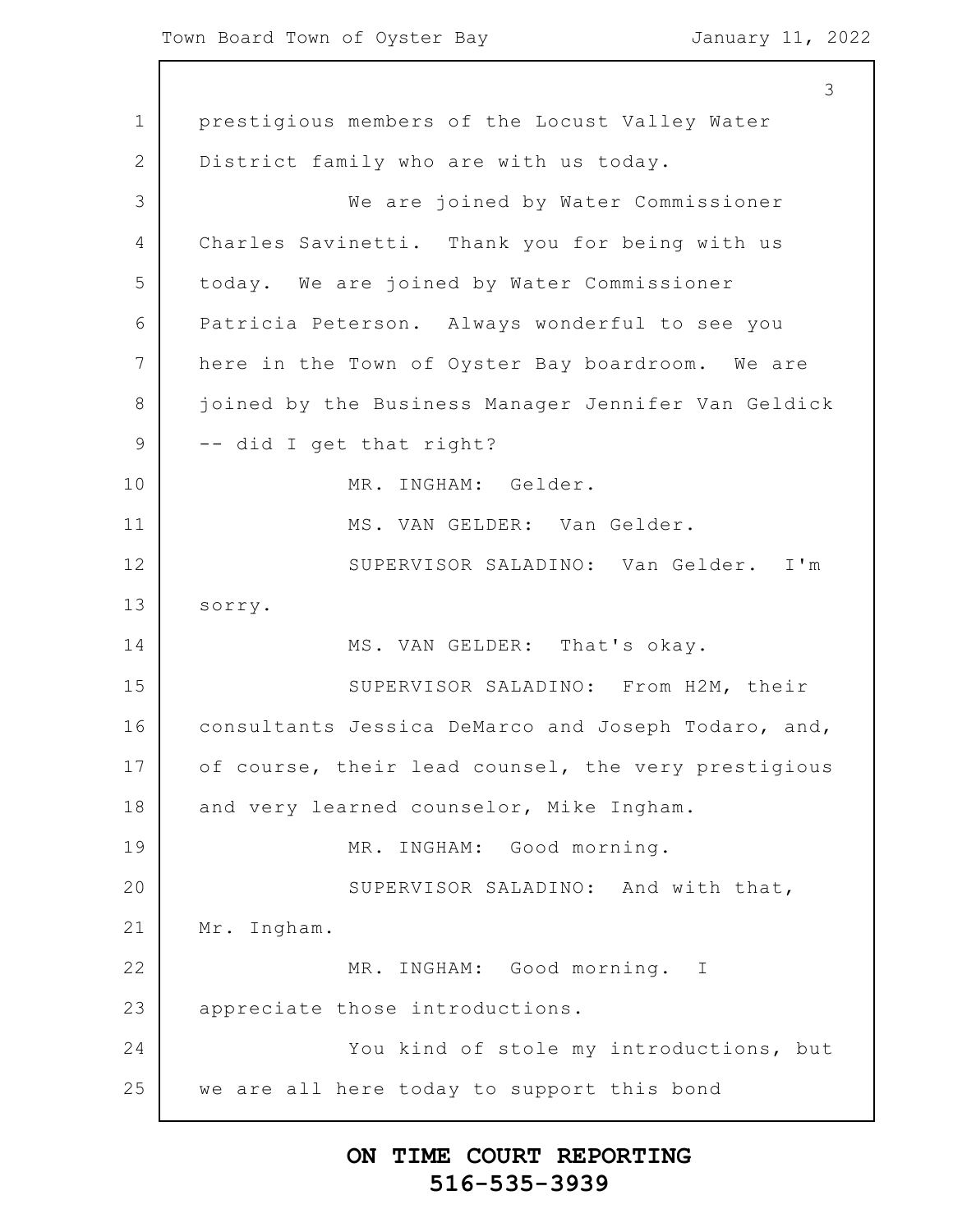prestigious members of the Locust Valley Water District family who are with us today.

We are joined by Water Commissioner Charles Savinetti. Thank you for being with us today. We are joined by Water Commissioner Patricia Peterson. Always wonderful to see you here in the Town of Oyster Bay boardroom. We are joined by the Business Manager Jennifer Van Geldick -- did I get that right?

MR. INGHAM: Gelder.

MS. VAN GELDER: Van Gelder.

SUPERVISOR SALADINO: Van Gelder. I'm sorry.

MS. VAN GELDER: That's okay.

SUPERVISOR SALADINO: From H2M, their consultants Jessica DeMarco and Joseph Todaro, and, of course, their lead counsel, the very prestigious and very learned counselor, Mike Ingham.

MR. INGHAM: Good morning.

SUPERVISOR SALADINO: And with that, Mr. Ingham.

MR. INGHAM: Good morning. I appreciate those introductions.

You kind of stole my introductions, but we are all here today to support this bond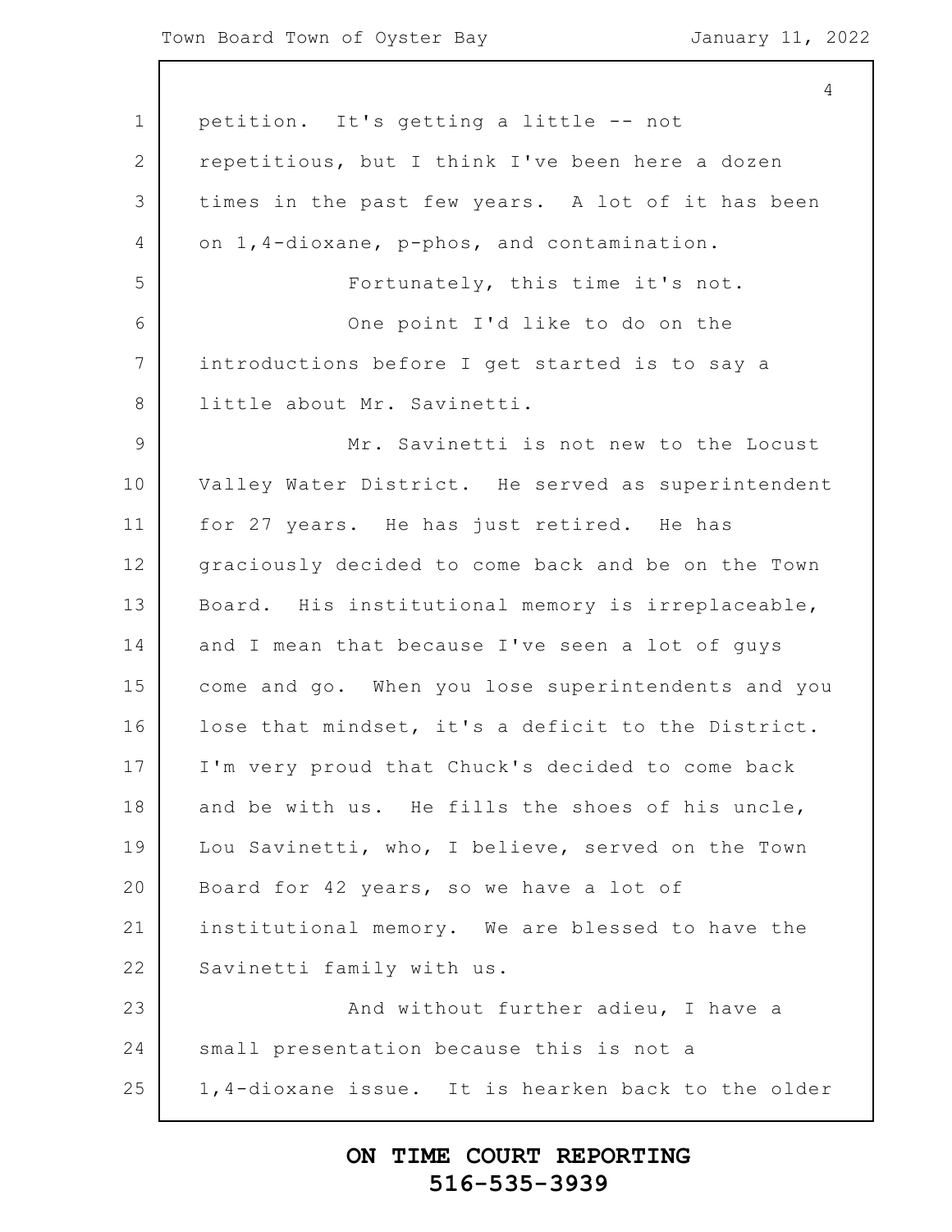petition. It's getting a little -- not repetitious, but I think I've been here a dozen times in the past few years. A lot of it has been on 1,4-dioxane, p-phos, and contamination.

Fortunately, this time it's not.

One point I'd like to do on the introductions before I get started is to say a little about Mr. Savinetti.

Mr. Savinetti is not new to the Locust Valley Water District. He served as superintendent for 27 years. He has just retired. He has graciously decided to come back and be on the Town Board. His institutional memory is irreplaceable, and I mean that because I've seen a lot of guys come and go. When you lose superintendents and you lose that mindset, it's a deficit to the District. I'm very proud that Chuck's decided to come back and be with us. He fills the shoes of his uncle, Lou Savinetti, who, I believe, served on the Town Board for 42 years, so we have a lot of institutional memory. We are blessed to have the Savinetti family with us.

And without further adieu, I have a small presentation because this is not a 1,4-dioxane issue. It is hearken back to the older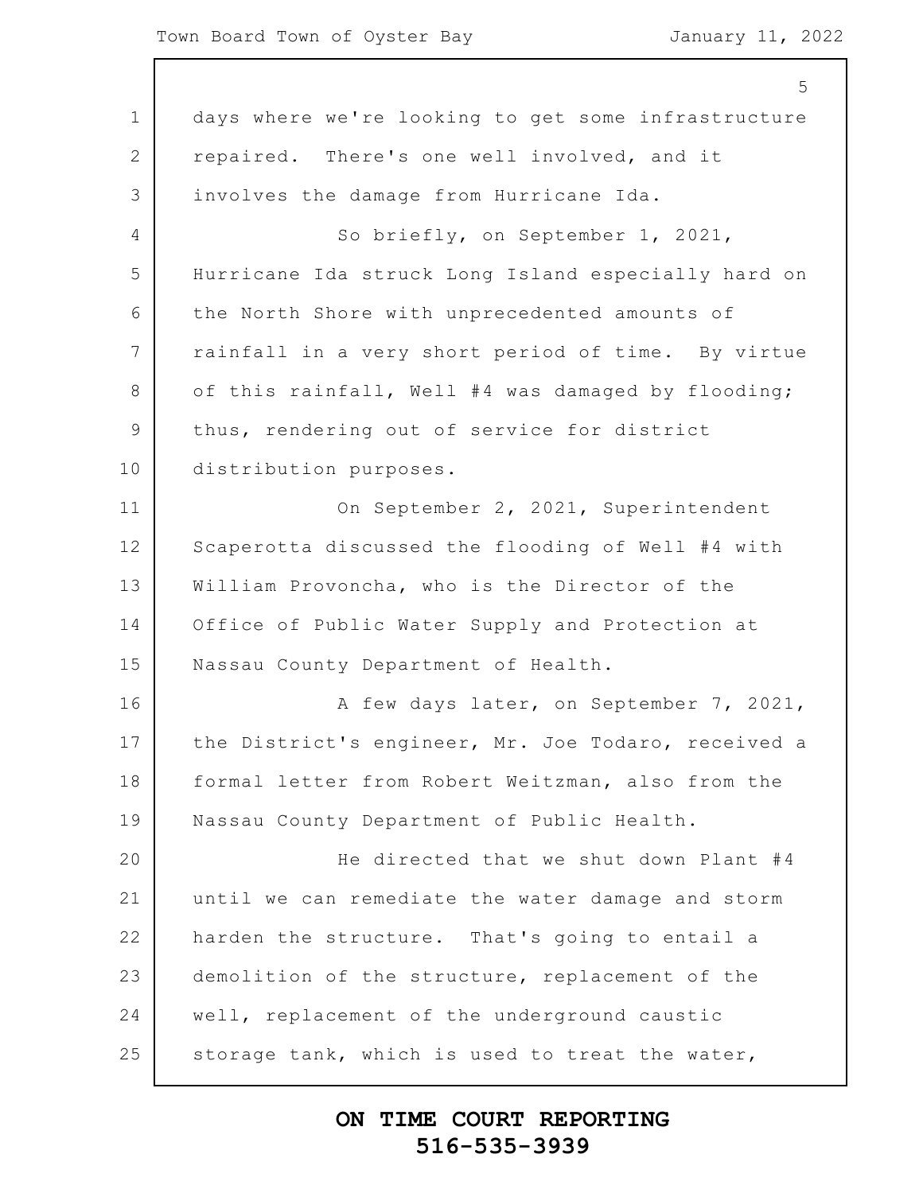days where we're looking to get some infrastructure repaired. There's one well involved, and it involves the damage from Hurricane Ida.

So briefly, on September 1, 2021, Hurricane Ida struck Long Island especially hard on the North Shore with unprecedented amounts of rainfall in a very short period of time. By virtue of this rainfall, Well #4 was damaged by flooding; thus, rendering out of service for district distribution purposes.

On September 2, 2021, Superintendent Scaperotta discussed the flooding of Well #4 with William Provoncha, who is the Director of the Office of Public Water Supply and Protection at Nassau County Department of Health.

A few days later, on September 7, 2021, the District's engineer, Mr. Joe Todaro, received a formal letter from Robert Weitzman, also from the Nassau County Department of Public Health.

He directed that we shut down Plant #4 until we can remediate the water damage and storm harden the structure. That's going to entail a demolition of the structure, replacement of the well, replacement of the underground caustic storage tank, which is used to treat the water,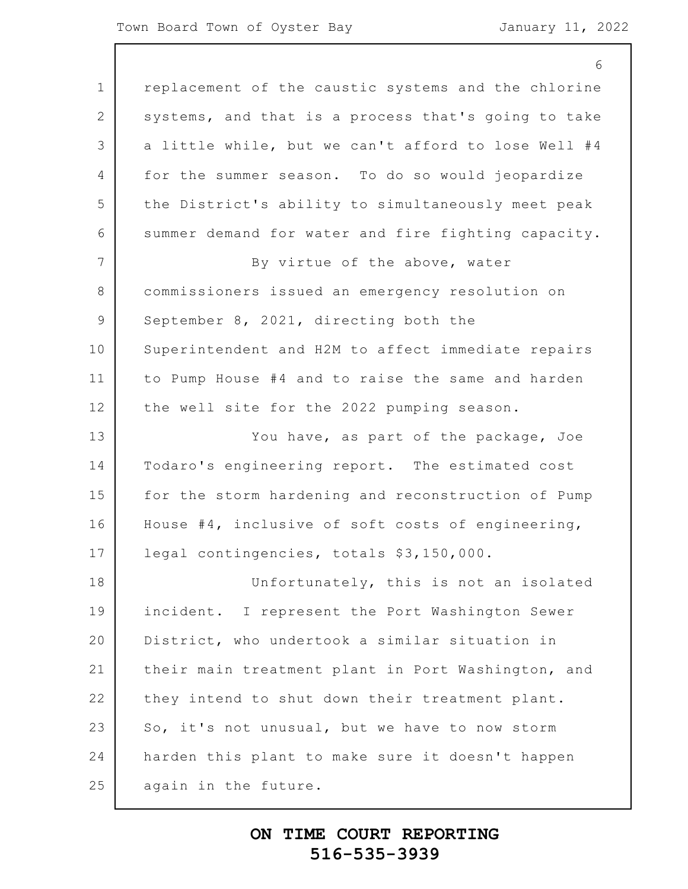replacement of the caustic systems and the chlorine systems, and that is a process that's going to take a little while, but we can't afford to lose Well #4 for the summer season. To do so would jeopardize the District's ability to simultaneously meet peak summer demand for water and fire fighting capacity.

By virtue of the above, water commissioners issued an emergency resolution on September 8, 2021, directing both the Superintendent and H2M to affect immediate repairs to Pump House #4 and to raise the same and harden the well site for the 2022 pumping season.

You have, as part of the package, Joe Todaro's engineering report. The estimated cost for the storm hardening and reconstruction of Pump House #4, inclusive of soft costs of engineering, legal contingencies, totals $3,150,000.

Unfortunately, this is not an isolated incident. I represent the Port Washington Sewer District, who undertook a similar situation in their main treatment plant in Port Washington, and they intend to shut down their treatment plant. So, it's not unusual, but we have to now storm harden this plant to make sure it doesn't happen again in the future.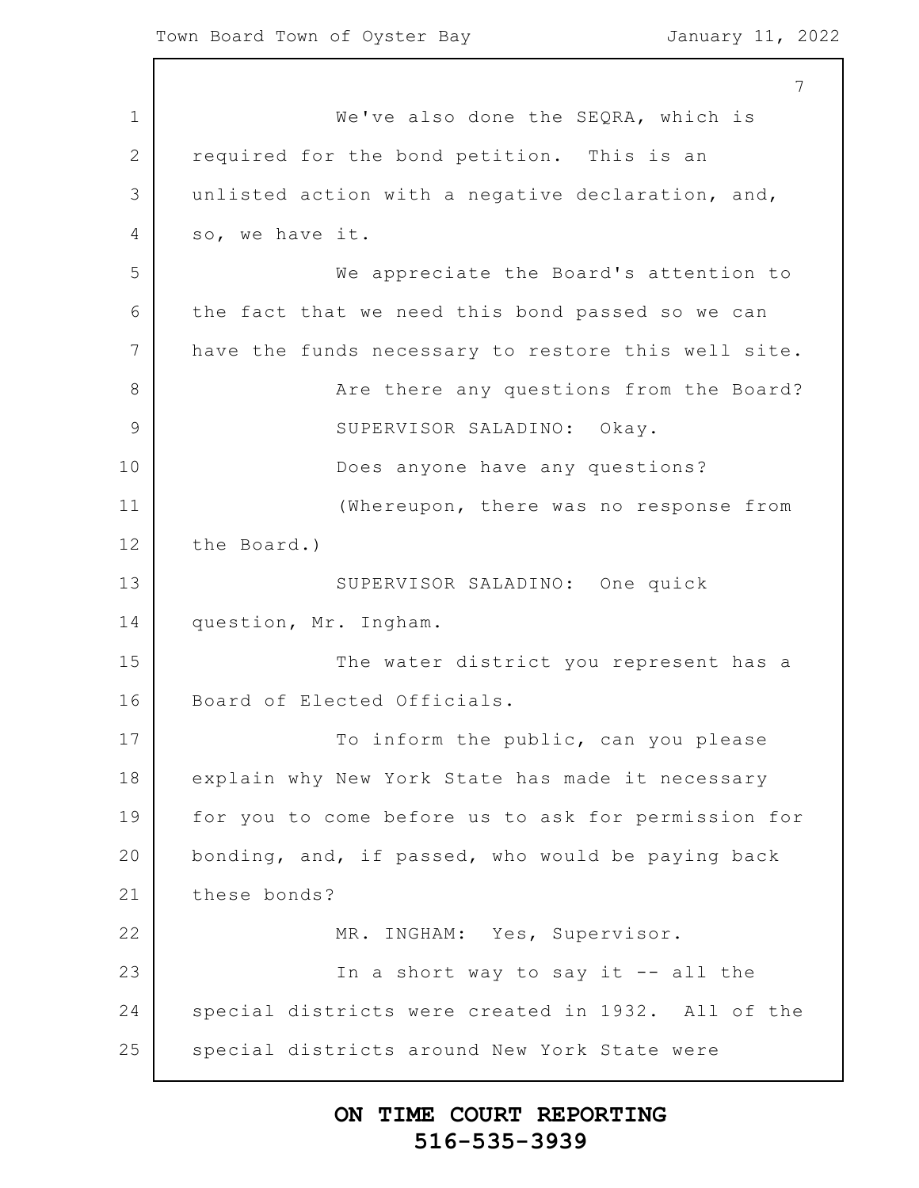We've also done the SEQRA, which is required for the bond petition. This is an unlisted action with a negative declaration, and, so, we have it.

We appreciate the Board's attention to the fact that we need this bond passed so we can have the funds necessary to restore this well site.

Are there any questions from the Board?

SUPERVISOR SALADINO: Okay.

Does anyone have any questions?

(Whereupon, there was no response from the Board.)

SUPERVISOR SALADINO: One quick question, Mr. Ingham.

The water district you represent has a Board of Elected Officials.

To inform the public, can you please explain why New York State has made it necessary for you to come before us to ask for permission for bonding, and, if passed, who would be paying back these bonds?

MR. INGHAM: Yes, Supervisor.

In a short way to say it -- all the special districts were created in 1932. All of the special districts around New York State were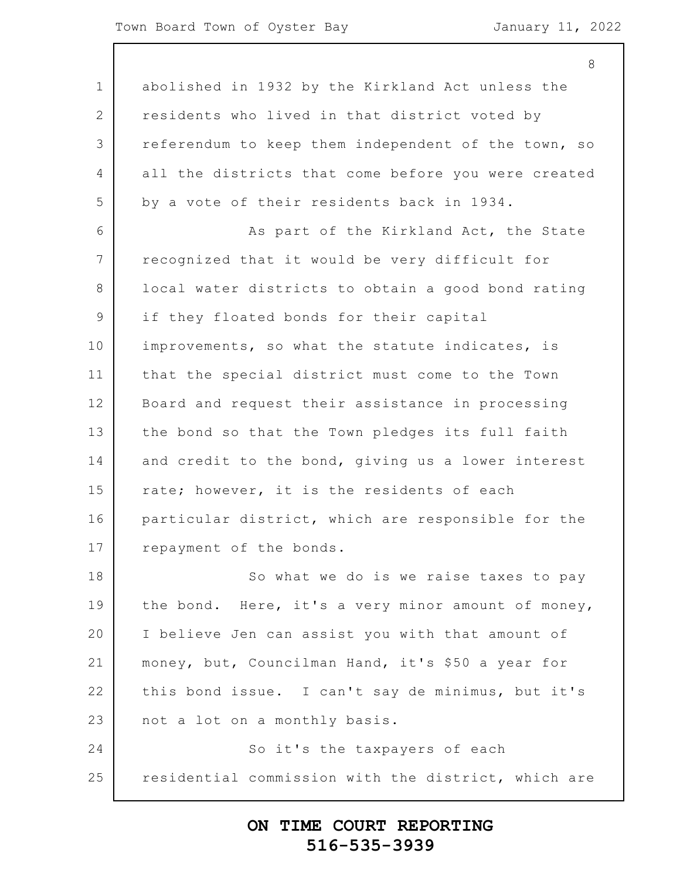abolished in 1932 by the Kirkland Act unless the residents who lived in that district voted by referendum to keep them independent of the town, so all the districts that come before you were created by a vote of their residents back in 1934.

As part of the Kirkland Act, the State recognized that it would be very difficult for local water districts to obtain a good bond rating if they floated bonds for their capital improvements, so what the statute indicates, is that the special district must come to the Town Board and request their assistance in processing the bond so that the Town pledges its full faith and credit to the bond, giving us a lower interest rate; however, it is the residents of each particular district, which are responsible for the repayment of the bonds.

So what we do is we raise taxes to pay the bond. Here, it's a very minor amount of money, I believe Jen can assist you with that amount of money, but, Councilman Hand, it's $50 a year for this bond issue. I can't say de minimus, but it's not a lot on a monthly basis.

So it's the taxpayers of each residential commission with the district, which are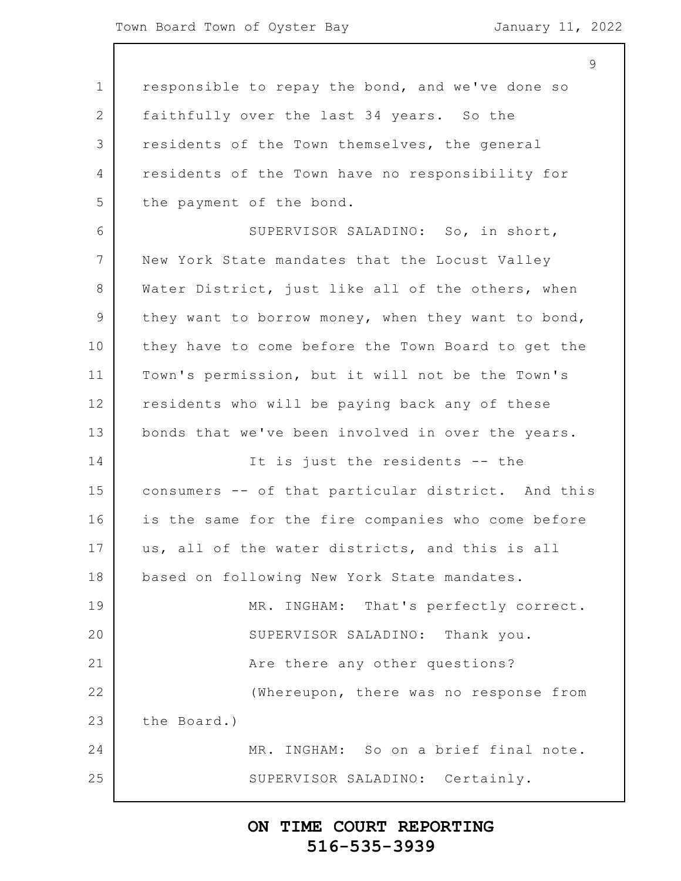responsible to repay the bond, and we've done so faithfully over the last 34 years. So the residents of the Town themselves, the general residents of the Town have no responsibility for the payment of the bond.

SUPERVISOR SALADINO: So, in short, New York State mandates that the Locust Valley Water District, just like all of the others, when they want to borrow money, when they want to bond, they have to come before the Town Board to get the Town's permission, but it will not be the Town's residents who will be paying back any of these bonds that we've been involved in over the years.

It is just the residents -- the consumers -- of that particular district. And this is the same for the fire companies who come before us, all of the water districts, and this is all based on following New York State mandates.

MR. INGHAM: That's perfectly correct.

SUPERVISOR SALADINO: Thank you.

Are there any other questions?

(Whereupon, there was no response from the Board.)

MR. INGHAM: So on a brief final note.

SUPERVISOR SALADINO: Certainly.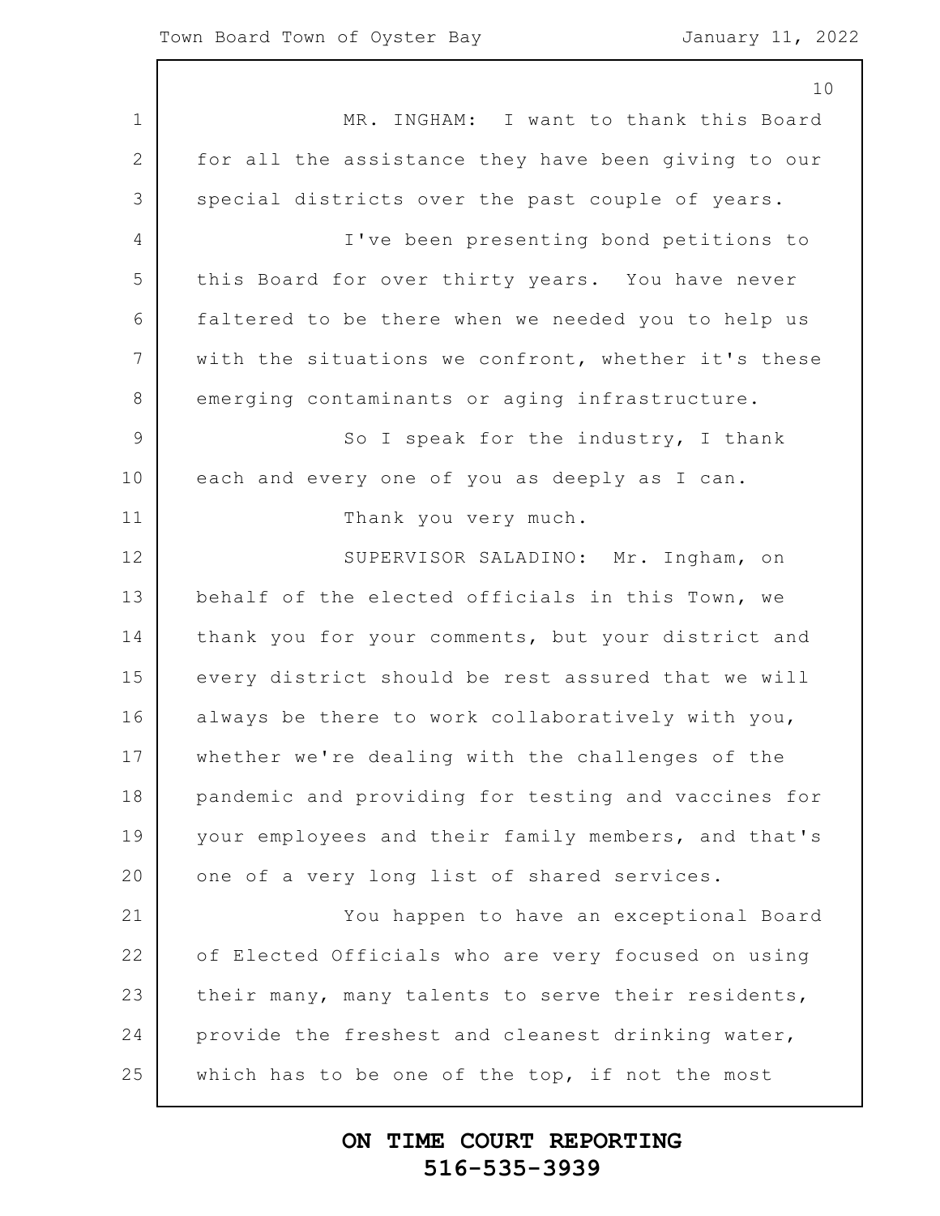MR. INGHAM: I want to thank this Board for all the assistance they have been giving to our special districts over the past couple of years.

I've been presenting bond petitions to this Board for over thirty years. You have never faltered to be there when we needed you to help us with the situations we confront, whether it's these emerging contaminants or aging infrastructure.

So I speak for the industry, I thank each and every one of you as deeply as I can.

Thank you very much.

SUPERVISOR SALADINO: Mr. Ingham, on behalf of the elected officials in this Town, we thank you for your comments, but your district and every district should be rest assured that we will always be there to work collaboratively with you, whether we're dealing with the challenges of the pandemic and providing for testing and vaccines for your employees and their family members, and that's one of a very long list of shared services.

You happen to have an exceptional Board of Elected Officials who are very focused on using their many, many talents to serve their residents, provide the freshest and cleanest drinking water, which has to be one of the top, if not the most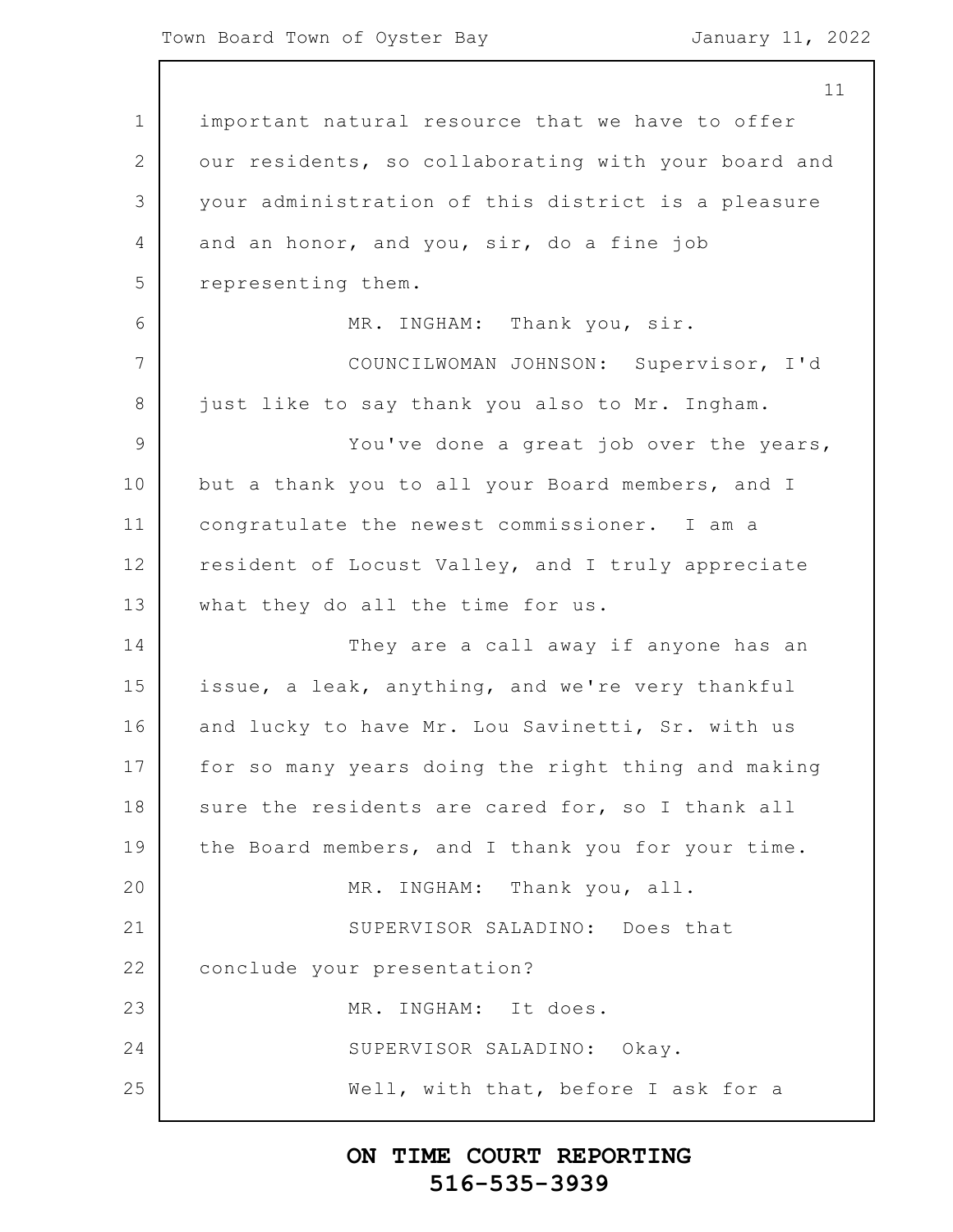important natural resource that we have to offer our residents, so collaborating with your board and your administration of this district is a pleasure and an honor, and you, sir, do a fine job representing them.

MR. INGHAM: Thank you, sir.

COUNCILWOMAN JOHNSON: Supervisor, I'd just like to say thank you also to Mr. Ingham.

You've done a great job over the years, but a thank you to all your Board members, and I congratulate the newest commissioner. I am a resident of Locust Valley, and I truly appreciate what they do all the time for us.

They are a call away if anyone has an issue, a leak, anything, and we're very thankful and lucky to have Mr. Lou Savinetti, Sr. with us for so many years doing the right thing and making sure the residents are cared for, so I thank all the Board members, and I thank you for your time.

MR. INGHAM: Thank you, all.

SUPERVISOR SALADINO: Does that conclude your presentation?

MR. INGHAM: It does.

SUPERVISOR SALADINO: Okay.

Well, with that, before I ask for a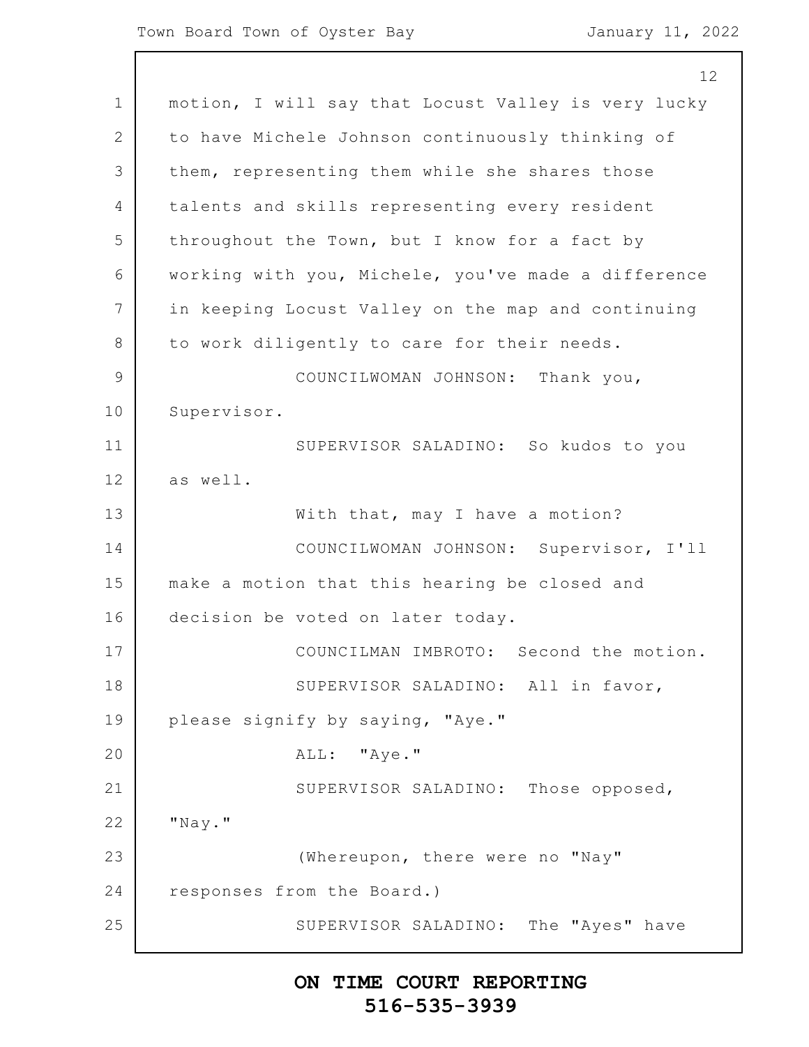motion, I will say that Locust Valley is very lucky to have Michele Johnson continuously thinking of them, representing them while she shares those talents and skills representing every resident throughout the Town, but I know for a fact by working with you, Michele, you've made a difference in keeping Locust Valley on the map and continuing to work diligently to care for their needs.

COUNCILWOMAN JOHNSON: Thank you, Supervisor.

SUPERVISOR SALADINO: So kudos to you as well.

With that, may I have a motion?

COUNCILWOMAN JOHNSON: Supervisor, I'll make a motion that this hearing be closed and decision be voted on later today.

COUNCILMAN IMBROTO: Second the motion.

SUPERVISOR SALADINO: All in favor, please signify by saying, "Aye."

ALL: "Aye."

SUPERVISOR SALADINO: Those opposed, "Nay."

(Whereupon, there were no "Nay" responses from the Board.)

SUPERVISOR SALADINO: The "Ayes" have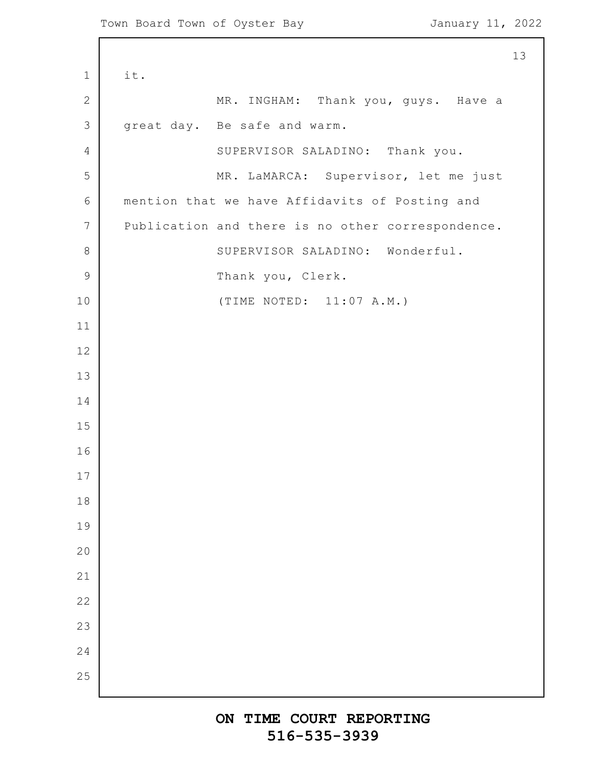it.

MR. INGHAM: Thank you, guys. Have a great day. Be safe and warm.

SUPERVISOR SALADINO: Thank you.

MR. LaMARCA: Supervisor, let me just mention that we have Affidavits of Posting and Publication and there is no other correspondence.

SUPERVISOR SALADINO: Wonderful.

Thank you, Clerk.

(TIME NOTED: 11:07 A.M.)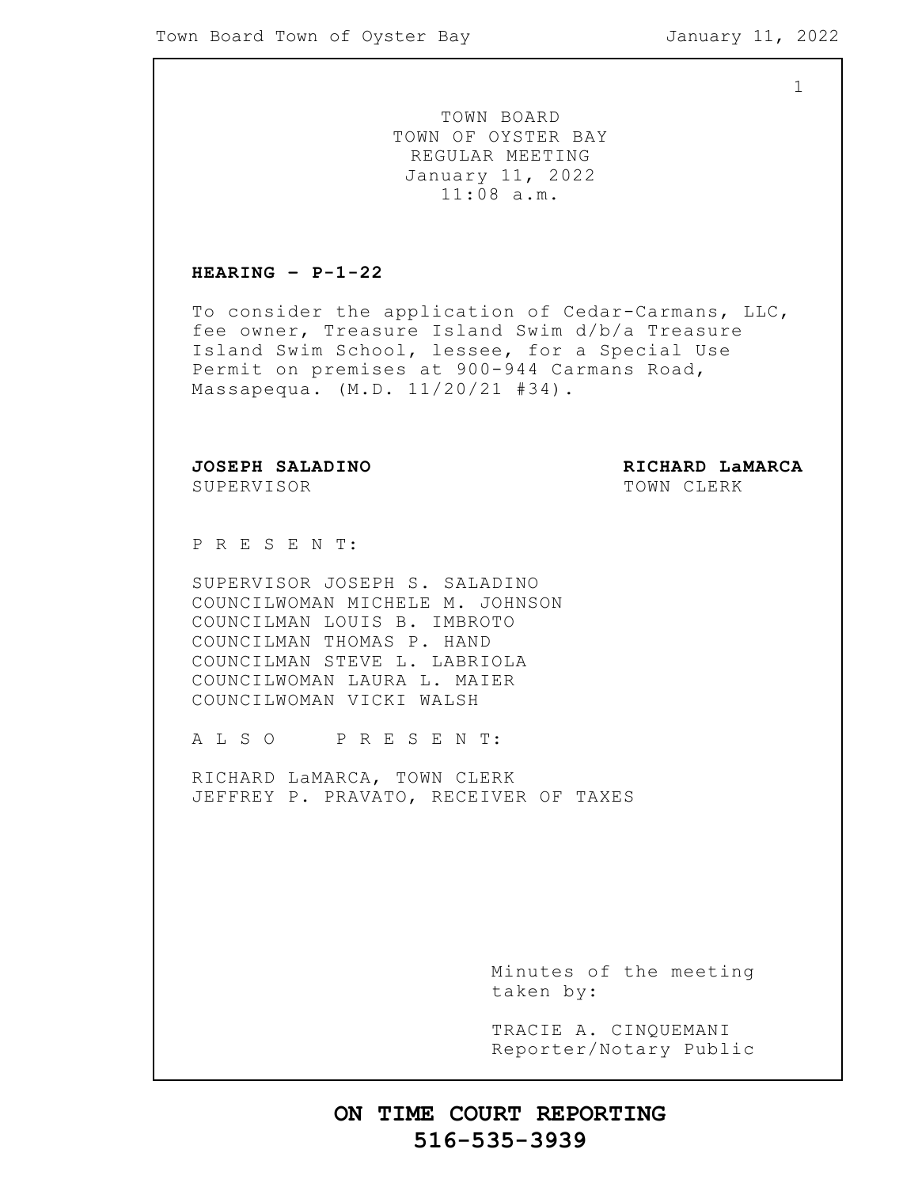TOWN BOARD
TOWN OF OYSTER BAY
REGULAR MEETING
January 11, 2022
11:08 a.m.

**HEARING – P-1-22**

To consider the application of Cedar-Carmans, LLC, fee owner, Treasure Island Swim d/b/a Treasure Island Swim School, lessee, for a Special Use Permit on premises at 900-944 Carmans Road, Massapequa. (M.D. 11/20/21 #34).

**JOSEPH SALADINO**
SUPERVISOR

**RICHARD LaMARCA**
TOWN CLERK

P R E S E N T:

SUPERVISOR JOSEPH S. SALADINO
COUNCILWOMAN MICHELE M. JOHNSON
COUNCILMAN LOUIS B. IMBROTO
COUNCILMAN THOMAS P. HAND
COUNCILMAN STEVE L. LABRIOLA
COUNCILWOMAN LAURA L. MAIER
COUNCILWOMAN VICKI WALSH

A L S O P R E S E N T:

RICHARD LaMARCA, TOWN CLERK
JEFFREY P. PRAVATO, RECEIVER OF TAXES

Minutes of the meeting taken by:

TRACIE A. CINQUEMANI
Reporter/Notary Public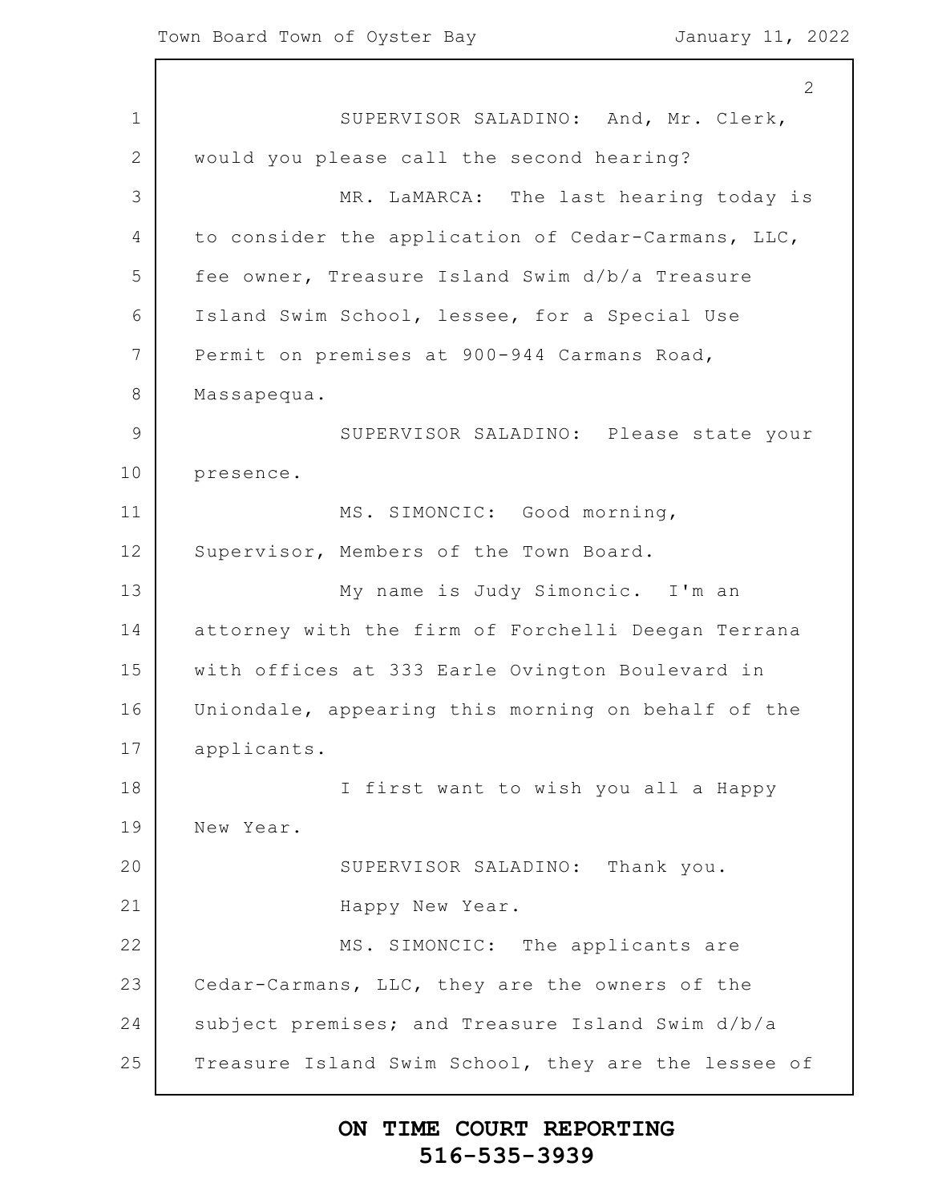SUPERVISOR SALADINO: And, Mr. Clerk, would you please call the second hearing?

MR. LaMARCA: The last hearing today is to consider the application of Cedar-Carmans, LLC, fee owner, Treasure Island Swim d/b/a Treasure Island Swim School, lessee, for a Special Use Permit on premises at 900-944 Carmans Road, Massapequa.

SUPERVISOR SALADINO: Please state your presence.

MS. SIMONCIC: Good morning, Supervisor, Members of the Town Board.

My name is Judy Simoncic. I'm an attorney with the firm of Forchelli Deegan Terrana with offices at 333 Earle Ovington Boulevard in Uniondale, appearing this morning on behalf of the applicants.

I first want to wish you all a Happy New Year.

SUPERVISOR SALADINO: Thank you.

Happy New Year.

MS. SIMONCIC: The applicants are Cedar-Carmans, LLC, they are the owners of the subject premises; and Treasure Island Swim d/b/a Treasure Island Swim School, they are the lessee of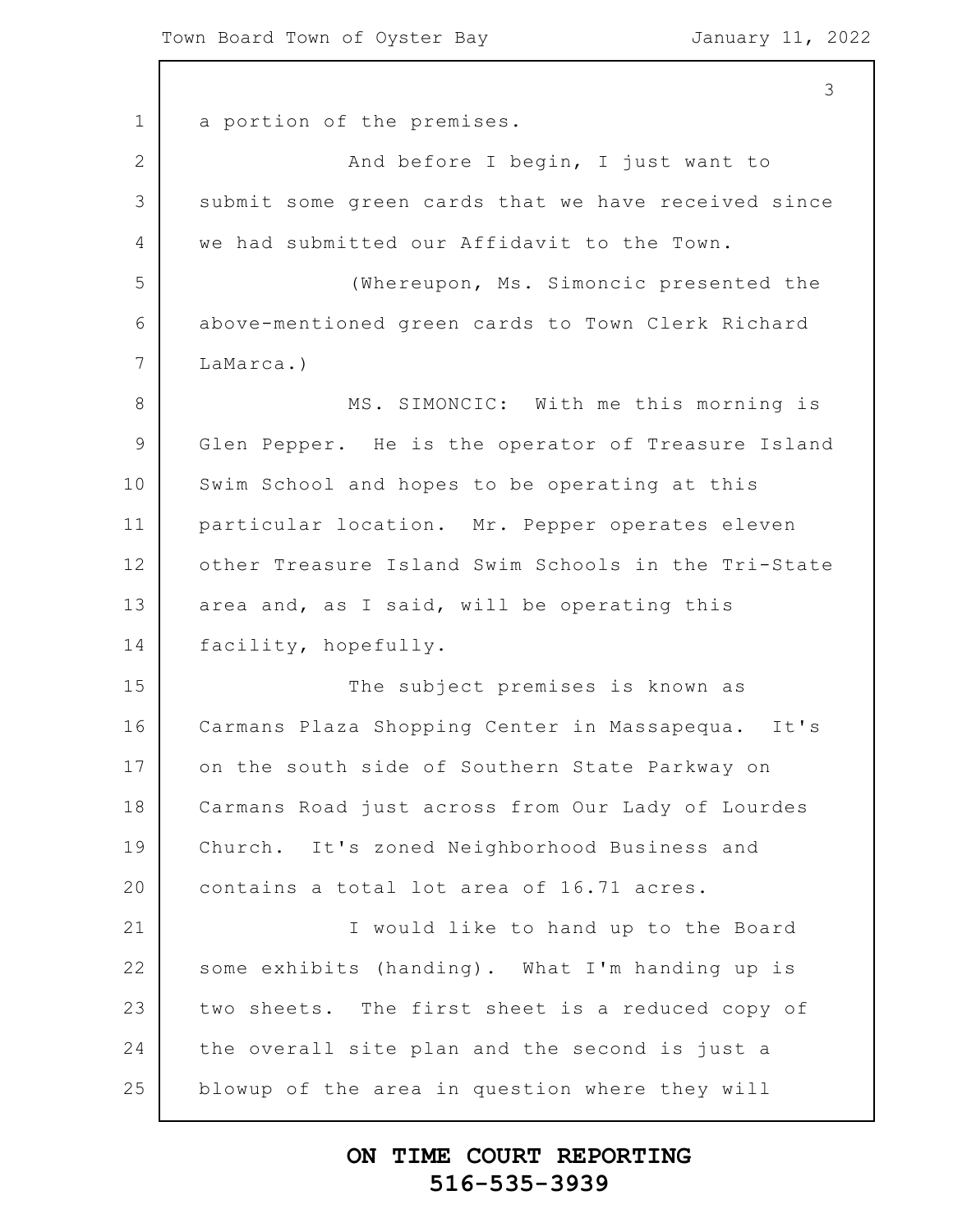a portion of the premises.

And before I begin, I just want to submit some green cards that we have received since we had submitted our Affidavit to the Town.

(Whereupon, Ms. Simoncic presented the above-mentioned green cards to Town Clerk Richard LaMarca.)

MS. SIMONCIC: With me this morning is Glen Pepper. He is the operator of Treasure Island Swim School and hopes to be operating at this particular location. Mr. Pepper operates eleven other Treasure Island Swim Schools in the Tri-State area and, as I said, will be operating this facility, hopefully.

The subject premises is known as Carmans Plaza Shopping Center in Massapequa. It's on the south side of Southern State Parkway on Carmans Road just across from Our Lady of Lourdes Church. It's zoned Neighborhood Business and contains a total lot area of 16.71 acres.

I would like to hand up to the Board some exhibits (handing). What I'm handing up is two sheets. The first sheet is a reduced copy of the overall site plan and the second is just a blowup of the area in question where they will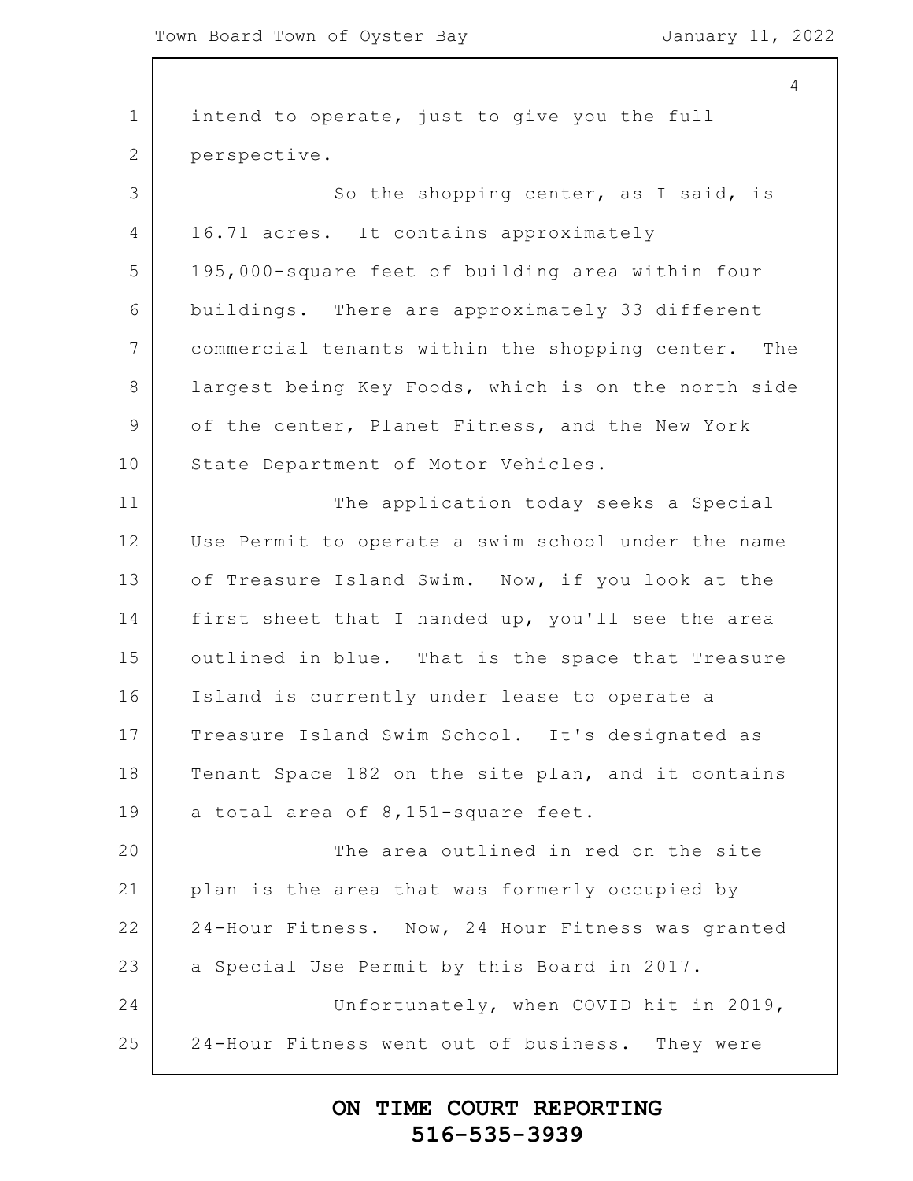intend to operate, just to give you the full perspective.

So the shopping center, as I said, is 16.71 acres. It contains approximately 195,000-square feet of building area within four buildings. There are approximately 33 different commercial tenants within the shopping center. The largest being Key Foods, which is on the north side of the center, Planet Fitness, and the New York State Department of Motor Vehicles.

The application today seeks a Special Use Permit to operate a swim school under the name of Treasure Island Swim. Now, if you look at the first sheet that I handed up, you'll see the area outlined in blue. That is the space that Treasure Island is currently under lease to operate a Treasure Island Swim School. It's designated as Tenant Space 182 on the site plan, and it contains a total area of 8,151-square feet.

The area outlined in red on the site plan is the area that was formerly occupied by 24-Hour Fitness. Now, 24 Hour Fitness was granted a Special Use Permit by this Board in 2017.

Unfortunately, when COVID hit in 2019, 24-Hour Fitness went out of business. They were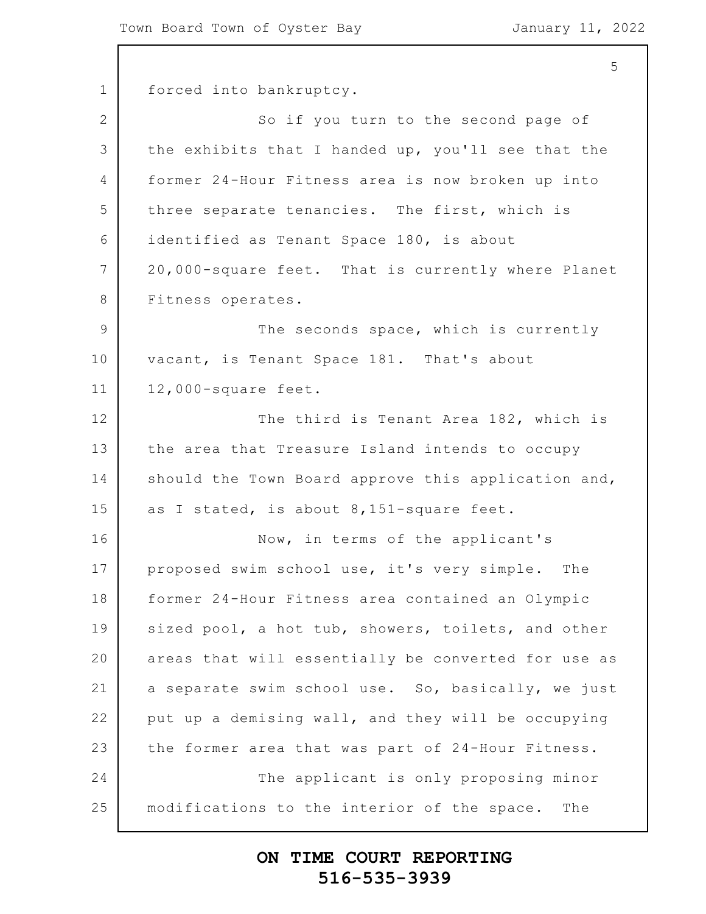forced into bankruptcy.

So if you turn to the second page of the exhibits that I handed up, you'll see that the former 24-Hour Fitness area is now broken up into three separate tenancies. The first, which is identified as Tenant Space 180, is about 20,000-square feet. That is currently where Planet Fitness operates.

The seconds space, which is currently vacant, is Tenant Space 181. That's about 12,000-square feet.

The third is Tenant Area 182, which is the area that Treasure Island intends to occupy should the Town Board approve this application and, as I stated, is about 8,151-square feet.

Now, in terms of the applicant's proposed swim school use, it's very simple. The former 24-Hour Fitness area contained an Olympic sized pool, a hot tub, showers, toilets, and other areas that will essentially be converted for use as a separate swim school use. So, basically, we just put up a demising wall, and they will be occupying the former area that was part of 24-Hour Fitness.

The applicant is only proposing minor modifications to the interior of the space. The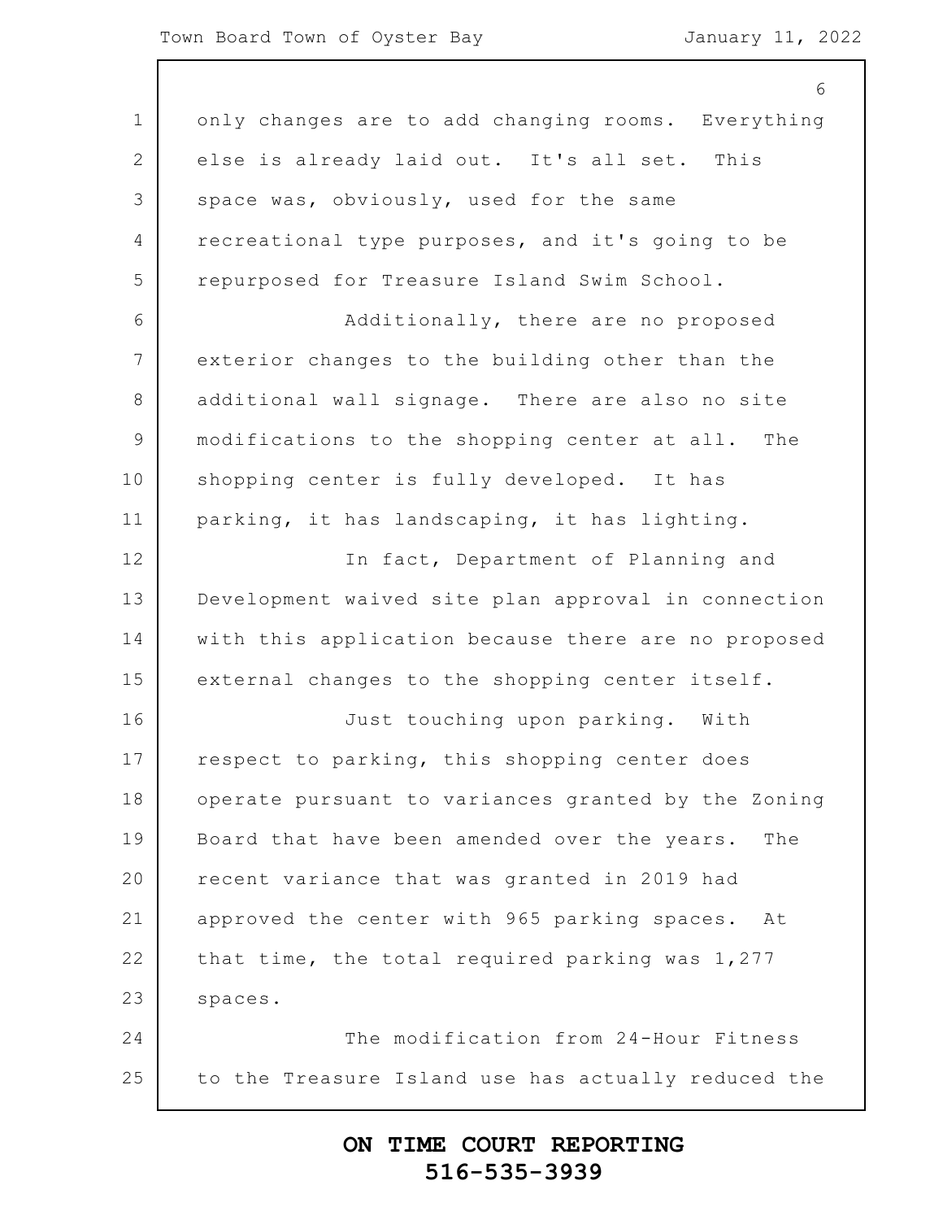only changes are to add changing rooms. Everything else is already laid out. It's all set. This space was, obviously, used for the same recreational type purposes, and it's going to be repurposed for Treasure Island Swim School.

Additionally, there are no proposed exterior changes to the building other than the additional wall signage. There are also no site modifications to the shopping center at all. The shopping center is fully developed. It has parking, it has landscaping, it has lighting.

In fact, Department of Planning and Development waived site plan approval in connection with this application because there are no proposed external changes to the shopping center itself.

Just touching upon parking. With respect to parking, this shopping center does operate pursuant to variances granted by the Zoning Board that have been amended over the years. The recent variance that was granted in 2019 had approved the center with 965 parking spaces. At that time, the total required parking was 1,277 spaces.

The modification from 24-Hour Fitness to the Treasure Island use has actually reduced the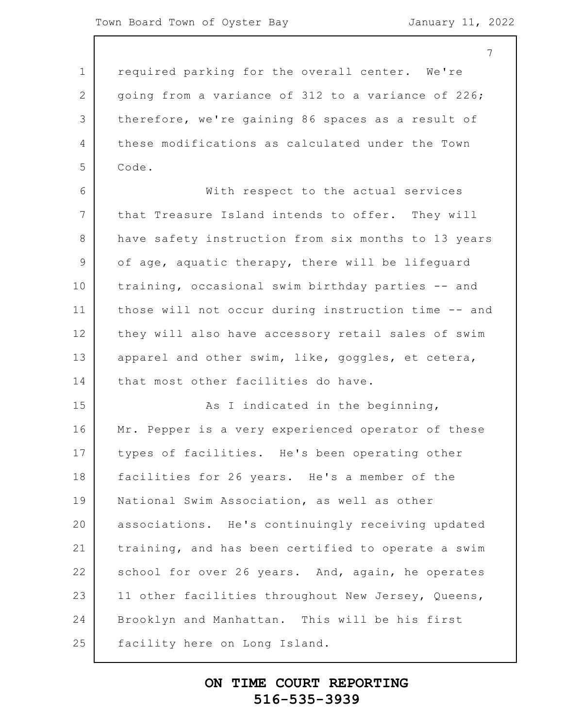required parking for the overall center. We're going from a variance of 312 to a variance of 226; therefore, we're gaining 86 spaces as a result of these modifications as calculated under the Town Code.

With respect to the actual services that Treasure Island intends to offer. They will have safety instruction from six months to 13 years of age, aquatic therapy, there will be lifeguard training, occasional swim birthday parties -- and those will not occur during instruction time -- and they will also have accessory retail sales of swim apparel and other swim, like, goggles, et cetera, that most other facilities do have.

As I indicated in the beginning, Mr. Pepper is a very experienced operator of these types of facilities. He's been operating other facilities for 26 years. He's a member of the National Swim Association, as well as other associations. He's continuingly receiving updated training, and has been certified to operate a swim school for over 26 years. And, again, he operates 11 other facilities throughout New Jersey, Queens, Brooklyn and Manhattan. This will be his first facility here on Long Island.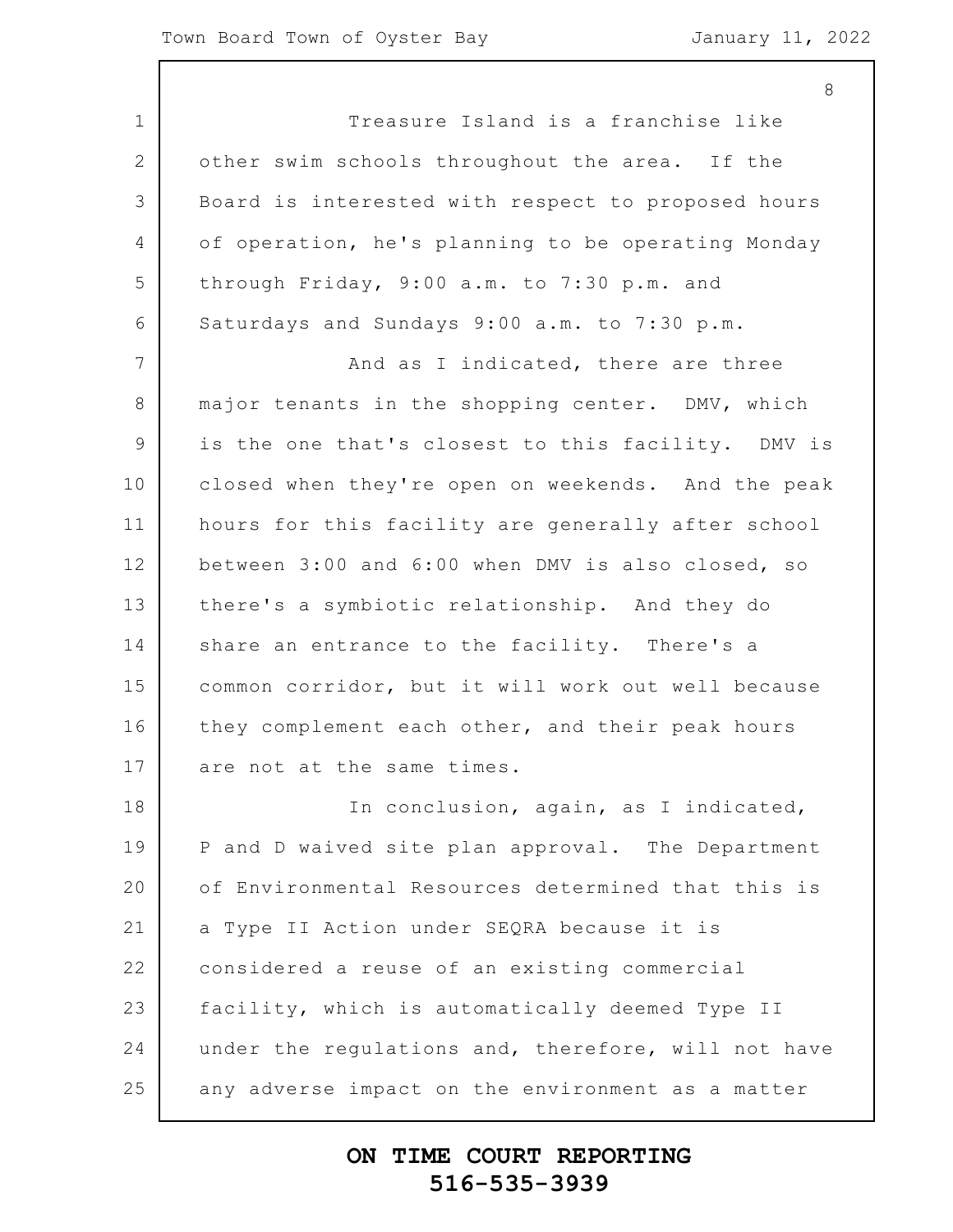Treasure Island is a franchise like other swim schools throughout the area. If the Board is interested with respect to proposed hours of operation, he's planning to be operating Monday through Friday, 9:00 a.m. to 7:30 p.m. and Saturdays and Sundays 9:00 a.m. to 7:30 p.m.

And as I indicated, there are three major tenants in the shopping center. DMV, which is the one that's closest to this facility. DMV is closed when they're open on weekends. And the peak hours for this facility are generally after school between 3:00 and 6:00 when DMV is also closed, so there's a symbiotic relationship. And they do share an entrance to the facility. There's a common corridor, but it will work out well because they complement each other, and their peak hours are not at the same times.

In conclusion, again, as I indicated, P and D waived site plan approval. The Department of Environmental Resources determined that this is a Type II Action under SEQRA because it is considered a reuse of an existing commercial facility, which is automatically deemed Type II under the regulations and, therefore, will not have any adverse impact on the environment as a matter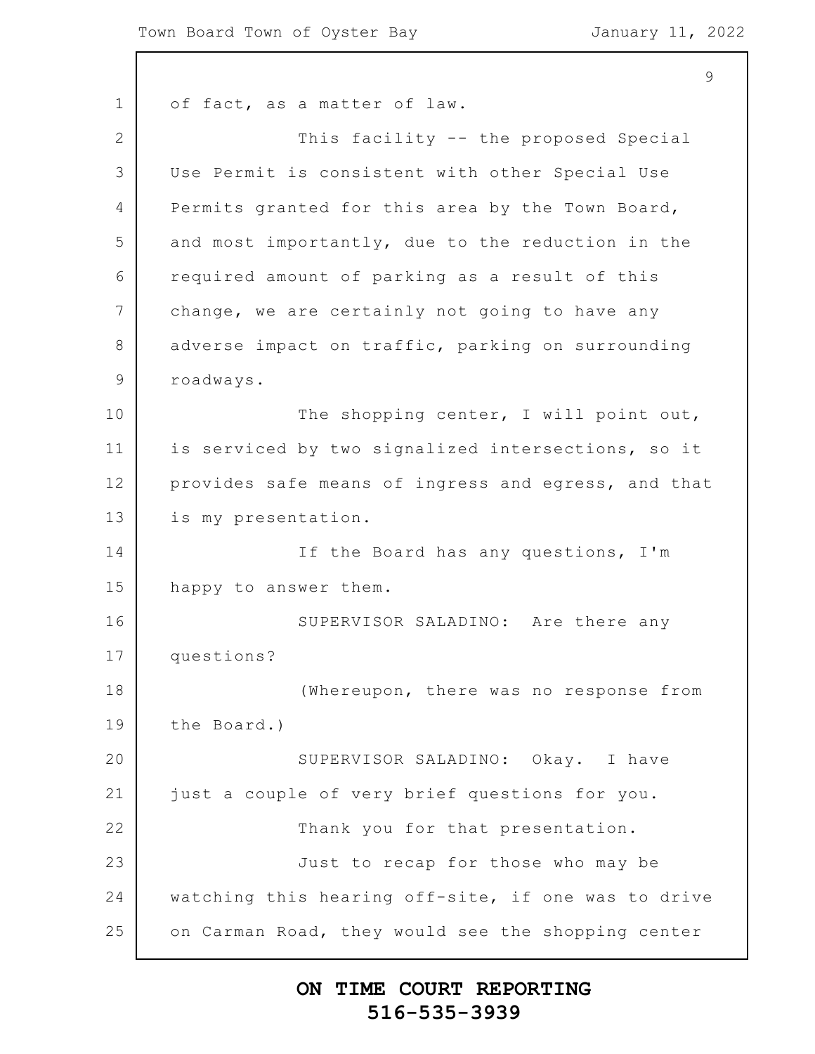of fact, as a matter of law.

This facility -- the proposed Special Use Permit is consistent with other Special Use Permits granted for this area by the Town Board, and most importantly, due to the reduction in the required amount of parking as a result of this change, we are certainly not going to have any adverse impact on traffic, parking on surrounding roadways.

The shopping center, I will point out, is serviced by two signalized intersections, so it provides safe means of ingress and egress, and that is my presentation.

If the Board has any questions, I'm happy to answer them.

SUPERVISOR SALADINO: Are there any questions?

(Whereupon, there was no response from the Board.)

SUPERVISOR SALADINO: Okay. I have just a couple of very brief questions for you.

Thank you for that presentation.

Just to recap for those who may be watching this hearing off-site, if one was to drive on Carman Road, they would see the shopping center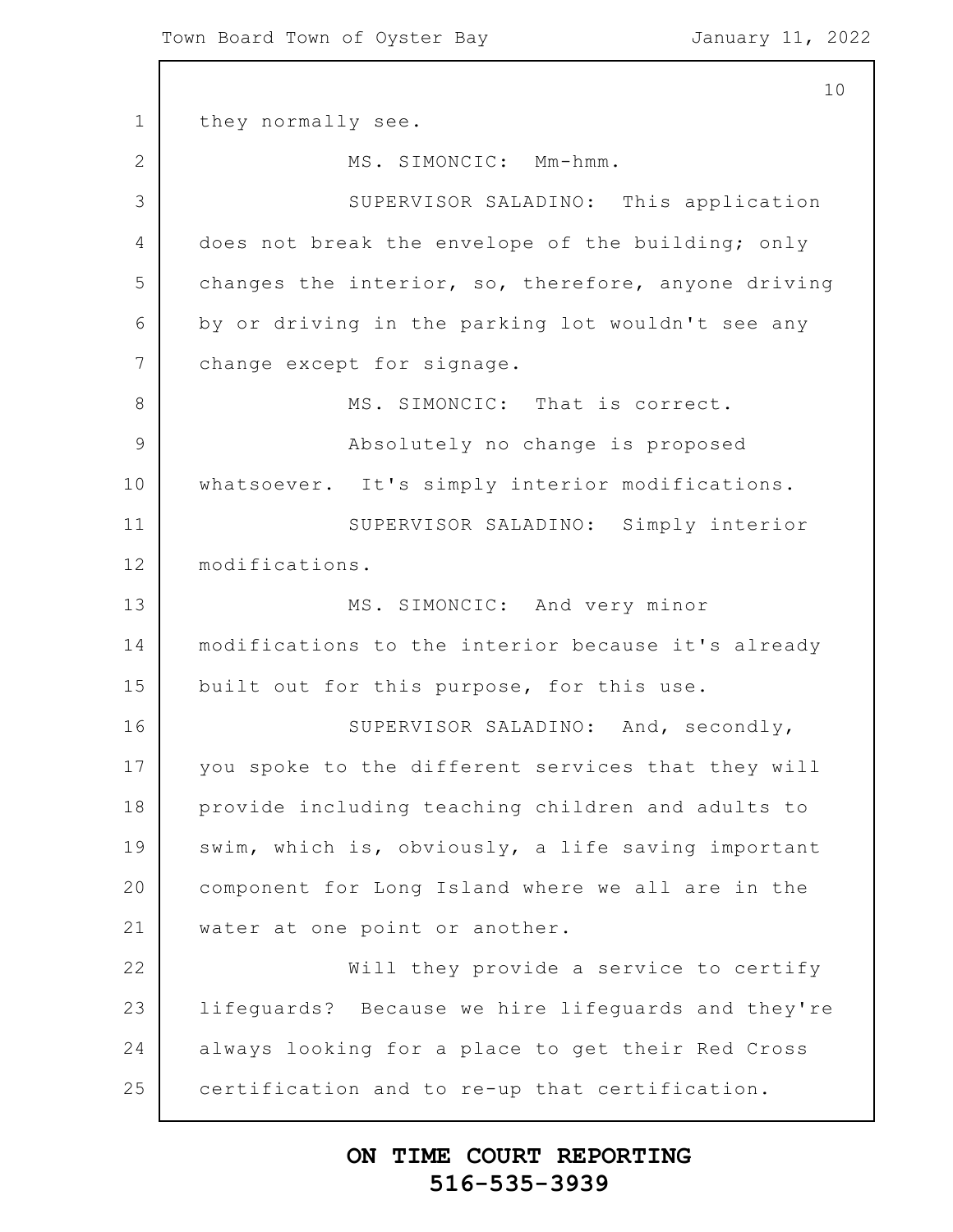they normally see.

MS. SIMONCIC: Mm-hmm.

SUPERVISOR SALADINO: This application does not break the envelope of the building; only changes the interior, so, therefore, anyone driving by or driving in the parking lot wouldn't see any change except for signage.

MS. SIMONCIC: That is correct.

Absolutely no change is proposed whatsoever. It's simply interior modifications.

SUPERVISOR SALADINO: Simply interior modifications.

MS. SIMONCIC: And very minor modifications to the interior because it's already built out for this purpose, for this use.

SUPERVISOR SALADINO: And, secondly, you spoke to the different services that they will provide including teaching children and adults to swim, which is, obviously, a life saving important component for Long Island where we all are in the water at one point or another.

Will they provide a service to certify lifeguards? Because we hire lifeguards and they're always looking for a place to get their Red Cross certification and to re-up that certification.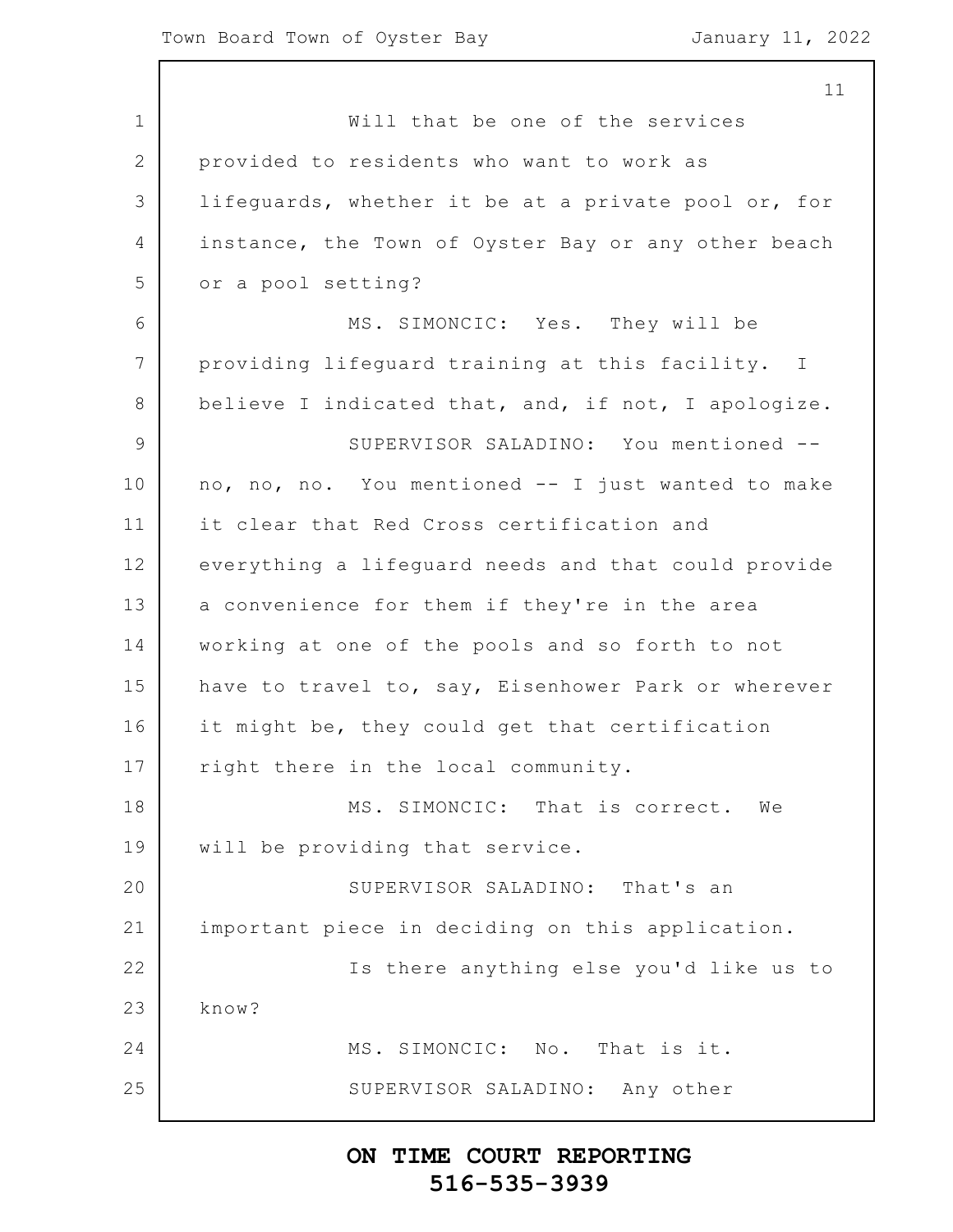Will that be one of the services provided to residents who want to work as lifeguards, whether it be at a private pool or, for instance, the Town of Oyster Bay or any other beach or a pool setting?

MS. SIMONCIC: Yes. They will be providing lifeguard training at this facility. I believe I indicated that, and, if not, I apologize.

SUPERVISOR SALADINO: You mentioned -- no, no, no. You mentioned -- I just wanted to make it clear that Red Cross certification and everything a lifeguard needs and that could provide a convenience for them if they're in the area working at one of the pools and so forth to not have to travel to, say, Eisenhower Park or wherever it might be, they could get that certification right there in the local community.

MS. SIMONCIC: That is correct. We will be providing that service.

SUPERVISOR SALADINO: That's an important piece in deciding on this application.

Is there anything else you'd like us to know?

MS. SIMONCIC: No. That is it.

SUPERVISOR SALADINO: Any other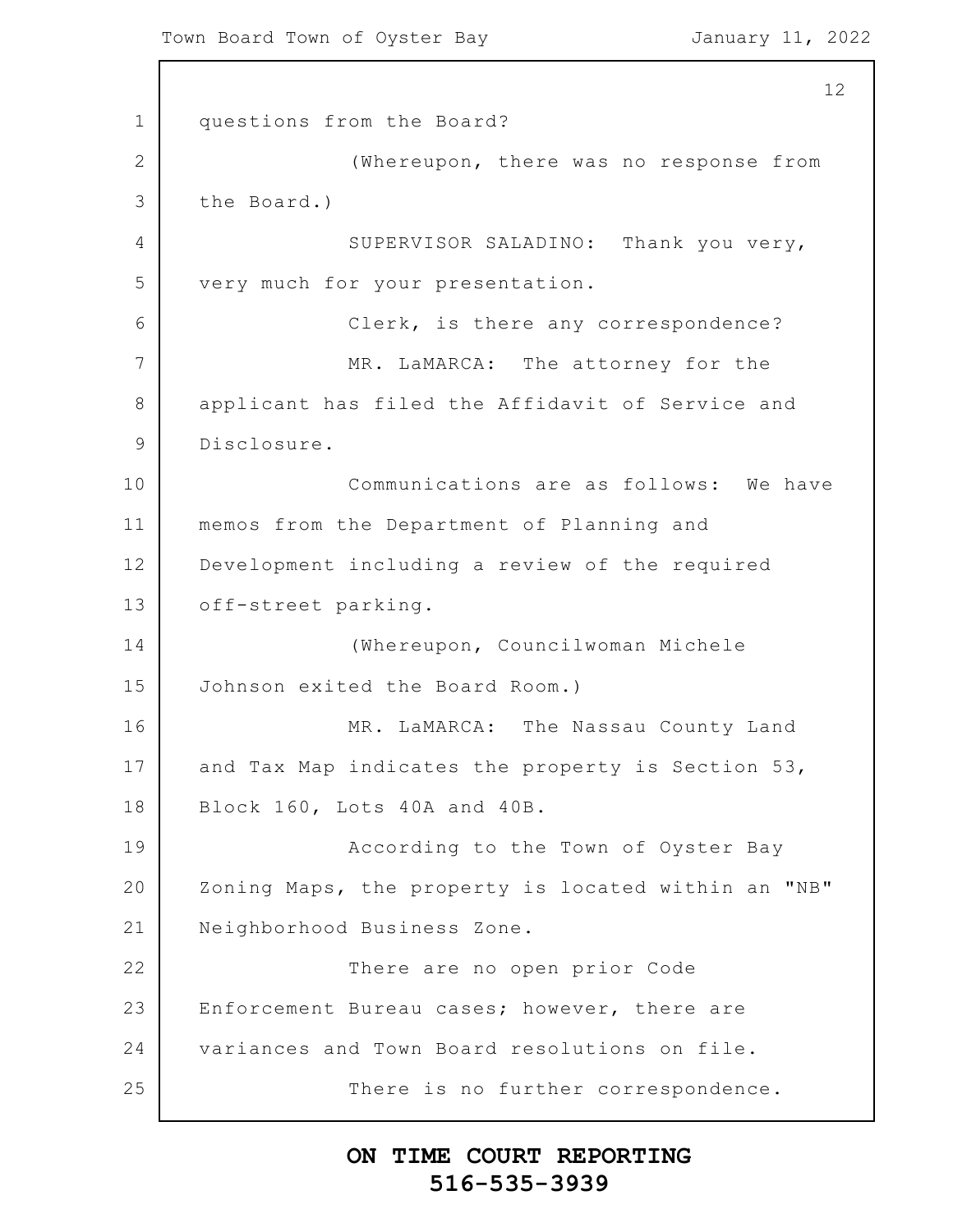questions from the Board?

(Whereupon, there was no response from the Board.)

SUPERVISOR SALADINO: Thank you very, very much for your presentation.

Clerk, is there any correspondence?

MR. LaMARCA: The attorney for the applicant has filed the Affidavit of Service and Disclosure.

Communications are as follows: We have memos from the Department of Planning and Development including a review of the required off-street parking.

(Whereupon, Councilwoman Michele Johnson exited the Board Room.)

MR. LaMARCA: The Nassau County Land and Tax Map indicates the property is Section 53, Block 160, Lots 40A and 40B.

According to the Town of Oyster Bay Zoning Maps, the property is located within an "NB" Neighborhood Business Zone.

There are no open prior Code Enforcement Bureau cases; however, there are variances and Town Board resolutions on file.

There is no further correspondence.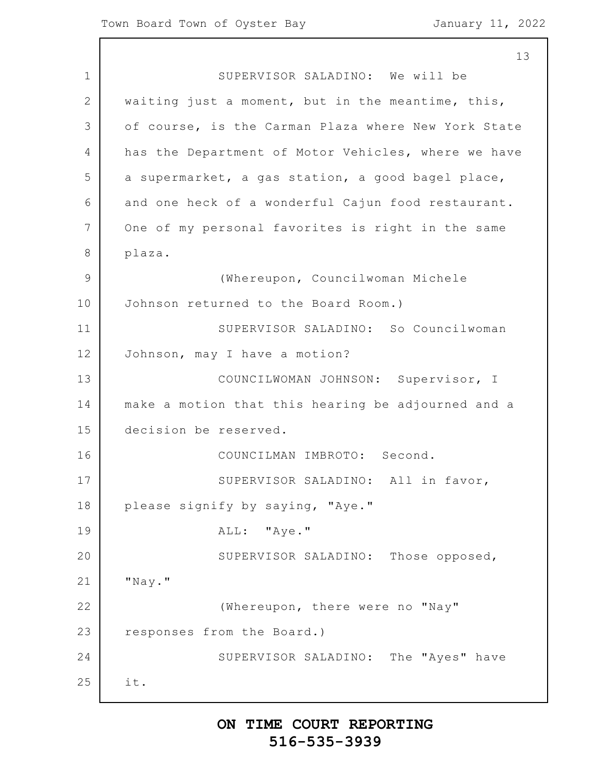SUPERVISOR SALADINO: We will be waiting just a moment, but in the meantime, this, of course, is the Carman Plaza where New York State has the Department of Motor Vehicles, where we have a supermarket, a gas station, a good bagel place, and one heck of a wonderful Cajun food restaurant. One of my personal favorites is right in the same plaza.

(Whereupon, Councilwoman Michele Johnson returned to the Board Room.)

SUPERVISOR SALADINO: So Councilwoman Johnson, may I have a motion?

COUNCILWOMAN JOHNSON: Supervisor, I make a motion that this hearing be adjourned and a decision be reserved.

COUNCILMAN IMBROTO: Second.

SUPERVISOR SALADINO: All in favor, please signify by saying, "Aye."

ALL: "Aye."

SUPERVISOR SALADINO: Those opposed, "Nay."

(Whereupon, there were no "Nay" responses from the Board.)

SUPERVISOR SALADINO: The "Ayes" have it.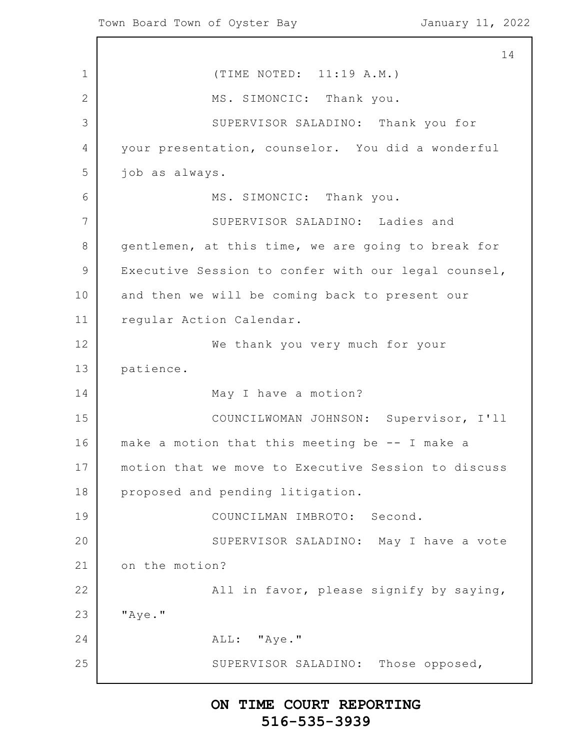(TIME NOTED: 11:19 A.M.)

MS. SIMONCIC: Thank you.

SUPERVISOR SALADINO: Thank you for your presentation, counselor. You did a wonderful job as always.

MS. SIMONCIC: Thank you.

SUPERVISOR SALADINO: Ladies and gentlemen, at this time, we are going to break for Executive Session to confer with our legal counsel, and then we will be coming back to present our regular Action Calendar.

We thank you very much for your patience.

May I have a motion?

COUNCILWOMAN JOHNSON: Supervisor, I'll make a motion that this meeting be -- I make a motion that we move to Executive Session to discuss proposed and pending litigation.

COUNCILMAN IMBROTO: Second.

SUPERVISOR SALADINO: May I have a vote on the motion?

All in favor, please signify by saying, "Aye."

ALL: "Aye."

SUPERVISOR SALADINO: Those opposed,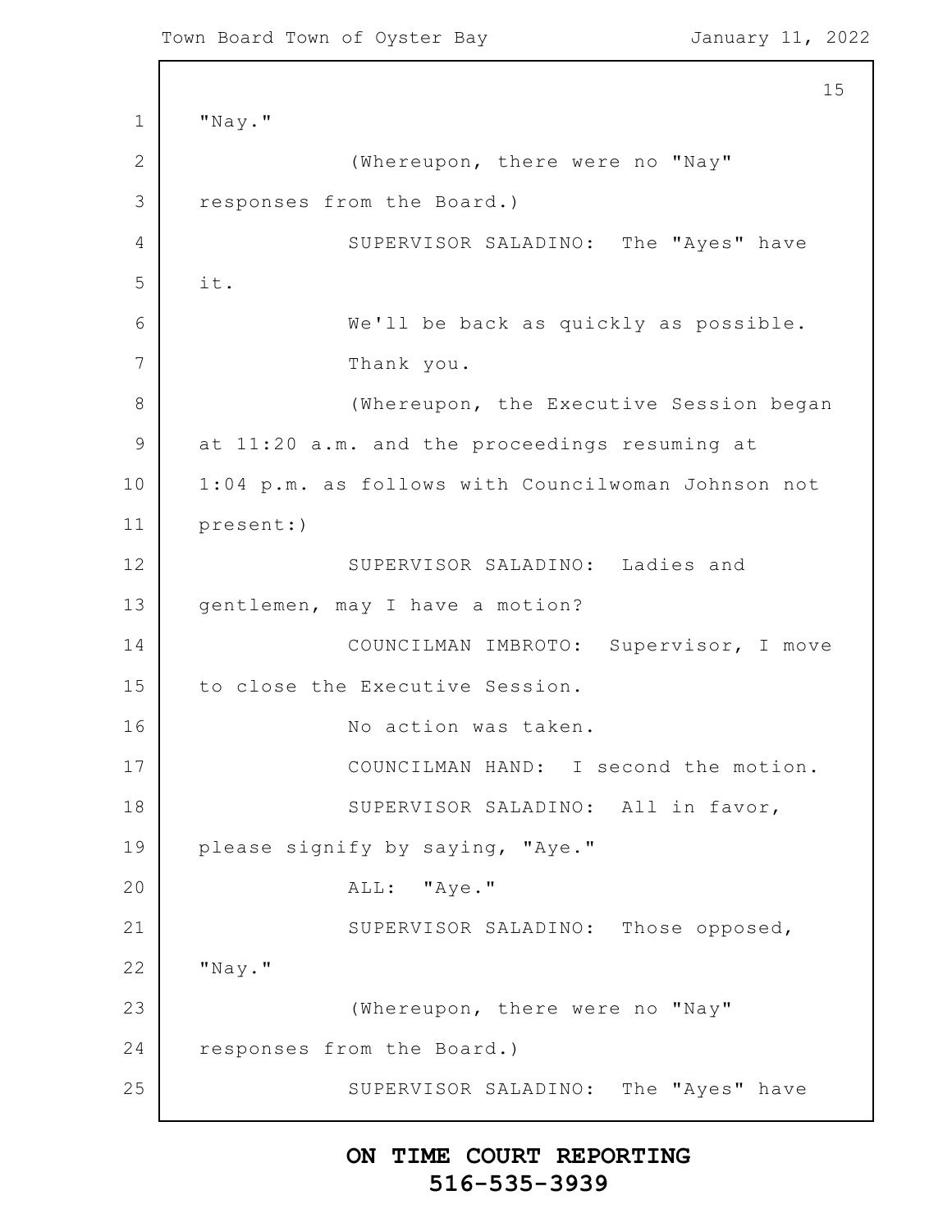"Nay."

(Whereupon, there were no "Nay" responses from the Board.)

SUPERVISOR SALADINO: The "Ayes" have it.

We'll be back as quickly as possible.

Thank you.

(Whereupon, the Executive Session began at 11:20 a.m. and the proceedings resuming at 1:04 p.m. as follows with Councilwoman Johnson not present:)

SUPERVISOR SALADINO: Ladies and gentlemen, may I have a motion?

COUNCILMAN IMBROTO: Supervisor, I move to close the Executive Session.

No action was taken.

COUNCILMAN HAND: I second the motion.

SUPERVISOR SALADINO: All in favor, please signify by saying, "Aye."

ALL: "Aye."

SUPERVISOR SALADINO: Those opposed, "Nay."

(Whereupon, there were no "Nay" responses from the Board.)

SUPERVISOR SALADINO: The "Ayes" have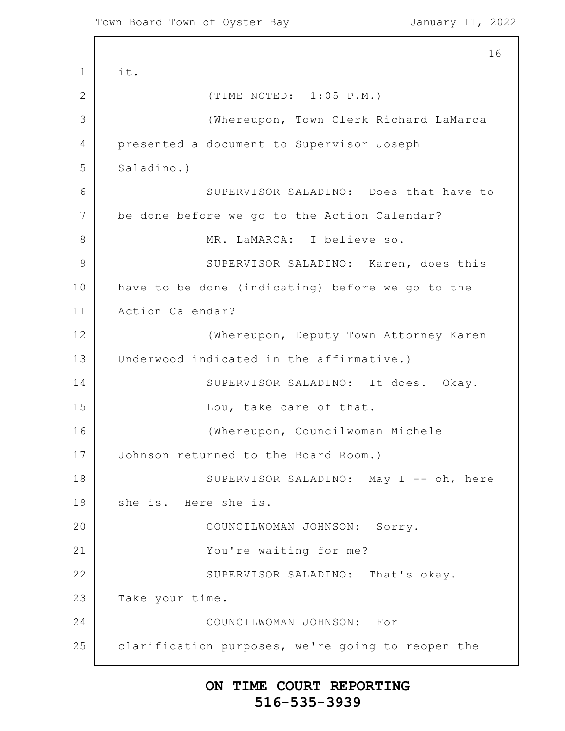it.

(TIME NOTED: 1:05 P.M.)

(Whereupon, Town Clerk Richard LaMarca presented a document to Supervisor Joseph Saladino.)

SUPERVISOR SALADINO: Does that have to be done before we go to the Action Calendar?

MR. LaMARCA: I believe so.

SUPERVISOR SALADINO: Karen, does this have to be done (indicating) before we go to the Action Calendar?

(Whereupon, Deputy Town Attorney Karen Underwood indicated in the affirmative.)

SUPERVISOR SALADINO: It does. Okay.

Lou, take care of that.

(Whereupon, Councilwoman Michele Johnson returned to the Board Room.)

SUPERVISOR SALADINO: May I -- oh, here she is. Here she is.

COUNCILWOMAN JOHNSON: Sorry.

You're waiting for me?

SUPERVISOR SALADINO: That's okay. Take your time.

COUNCILWOMAN JOHNSON: For clarification purposes, we're going to reopen the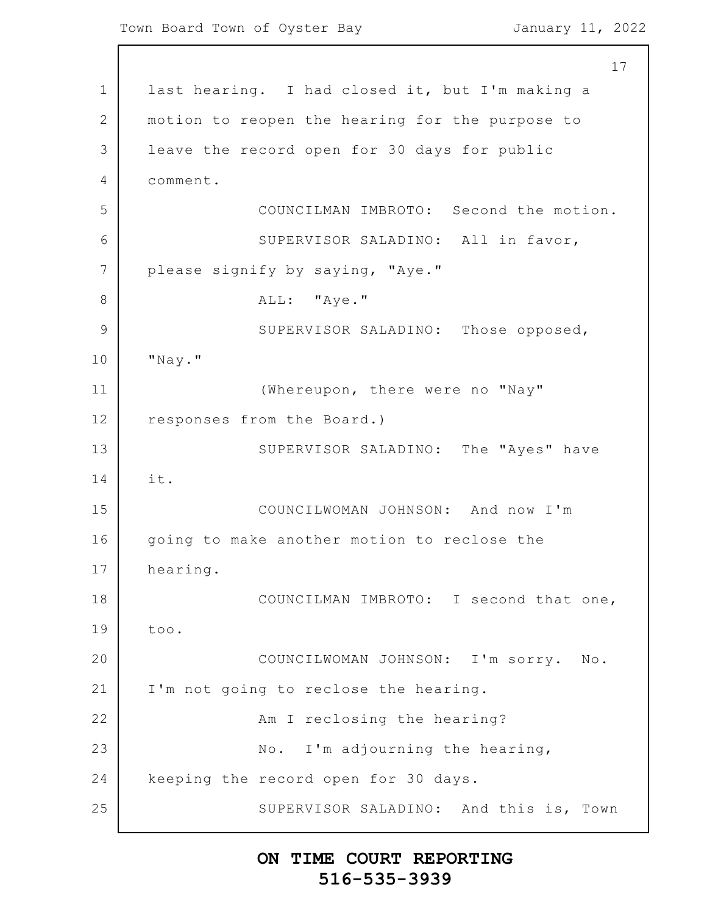last hearing. I had closed it, but I'm making a motion to reopen the hearing for the purpose to leave the record open for 30 days for public comment.

COUNCILMAN IMBROTO: Second the motion.

SUPERVISOR SALADINO: All in favor, please signify by saying, "Aye."

ALL: "Aye."

SUPERVISOR SALADINO: Those opposed, "Nay."

(Whereupon, there were no "Nay" responses from the Board.)

SUPERVISOR SALADINO: The "Ayes" have it.

COUNCILWOMAN JOHNSON: And now I'm going to make another motion to reclose the hearing.

COUNCILMAN IMBROTO: I second that one, too.

COUNCILWOMAN JOHNSON: I'm sorry. No. I'm not going to reclose the hearing.

Am I reclosing the hearing?

No. I'm adjourning the hearing, keeping the record open for 30 days.

SUPERVISOR SALADINO: And this is, Town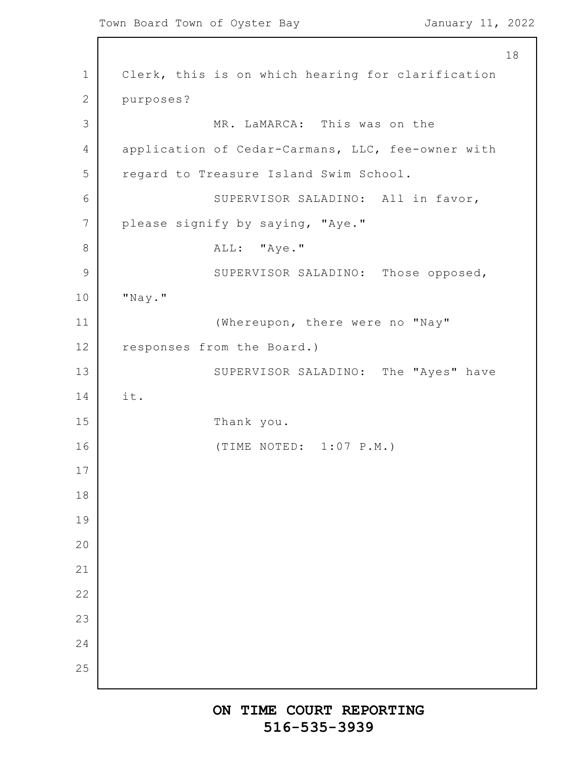Clerk, this is on which hearing for clarification purposes?

MR. LaMARCA: This was on the application of Cedar-Carmans, LLC, fee-owner with regard to Treasure Island Swim School.

SUPERVISOR SALADINO: All in favor, please signify by saying, "Aye."

ALL: "Aye."

SUPERVISOR SALADINO: Those opposed, "Nay."

(Whereupon, there were no "Nay" responses from the Board.)

SUPERVISOR SALADINO: The "Ayes" have it.

Thank you.

(TIME NOTED: 1:07 P.M.)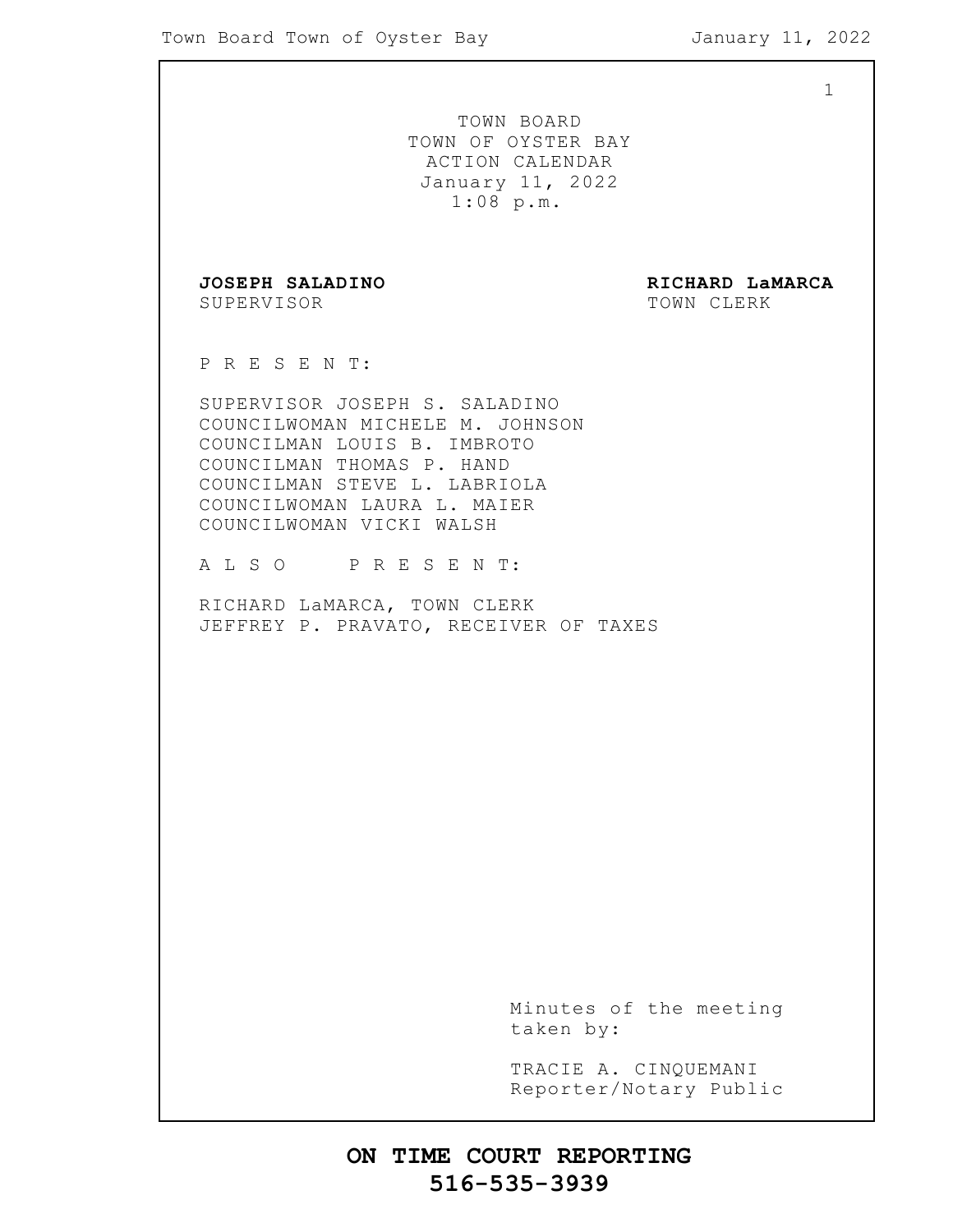TOWN BOARD
TOWN OF OYSTER BAY
ACTION CALENDAR
January 11, 2022
1:08 p.m.

**JOSEPH SALADINO**
SUPERVISOR

**RICHARD LaMARCA**
TOWN CLERK

P R E S E N T:

SUPERVISOR JOSEPH S. SALADINO
COUNCILWOMAN MICHELE M. JOHNSON
COUNCILMAN LOUIS B. IMBROTO
COUNCILMAN THOMAS P. HAND
COUNCILMAN STEVE L. LABRIOLA
COUNCILWOMAN LAURA L. MAIER
COUNCILWOMAN VICKI WALSH

A L S O P R E S E N T:

RICHARD LaMARCA, TOWN CLERK
JEFFREY P. PRAVATO, RECEIVER OF TAXES

Minutes of the meeting taken by:

TRACIE A. CINQUEMANI
Reporter/Notary Public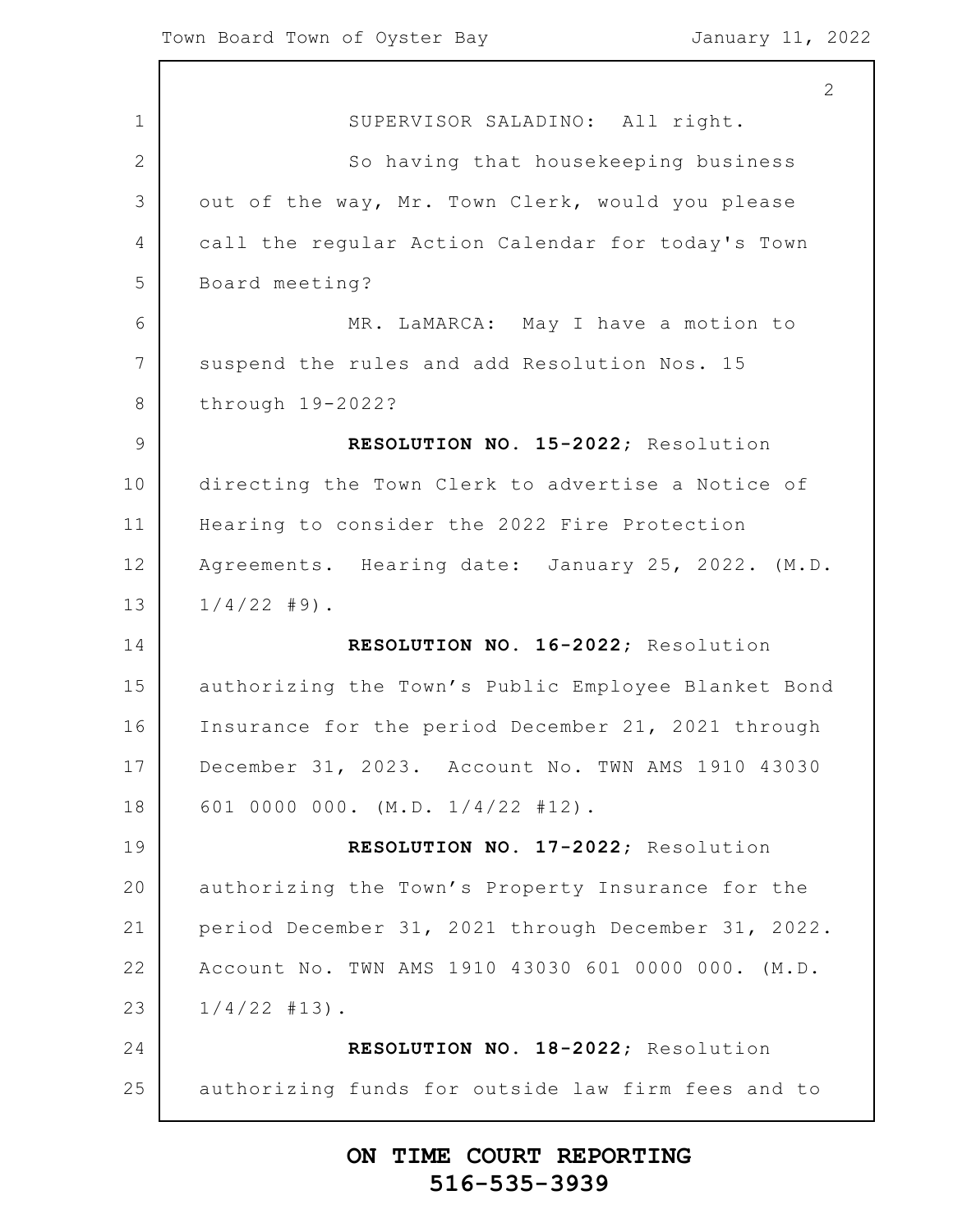SUPERVISOR SALADINO: All right.

So having that housekeeping business out of the way, Mr. Town Clerk, would you please call the regular Action Calendar for today's Town Board meeting?

MR. LaMARCA: May I have a motion to suspend the rules and add Resolution Nos. 15 through 19-2022?

**RESOLUTION NO. 15-2022**; Resolution directing the Town Clerk to advertise a Notice of Hearing to consider the 2022 Fire Protection Agreements. Hearing date: January 25, 2022. (M.D. 1/4/22 #9).

**RESOLUTION NO. 16-2022**; Resolution authorizing the Town's Public Employee Blanket Bond Insurance for the period December 21, 2021 through December 31, 2023. Account No. TWN AMS 1910 43030 601 0000 000. (M.D. 1/4/22 #12).

**RESOLUTION NO. 17-2022**; Resolution authorizing the Town's Property Insurance for the period December 31, 2021 through December 31, 2022. Account No. TWN AMS 1910 43030 601 0000 000. (M.D. 1/4/22 #13).

**RESOLUTION NO. 18-2022**; Resolution authorizing funds for outside law firm fees and to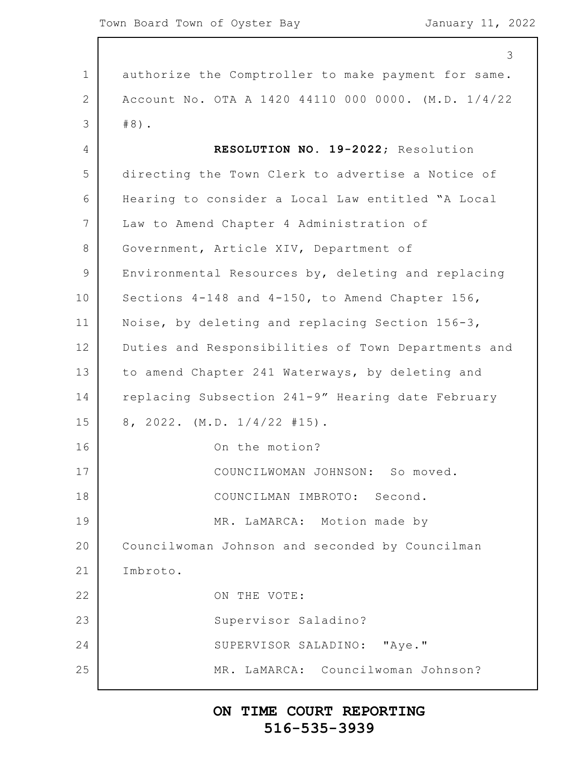authorize the Comptroller to make payment for same. Account No. OTA A 1420 44110 000 0000. (M.D. 1/4/22 #8).

**RESOLUTION NO. 19-2022**; Resolution directing the Town Clerk to advertise a Notice of Hearing to consider a Local Law entitled "A Local Law to Amend Chapter 4 Administration of Government, Article XIV, Department of Environmental Resources by, deleting and replacing Sections 4-148 and 4-150, to Amend Chapter 156, Noise, by deleting and replacing Section 156-3, Duties and Responsibilities of Town Departments and to amend Chapter 241 Waterways, by deleting and replacing Subsection 241-9" Hearing date February 8, 2022. (M.D. 1/4/22 #15).

On the motion?

COUNCILWOMAN JOHNSON: So moved.

COUNCILMAN IMBROTO: Second.

MR. LaMARCA: Motion made by Councilwoman Johnson and seconded by Councilman Imbroto.

ON THE VOTE:

Supervisor Saladino?

SUPERVISOR SALADINO: "Aye."

MR. LaMARCA: Councilwoman Johnson?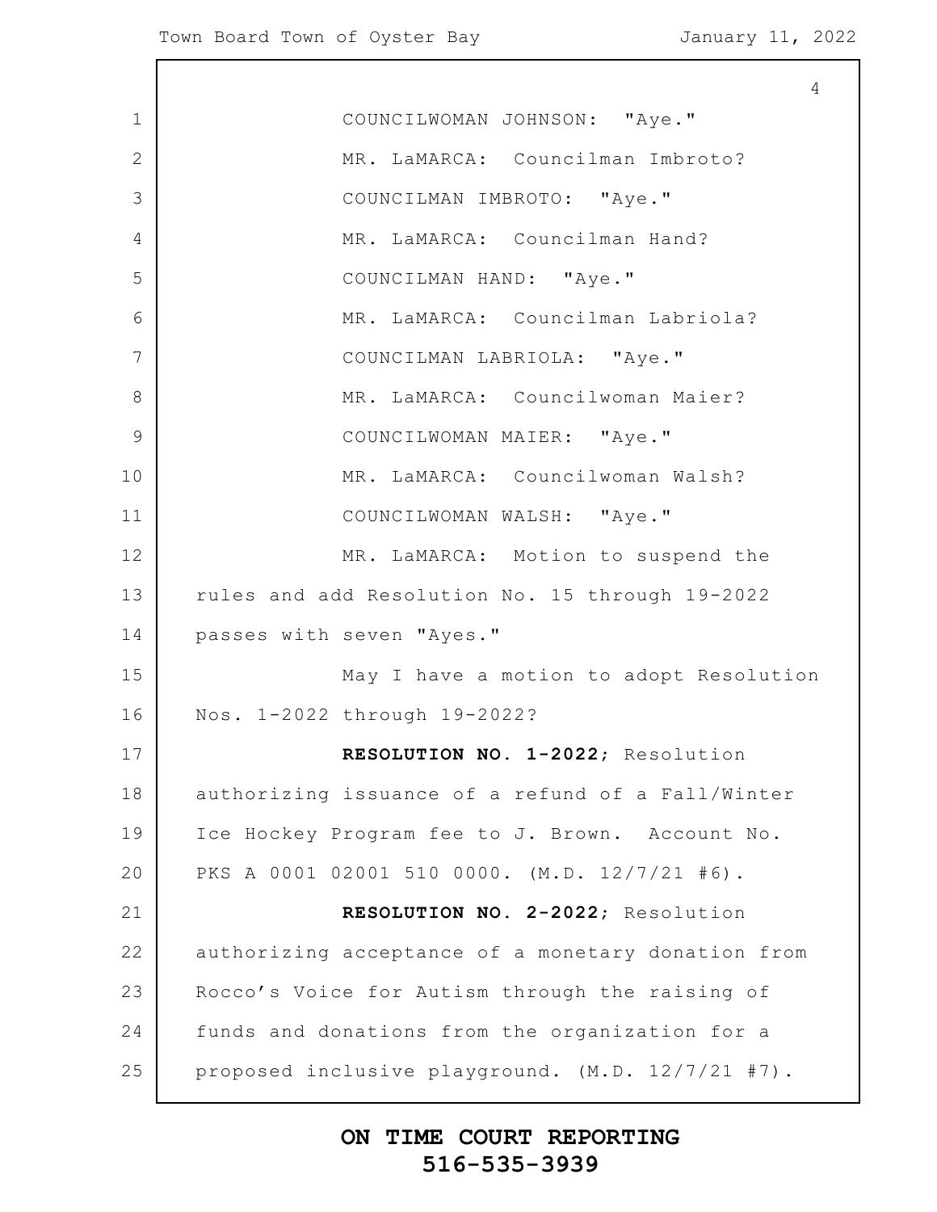COUNCILWOMAN JOHNSON: "Aye."

MR. LaMARCA: Councilman Imbroto?

COUNCILMAN IMBROTO: "Aye."

MR. LaMARCA: Councilman Hand?

COUNCILMAN HAND: "Aye."

MR. LaMARCA: Councilman Labriola?

COUNCILMAN LABRIOLA: "Aye."

MR. LaMARCA: Councilwoman Maier?

COUNCILWOMAN MAIER: "Aye."

MR. LaMARCA: Councilwoman Walsh?

COUNCILWOMAN WALSH: "Aye."

MR. LaMARCA: Motion to suspend the rules and add Resolution No. 15 through 19-2022 passes with seven "Ayes."

May I have a motion to adopt Resolution Nos. 1-2022 through 19-2022?

**RESOLUTION NO. 1-2022;** Resolution authorizing issuance of a refund of a Fall/Winter Ice Hockey Program fee to J. Brown. Account No. PKS A 0001 02001 510 0000. (M.D. 12/7/21 #6).

**RESOLUTION NO. 2-2022;** Resolution authorizing acceptance of a monetary donation from Rocco's Voice for Autism through the raising of funds and donations from the organization for a proposed inclusive playground. (M.D. 12/7/21 #7).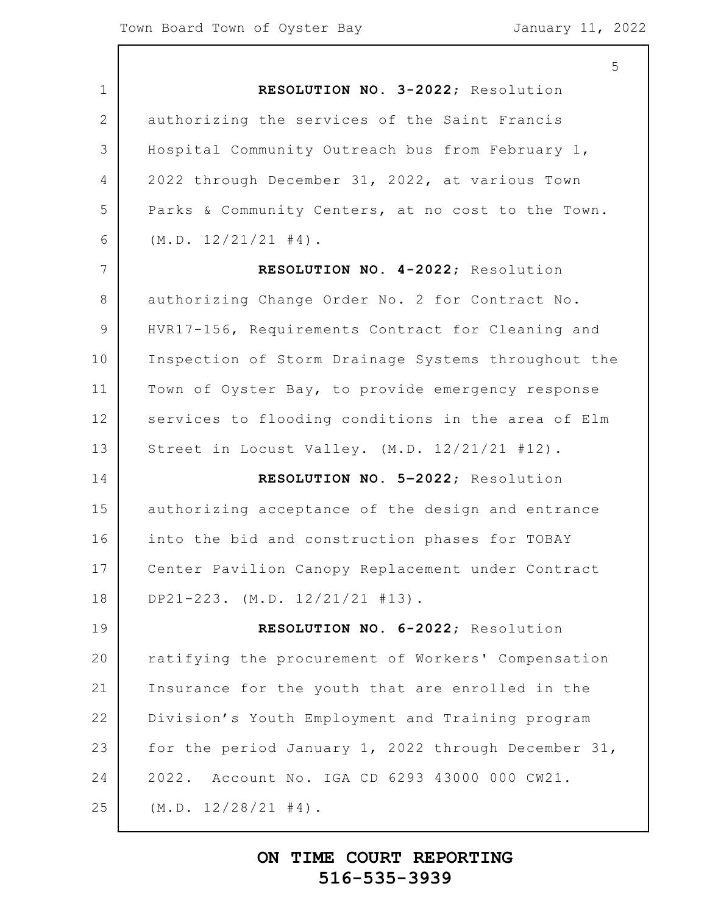**RESOLUTION NO. 3-2022**; Resolution authorizing the services of the Saint Francis Hospital Community Outreach bus from February 1, 2022 through December 31, 2022, at various Town Parks & Community Centers, at no cost to the Town. (M.D. 12/21/21 #4).

**RESOLUTION NO. 4-2022**; Resolution authorizing Change Order No. 2 for Contract No. HVR17-156, Requirements Contract for Cleaning and Inspection of Storm Drainage Systems throughout the Town of Oyster Bay, to provide emergency response services to flooding conditions in the area of Elm Street in Locust Valley. (M.D. 12/21/21 #12).

**RESOLUTION NO. 5-2022**; Resolution authorizing acceptance of the design and entrance into the bid and construction phases for TOBAY Center Pavilion Canopy Replacement under Contract DP21-223. (M.D. 12/21/21 #13).

**RESOLUTION NO. 6-2022**; Resolution ratifying the procurement of Workers' Compensation Insurance for the youth that are enrolled in the Division's Youth Employment and Training program for the period January 1, 2022 through December 31, 2022. Account No. IGA CD 6293 43000 000 CW21. (M.D. 12/28/21 #4).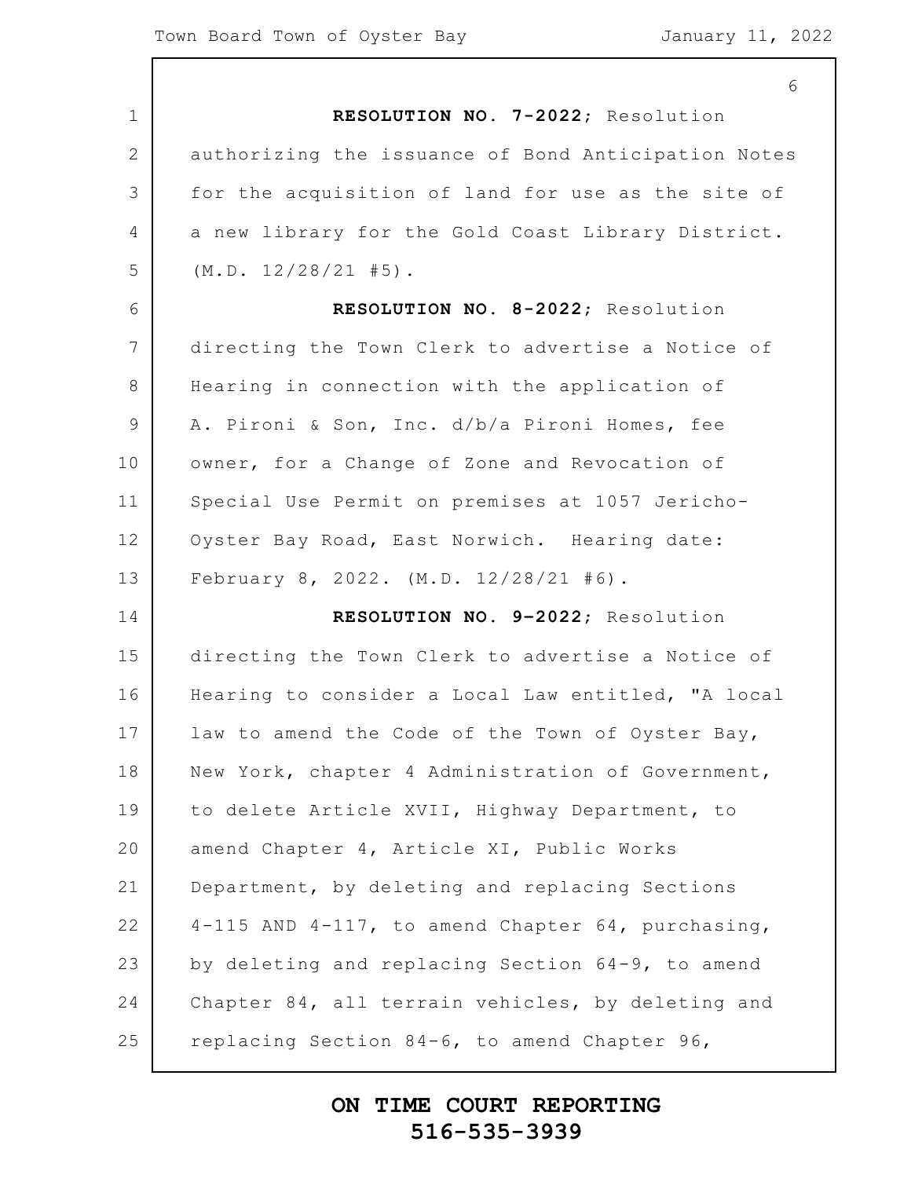**RESOLUTION NO. 7-2022;** Resolution authorizing the issuance of Bond Anticipation Notes for the acquisition of land for use as the site of a new library for the Gold Coast Library District. (M.D. 12/28/21 #5).

**RESOLUTION NO. 8-2022;** Resolution directing the Town Clerk to advertise a Notice of Hearing in connection with the application of A. Pironi & Son, Inc. d/b/a Pironi Homes, fee owner, for a Change of Zone and Revocation of Special Use Permit on premises at 1057 Jericho-Oyster Bay Road, East Norwich. Hearing date: February 8, 2022. (M.D. 12/28/21 #6).

**RESOLUTION NO. 9-2022;** Resolution directing the Town Clerk to advertise a Notice of Hearing to consider a Local Law entitled, "A local law to amend the Code of the Town of Oyster Bay, New York, chapter 4 Administration of Government, to delete Article XVII, Highway Department, to amend Chapter 4, Article XI, Public Works Department, by deleting and replacing Sections 4-115 AND 4-117, to amend Chapter 64, purchasing, by deleting and replacing Section 64-9, to amend Chapter 84, all terrain vehicles, by deleting and replacing Section 84-6, to amend Chapter 96,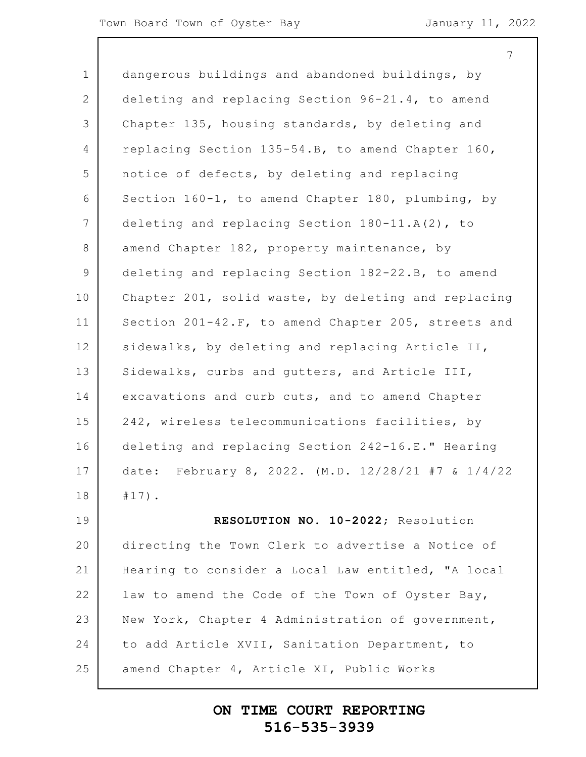dangerous buildings and abandoned buildings, by deleting and replacing Section 96-21.4, to amend Chapter 135, housing standards, by deleting and replacing Section 135-54.B, to amend Chapter 160, notice of defects, by deleting and replacing Section 160-1, to amend Chapter 180, plumbing, by deleting and replacing Section 180-11.A(2), to amend Chapter 182, property maintenance, by deleting and replacing Section 182-22.B, to amend Chapter 201, solid waste, by deleting and replacing Section 201-42.F, to amend Chapter 205, streets and sidewalks, by deleting and replacing Article II, Sidewalks, curbs and gutters, and Article III, excavations and curb cuts, and to amend Chapter 242, wireless telecommunications facilities, by deleting and replacing Section 242-16.E." Hearing date: February 8, 2022. (M.D. 12/28/21 #7 & 1/4/22 #17).

**RESOLUTION NO. 10-2022**; Resolution directing the Town Clerk to advertise a Notice of Hearing to consider a Local Law entitled, "A local law to amend the Code of the Town of Oyster Bay, New York, Chapter 4 Administration of government, to add Article XVII, Sanitation Department, to amend Chapter 4, Article XI, Public Works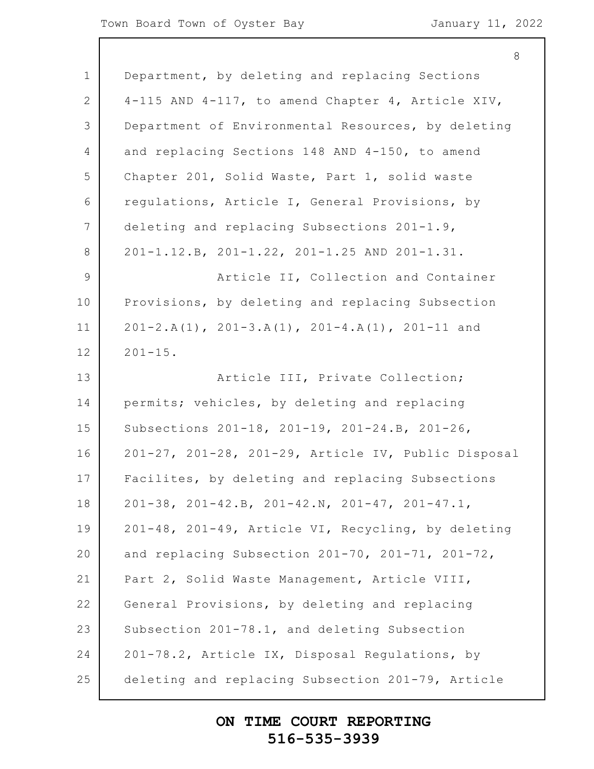Department, by deleting and replacing Sections 4-115 AND 4-117, to amend Chapter 4, Article XIV, Department of Environmental Resources, by deleting and replacing Sections 148 AND 4-150, to amend Chapter 201, Solid Waste, Part 1, solid waste regulations, Article I, General Provisions, by deleting and replacing Subsections 201-1.9, 201-1.12.B, 201-1.22, 201-1.25 AND 201-1.31.

Article II, Collection and Container Provisions, by deleting and replacing Subsection 201-2.A(1), 201-3.A(1), 201-4.A(1), 201-11 and 201-15.

Article III, Private Collection; permits; vehicles, by deleting and replacing Subsections 201-18, 201-19, 201-24.B, 201-26, 201-27, 201-28, 201-29, Article IV, Public Disposal Facilites, by deleting and replacing Subsections 201-38, 201-42.B, 201-42.N, 201-47, 201-47.1, 201-48, 201-49, Article VI, Recycling, by deleting and replacing Subsection 201-70, 201-71, 201-72, Part 2, Solid Waste Management, Article VIII, General Provisions, by deleting and replacing Subsection 201-78.1, and deleting Subsection 201-78.2, Article IX, Disposal Regulations, by deleting and replacing Subsection 201-79, Article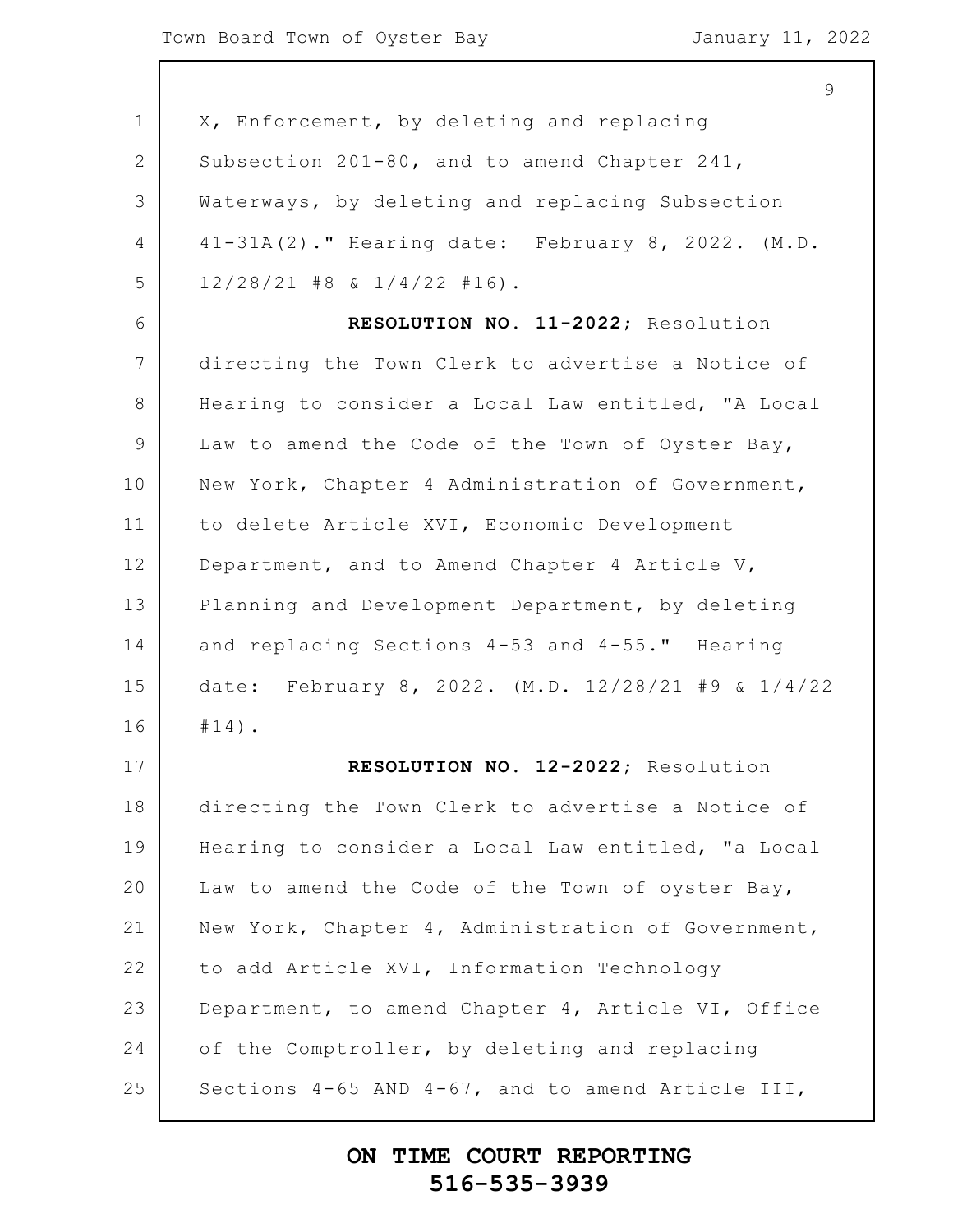X, Enforcement, by deleting and replacing Subsection 201-80, and to amend Chapter 241, Waterways, by deleting and replacing Subsection 41-31A(2)." Hearing date: February 8, 2022. (M.D. 12/28/21 #8 & 1/4/22 #16).

**RESOLUTION NO. 11-2022**; Resolution directing the Town Clerk to advertise a Notice of Hearing to consider a Local Law entitled, "A Local Law to amend the Code of the Town of Oyster Bay, New York, Chapter 4 Administration of Government, to delete Article XVI, Economic Development Department, and to Amend Chapter 4 Article V, Planning and Development Department, by deleting and replacing Sections 4-53 and 4-55." Hearing date: February 8, 2022. (M.D. 12/28/21 #9 & 1/4/22 #14).

**RESOLUTION NO. 12-2022**; Resolution directing the Town Clerk to advertise a Notice of Hearing to consider a Local Law entitled, "a Local Law to amend the Code of the Town of oyster Bay, New York, Chapter 4, Administration of Government, to add Article XVI, Information Technology Department, to amend Chapter 4, Article VI, Office of the Comptroller, by deleting and replacing Sections 4-65 AND 4-67, and to amend Article III,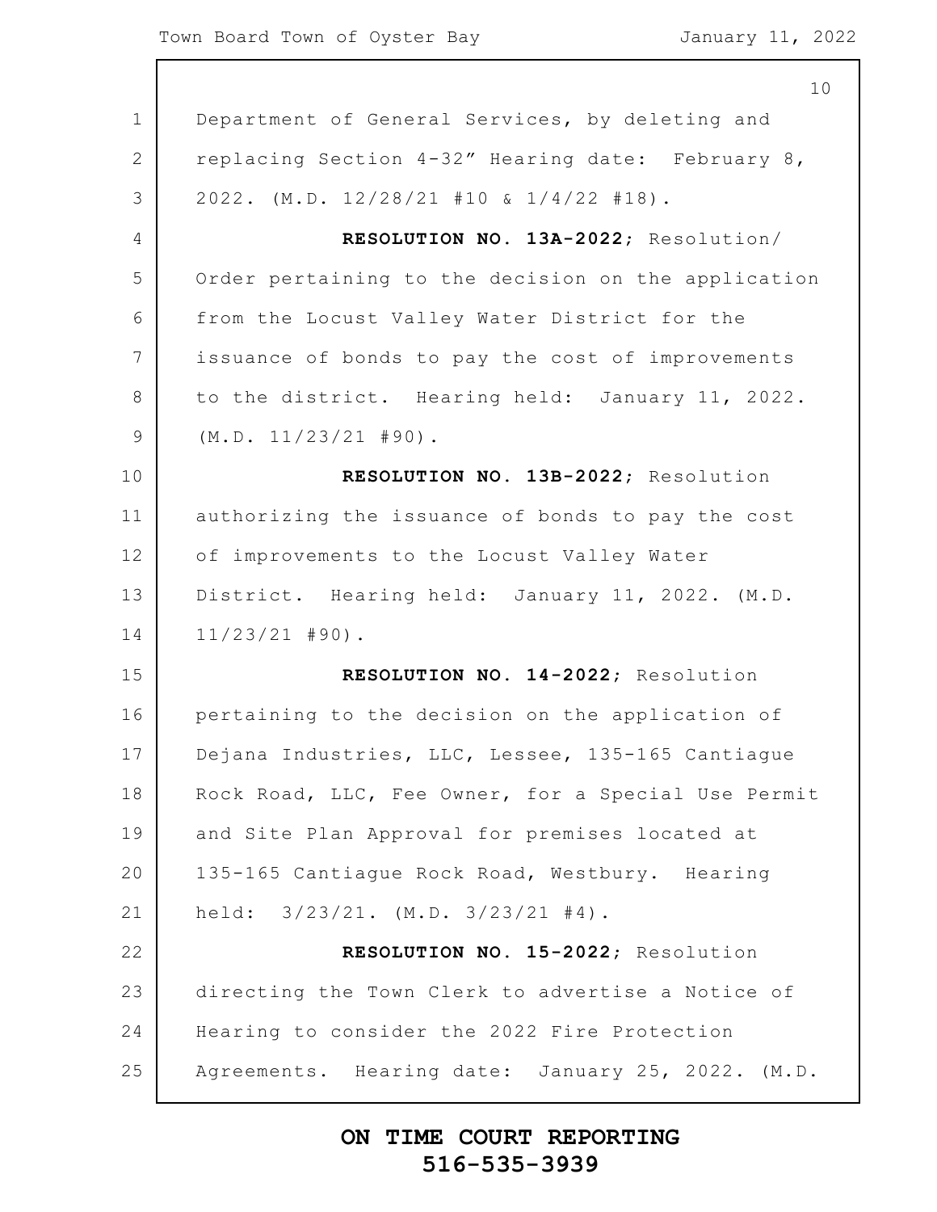Department of General Services, by deleting and replacing Section 4-32" Hearing date: February 8, 2022. (M.D. 12/28/21 #10 & 1/4/22 #18).

**RESOLUTION NO. 13A-2022**; Resolution/ Order pertaining to the decision on the application from the Locust Valley Water District for the issuance of bonds to pay the cost of improvements to the district. Hearing held: January 11, 2022. (M.D. 11/23/21 #90).

**RESOLUTION NO. 13B-2022**; Resolution authorizing the issuance of bonds to pay the cost of improvements to the Locust Valley Water District. Hearing held: January 11, 2022. (M.D. 11/23/21 #90).

**RESOLUTION NO. 14-2022**; Resolution pertaining to the decision on the application of Dejana Industries, LLC, Lessee, 135-165 Cantiague Rock Road, LLC, Fee Owner, for a Special Use Permit and Site Plan Approval for premises located at 135-165 Cantiague Rock Road, Westbury. Hearing held: 3/23/21. (M.D. 3/23/21 #4).

**RESOLUTION NO. 15-2022**; Resolution directing the Town Clerk to advertise a Notice of Hearing to consider the 2022 Fire Protection Agreements. Hearing date: January 25, 2022. (M.D.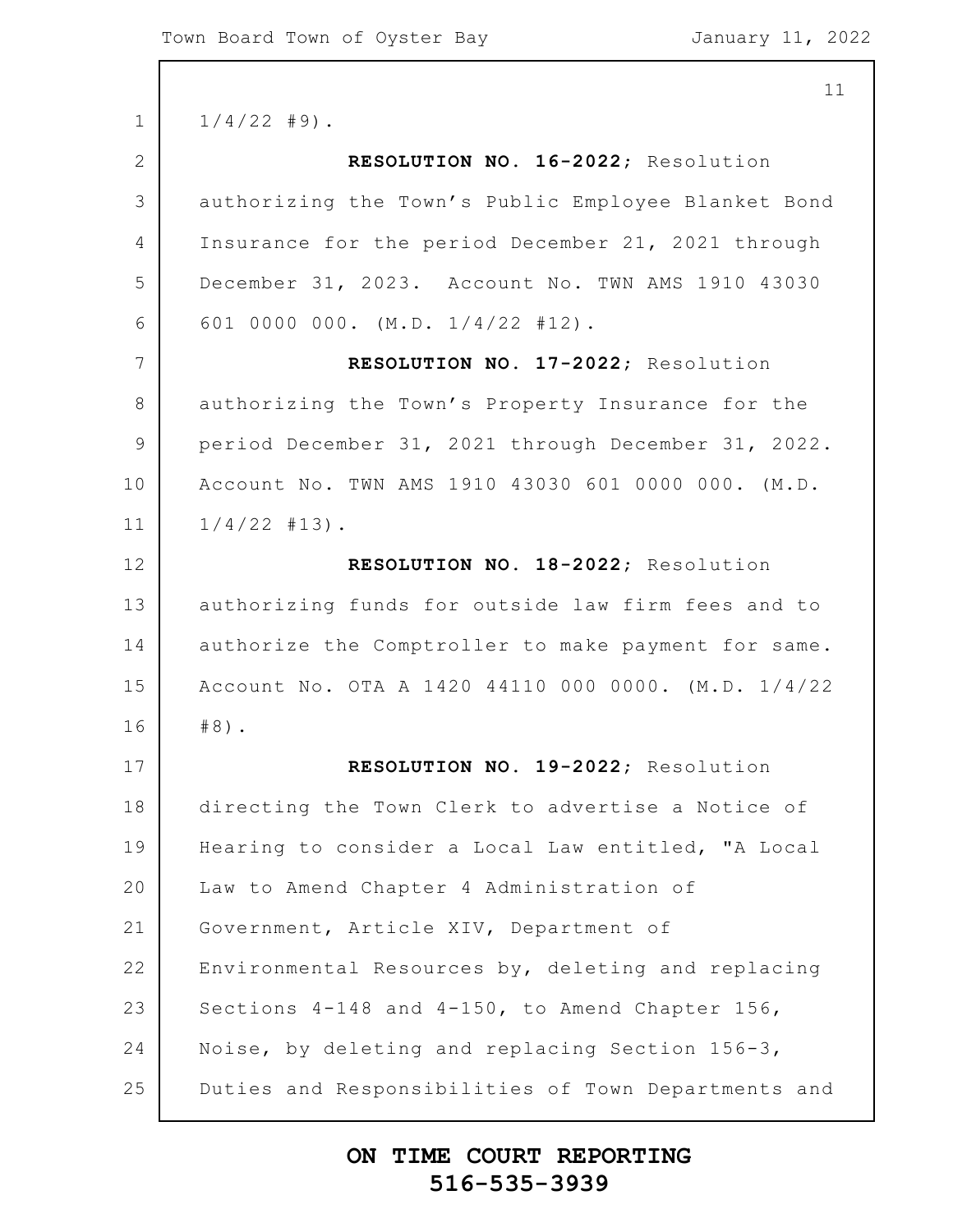1/4/22 #9).

**RESOLUTION NO. 16-2022**; Resolution authorizing the Town's Public Employee Blanket Bond Insurance for the period December 21, 2021 through December 31, 2023. Account No. TWN AMS 1910 43030 601 0000 000. (M.D. 1/4/22 #12).

**RESOLUTION NO. 17-2022**; Resolution authorizing the Town's Property Insurance for the period December 31, 2021 through December 31, 2022. Account No. TWN AMS 1910 43030 601 0000 000. (M.D. 1/4/22 #13).

**RESOLUTION NO. 18-2022**; Resolution authorizing funds for outside law firm fees and to authorize the Comptroller to make payment for same. Account No. OTA A 1420 44110 000 0000. (M.D. 1/4/22 #8).

**RESOLUTION NO. 19-2022**; Resolution directing the Town Clerk to advertise a Notice of Hearing to consider a Local Law entitled, "A Local Law to Amend Chapter 4 Administration of Government, Article XIV, Department of Environmental Resources by, deleting and replacing Sections 4-148 and 4-150, to Amend Chapter 156, Noise, by deleting and replacing Section 156-3, Duties and Responsibilities of Town Departments and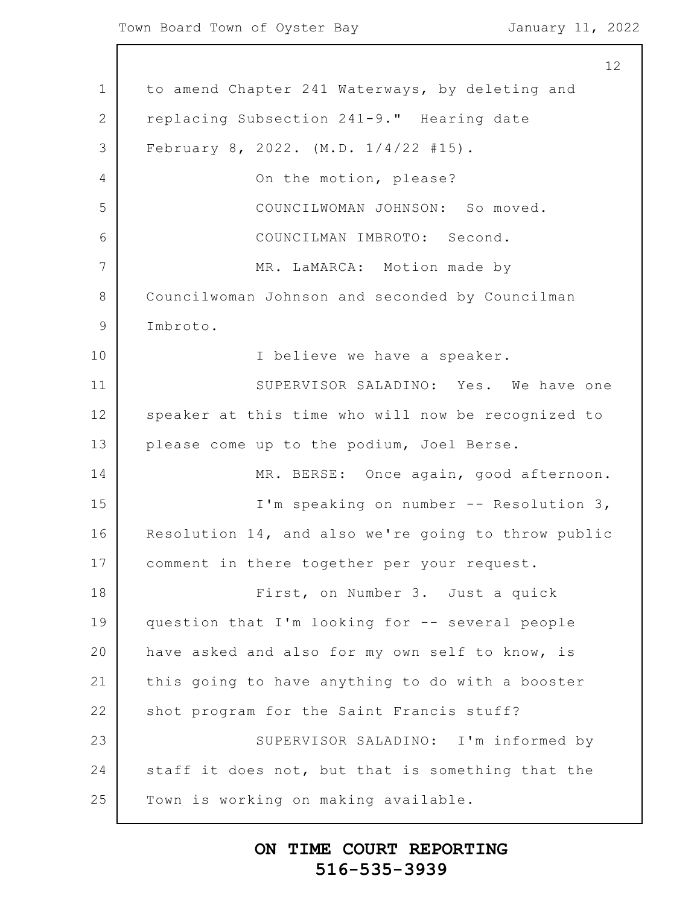to amend Chapter 241 Waterways, by deleting and replacing Subsection 241-9." Hearing date February 8, 2022. (M.D. 1/4/22 #15).

On the motion, please?

COUNCILWOMAN JOHNSON: So moved.

COUNCILMAN IMBROTO: Second.

MR. LaMARCA: Motion made by Councilwoman Johnson and seconded by Councilman Imbroto.

I believe we have a speaker.

SUPERVISOR SALADINO: Yes. We have one speaker at this time who will now be recognized to please come up to the podium, Joel Berse.

MR. BERSE: Once again, good afternoon.

I'm speaking on number -- Resolution 3, Resolution 14, and also we're going to throw public comment in there together per your request.

First, on Number 3. Just a quick question that I'm looking for -- several people have asked and also for my own self to know, is this going to have anything to do with a booster shot program for the Saint Francis stuff?

SUPERVISOR SALADINO: I'm informed by staff it does not, but that is something that the Town is working on making available.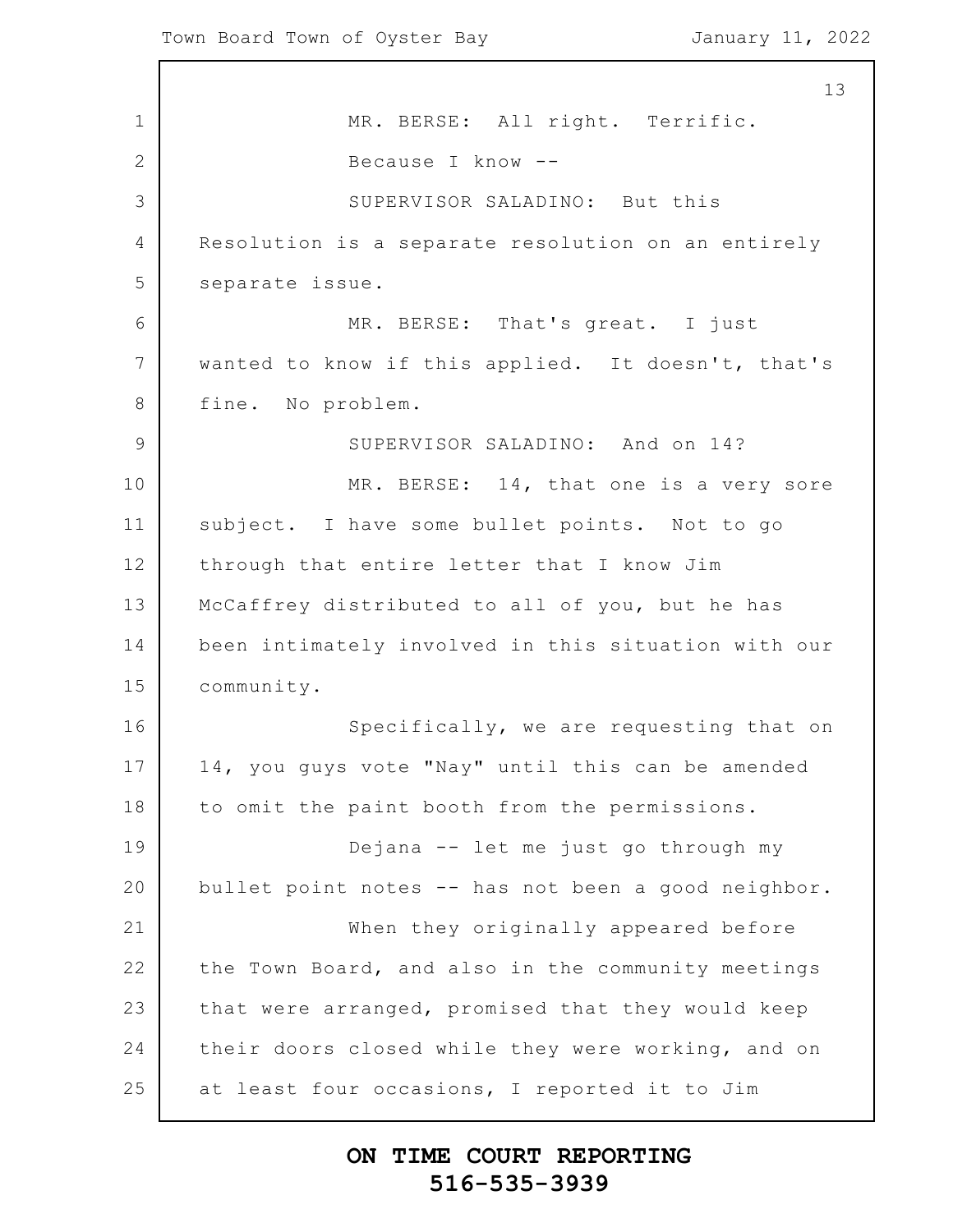MR. BERSE: All right. Terrific.

Because I know --

SUPERVISOR SALADINO: But this Resolution is a separate resolution on an entirely separate issue.

MR. BERSE: That's great. I just wanted to know if this applied. It doesn't, that's fine. No problem.

SUPERVISOR SALADINO: And on 14?

MR. BERSE: 14, that one is a very sore subject. I have some bullet points. Not to go through that entire letter that I know Jim McCaffrey distributed to all of you, but he has been intimately involved in this situation with our community.

Specifically, we are requesting that on 14, you guys vote "Nay" until this can be amended to omit the paint booth from the permissions.

Dejana -- let me just go through my bullet point notes -- has not been a good neighbor.

When they originally appeared before the Town Board, and also in the community meetings that were arranged, promised that they would keep their doors closed while they were working, and on at least four occasions, I reported it to Jim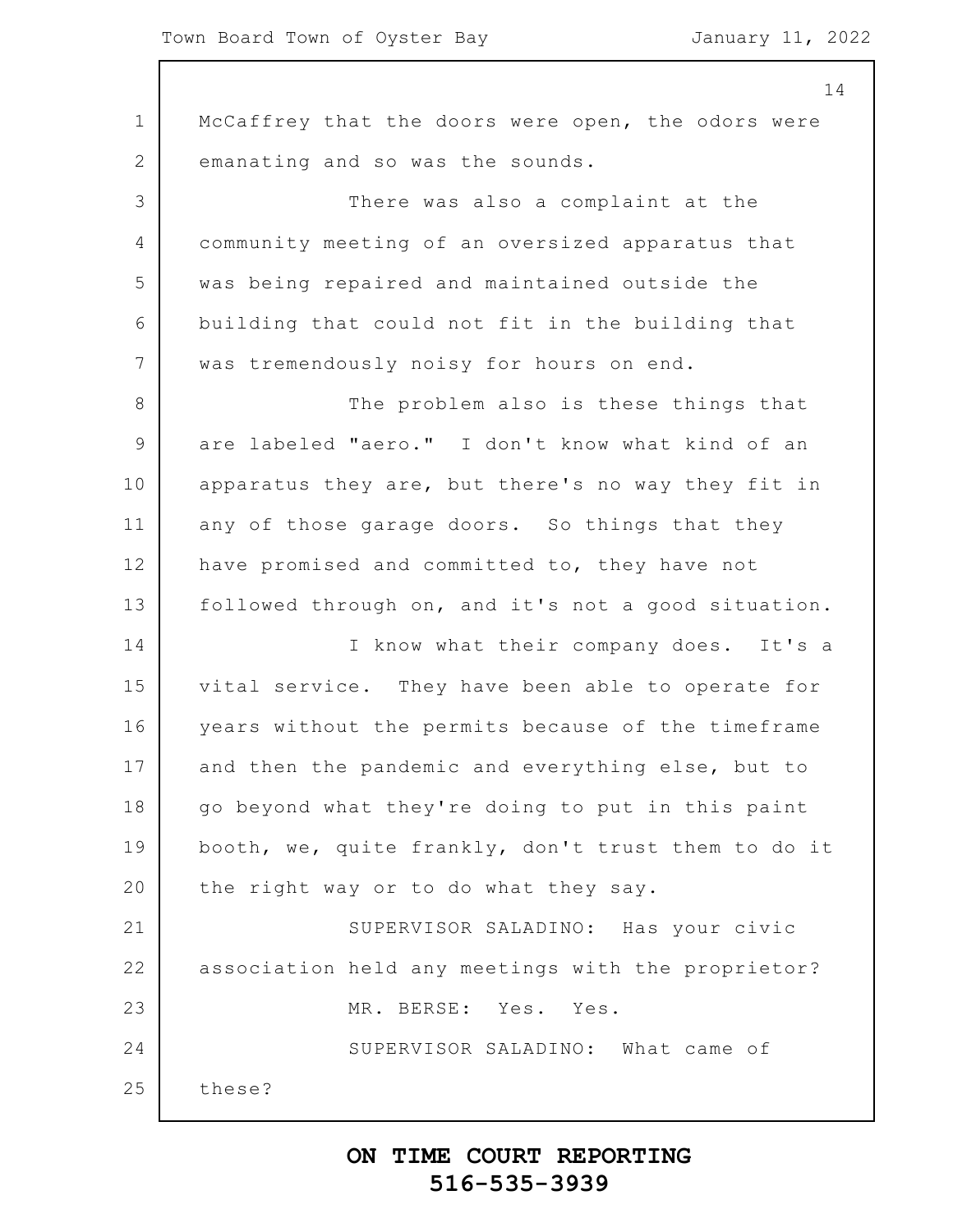McCaffrey that the doors were open, the odors were emanating and so was the sounds.

There was also a complaint at the community meeting of an oversized apparatus that was being repaired and maintained outside the building that could not fit in the building that was tremendously noisy for hours on end.

The problem also is these things that are labeled "aero." I don't know what kind of an apparatus they are, but there's no way they fit in any of those garage doors. So things that they have promised and committed to, they have not followed through on, and it's not a good situation.

I know what their company does. It's a vital service. They have been able to operate for years without the permits because of the timeframe and then the pandemic and everything else, but to go beyond what they're doing to put in this paint booth, we, quite frankly, don't trust them to do it the right way or to do what they say.

SUPERVISOR SALADINO: Has your civic association held any meetings with the proprietor?

MR. BERSE: Yes. Yes.

SUPERVISOR SALADINO: What came of these?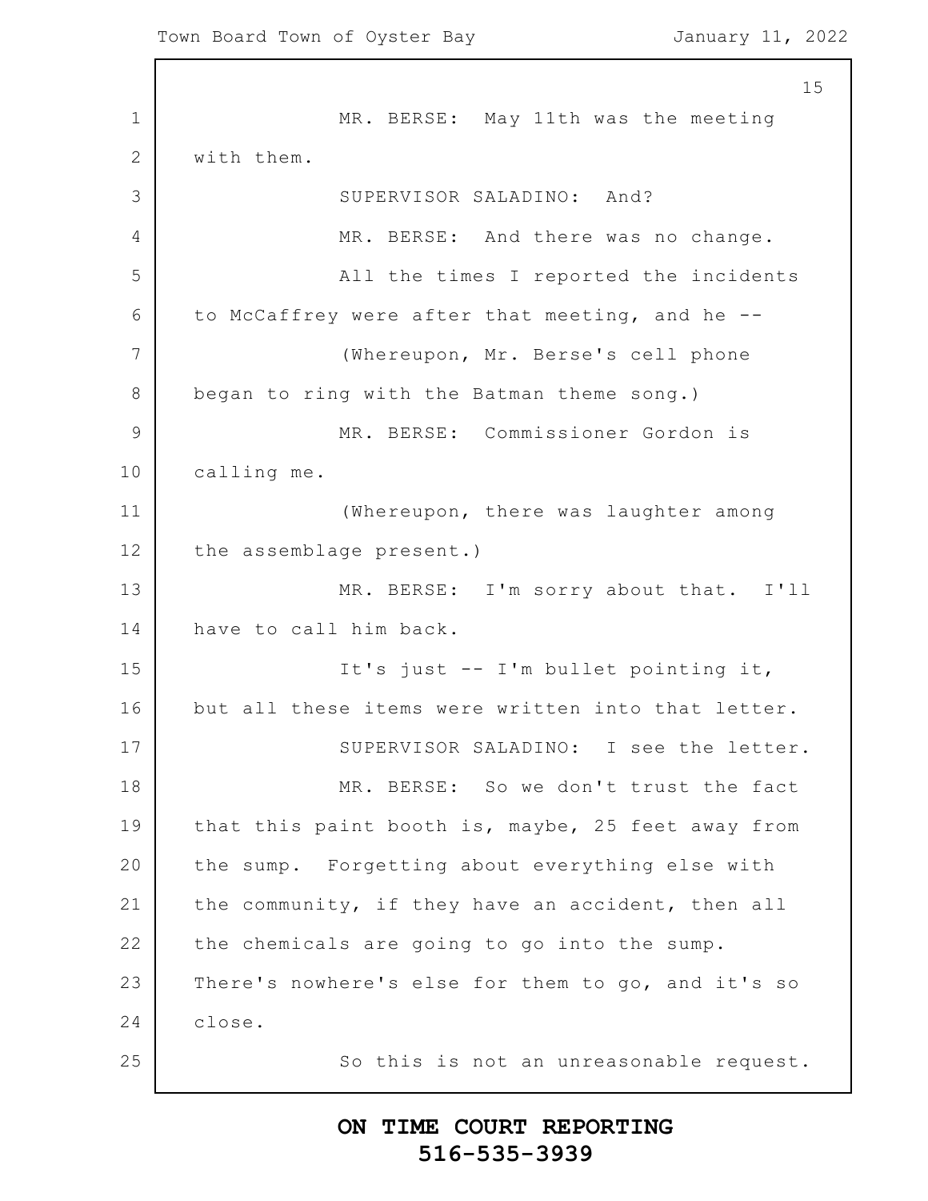MR. BERSE: May 11th was the meeting with them.

SUPERVISOR SALADINO: And?

MR. BERSE: And there was no change.

All the times I reported the incidents to McCaffrey were after that meeting, and he --

(Whereupon, Mr. Berse's cell phone began to ring with the Batman theme song.)

MR. BERSE: Commissioner Gordon is calling me.

(Whereupon, there was laughter among the assemblage present.)

MR. BERSE: I'm sorry about that. I'll have to call him back.

It's just -- I'm bullet pointing it, but all these items were written into that letter.

SUPERVISOR SALADINO: I see the letter.

MR. BERSE: So we don't trust the fact that this paint booth is, maybe, 25 feet away from the sump. Forgetting about everything else with the community, if they have an accident, then all the chemicals are going to go into the sump. There's nowhere's else for them to go, and it's so close.

So this is not an unreasonable request.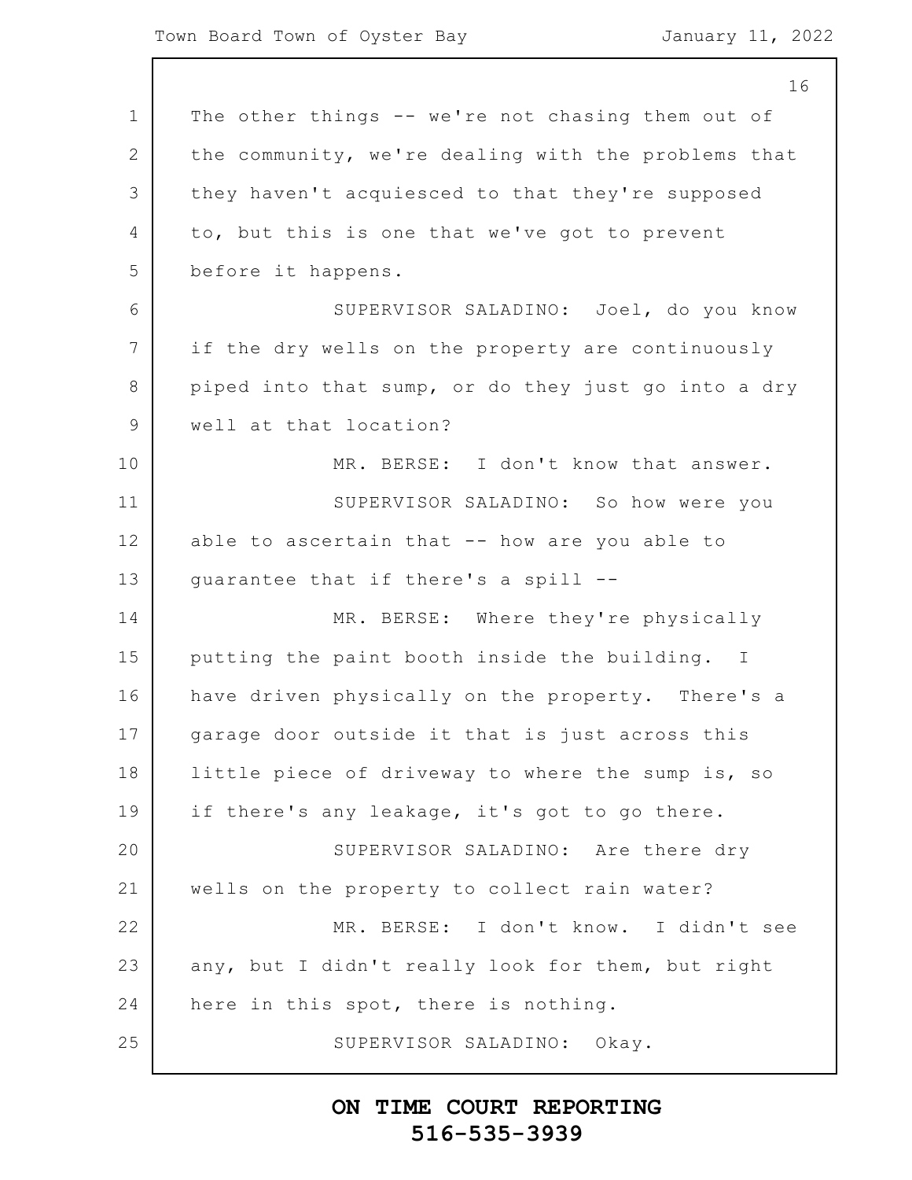The other things -- we're not chasing them out of the community, we're dealing with the problems that they haven't acquiesced to that they're supposed to, but this is one that we've got to prevent before it happens.

SUPERVISOR SALADINO: Joel, do you know if the dry wells on the property are continuously piped into that sump, or do they just go into a dry well at that location?

MR. BERSE: I don't know that answer.

SUPERVISOR SALADINO: So how were you able to ascertain that -- how are you able to guarantee that if there's a spill --

MR. BERSE: Where they're physically putting the paint booth inside the building. I have driven physically on the property. There's a garage door outside it that is just across this little piece of driveway to where the sump is, so if there's any leakage, it's got to go there.

SUPERVISOR SALADINO: Are there dry wells on the property to collect rain water?

MR. BERSE: I don't know. I didn't see any, but I didn't really look for them, but right here in this spot, there is nothing.

SUPERVISOR SALADINO: Okay.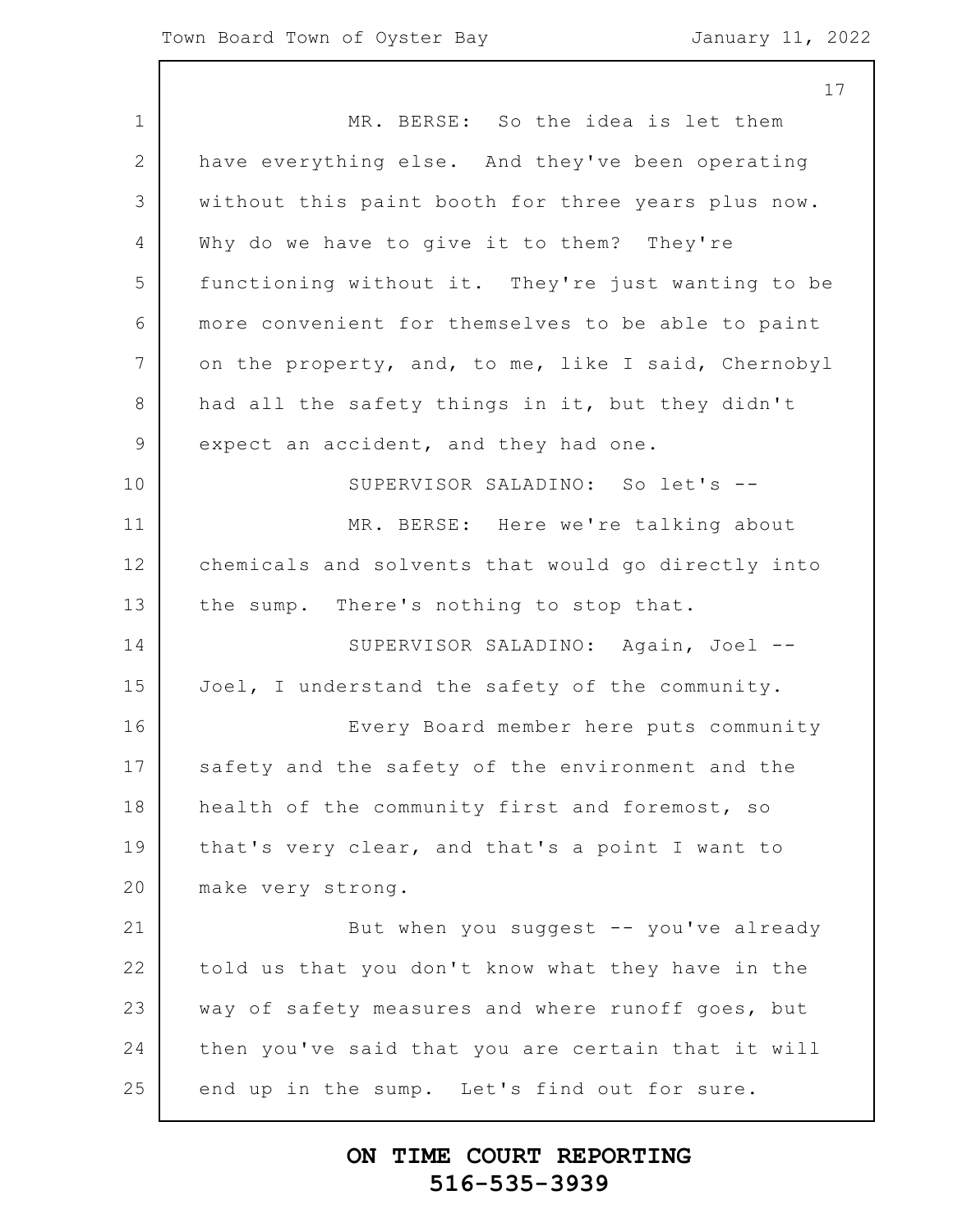MR. BERSE: So the idea is let them have everything else. And they've been operating without this paint booth for three years plus now. Why do we have to give it to them? They're functioning without it. They're just wanting to be more convenient for themselves to be able to paint on the property, and, to me, like I said, Chernobyl had all the safety things in it, but they didn't expect an accident, and they had one.

SUPERVISOR SALADINO: So let's --

MR. BERSE: Here we're talking about chemicals and solvents that would go directly into the sump. There's nothing to stop that.

SUPERVISOR SALADINO: Again, Joel -- Joel, I understand the safety of the community.

Every Board member here puts community safety and the safety of the environment and the health of the community first and foremost, so that's very clear, and that's a point I want to make very strong.

But when you suggest -- you've already told us that you don't know what they have in the way of safety measures and where runoff goes, but then you've said that you are certain that it will end up in the sump. Let's find out for sure.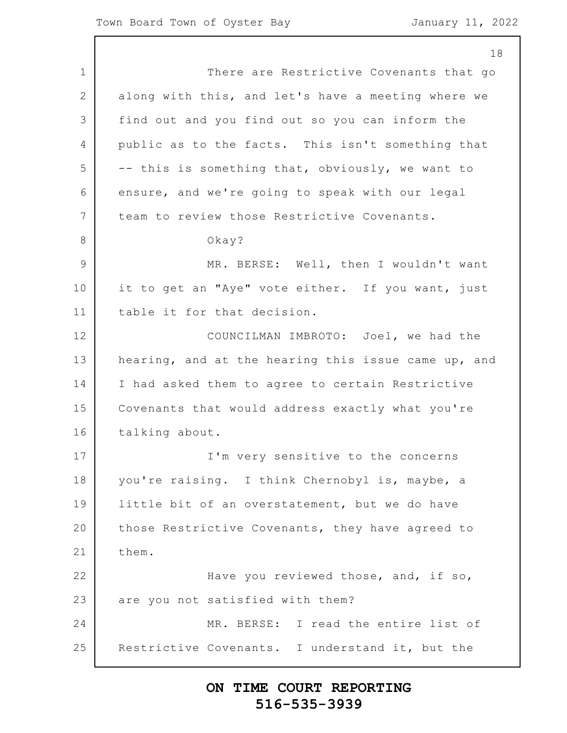There are Restrictive Covenants that go along with this, and let's have a meeting where we find out and you find out so you can inform the public as to the facts. This isn't something that -- this is something that, obviously, we want to ensure, and we're going to speak with our legal team to review those Restrictive Covenants.

Okay?

MR. BERSE: Well, then I wouldn't want it to get an "Aye" vote either. If you want, just table it for that decision.

COUNCILMAN IMBROTO: Joel, we had the hearing, and at the hearing this issue came up, and I had asked them to agree to certain Restrictive Covenants that would address exactly what you're talking about.

I'm very sensitive to the concerns you're raising. I think Chernobyl is, maybe, a little bit of an overstatement, but we do have those Restrictive Covenants, they have agreed to them.

Have you reviewed those, and, if so, are you not satisfied with them?

MR. BERSE: I read the entire list of Restrictive Covenants. I understand it, but the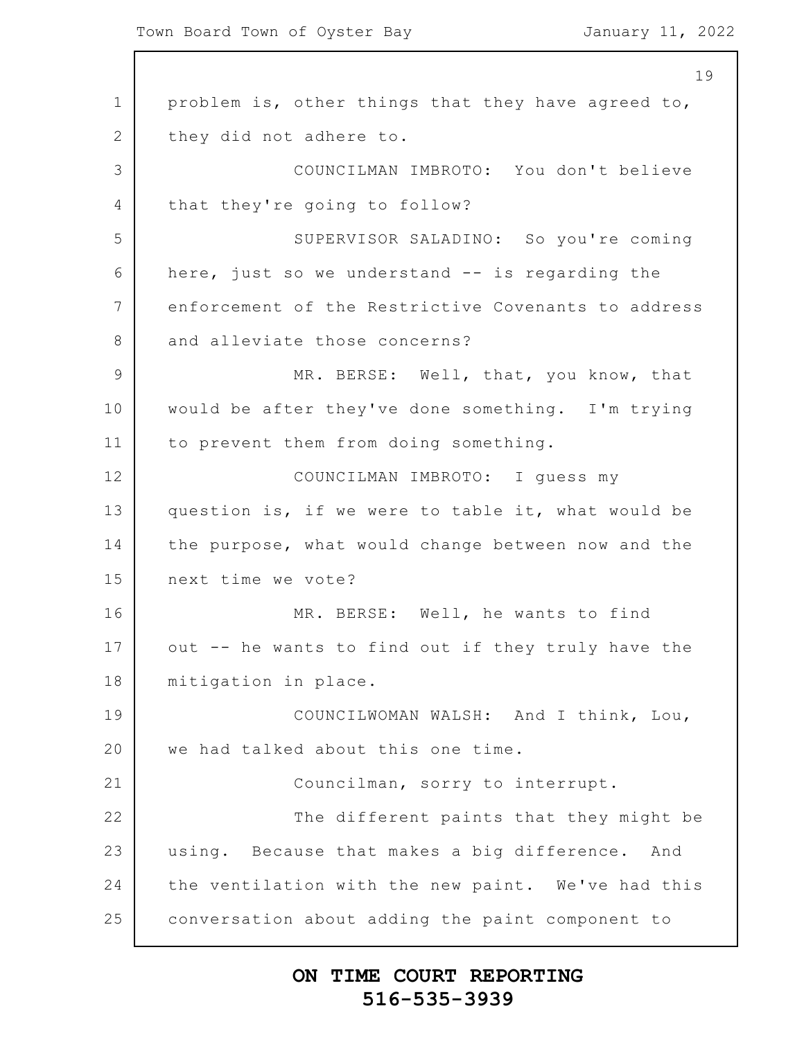problem is, other things that they have agreed to, they did not adhere to.

COUNCILMAN IMBROTO: You don't believe that they're going to follow?

SUPERVISOR SALADINO: So you're coming here, just so we understand -- is regarding the enforcement of the Restrictive Covenants to address and alleviate those concerns?

MR. BERSE: Well, that, you know, that would be after they've done something. I'm trying to prevent them from doing something.

COUNCILMAN IMBROTO: I guess my question is, if we were to table it, what would be the purpose, what would change between now and the next time we vote?

MR. BERSE: Well, he wants to find out -- he wants to find out if they truly have the mitigation in place.

COUNCILWOMAN WALSH: And I think, Lou, we had talked about this one time.

Councilman, sorry to interrupt.

The different paints that they might be using. Because that makes a big difference. And the ventilation with the new paint. We've had this conversation about adding the paint component to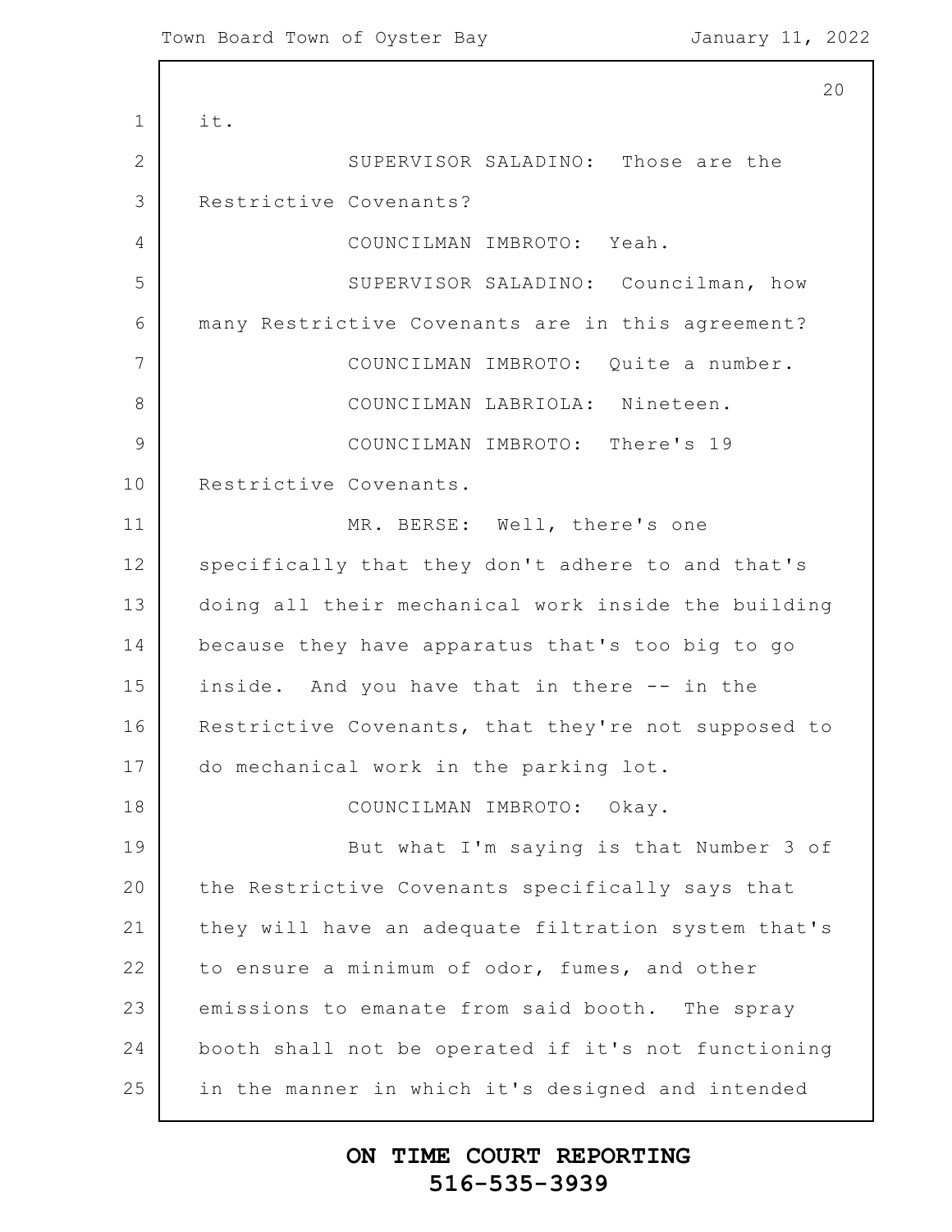it.

SUPERVISOR SALADINO: Those are the Restrictive Covenants?

COUNCILMAN IMBROTO: Yeah.

SUPERVISOR SALADINO: Councilman, how many Restrictive Covenants are in this agreement?

COUNCILMAN IMBROTO: Quite a number.

COUNCILMAN LABRIOLA: Nineteen.

COUNCILMAN IMBROTO: There's 19 Restrictive Covenants.

MR. BERSE: Well, there's one specifically that they don't adhere to and that's doing all their mechanical work inside the building because they have apparatus that's too big to go inside. And you have that in there -- in the Restrictive Covenants, that they're not supposed to do mechanical work in the parking lot.

COUNCILMAN IMBROTO: Okay.

But what I'm saying is that Number 3 of the Restrictive Covenants specifically says that they will have an adequate filtration system that's to ensure a minimum of odor, fumes, and other emissions to emanate from said booth. The spray booth shall not be operated if it's not functioning in the manner in which it's designed and intended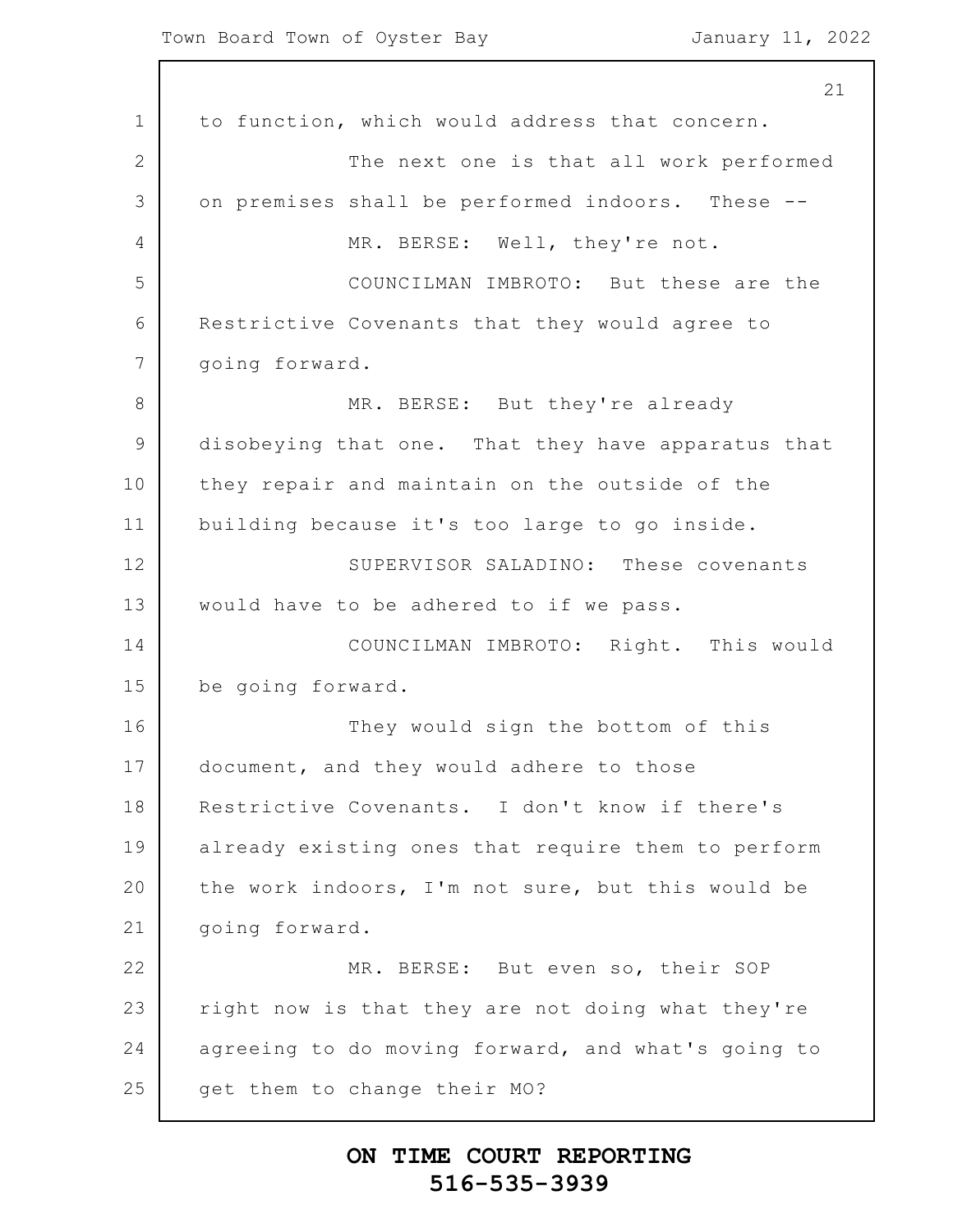to function, which would address that concern.

The next one is that all work performed on premises shall be performed indoors. These --

MR. BERSE: Well, they're not.

COUNCILMAN IMBROTO: But these are the Restrictive Covenants that they would agree to going forward.

MR. BERSE: But they're already disobeying that one. That they have apparatus that they repair and maintain on the outside of the building because it's too large to go inside.

SUPERVISOR SALADINO: These covenants would have to be adhered to if we pass.

COUNCILMAN IMBROTO: Right. This would be going forward.

They would sign the bottom of this document, and they would adhere to those Restrictive Covenants. I don't know if there's already existing ones that require them to perform the work indoors, I'm not sure, but this would be going forward.

MR. BERSE: But even so, their SOP right now is that they are not doing what they're agreeing to do moving forward, and what's going to get them to change their MO?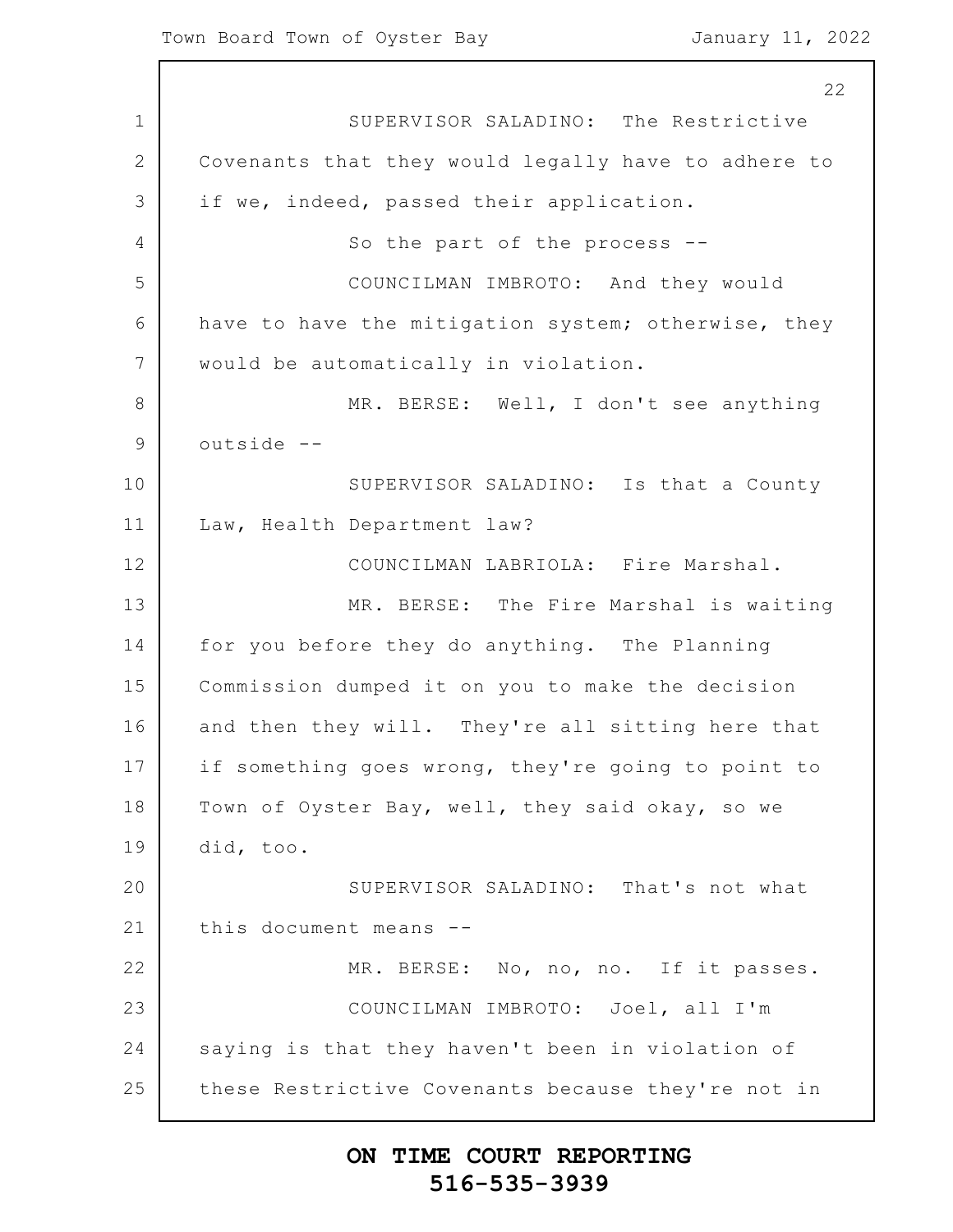SUPERVISOR SALADINO: The Restrictive Covenants that they would legally have to adhere to if we, indeed, passed their application.

So the part of the process --

COUNCILMAN IMBROTO: And they would have to have the mitigation system; otherwise, they would be automatically in violation.

MR. BERSE: Well, I don't see anything outside --

SUPERVISOR SALADINO: Is that a County Law, Health Department law?

COUNCILMAN LABRIOLA: Fire Marshal.

MR. BERSE: The Fire Marshal is waiting for you before they do anything. The Planning Commission dumped it on you to make the decision and then they will. They're all sitting here that if something goes wrong, they're going to point to Town of Oyster Bay, well, they said okay, so we did, too.

SUPERVISOR SALADINO: That's not what this document means --

MR. BERSE: No, no, no. If it passes.

COUNCILMAN IMBROTO: Joel, all I'm saying is that they haven't been in violation of these Restrictive Covenants because they're not in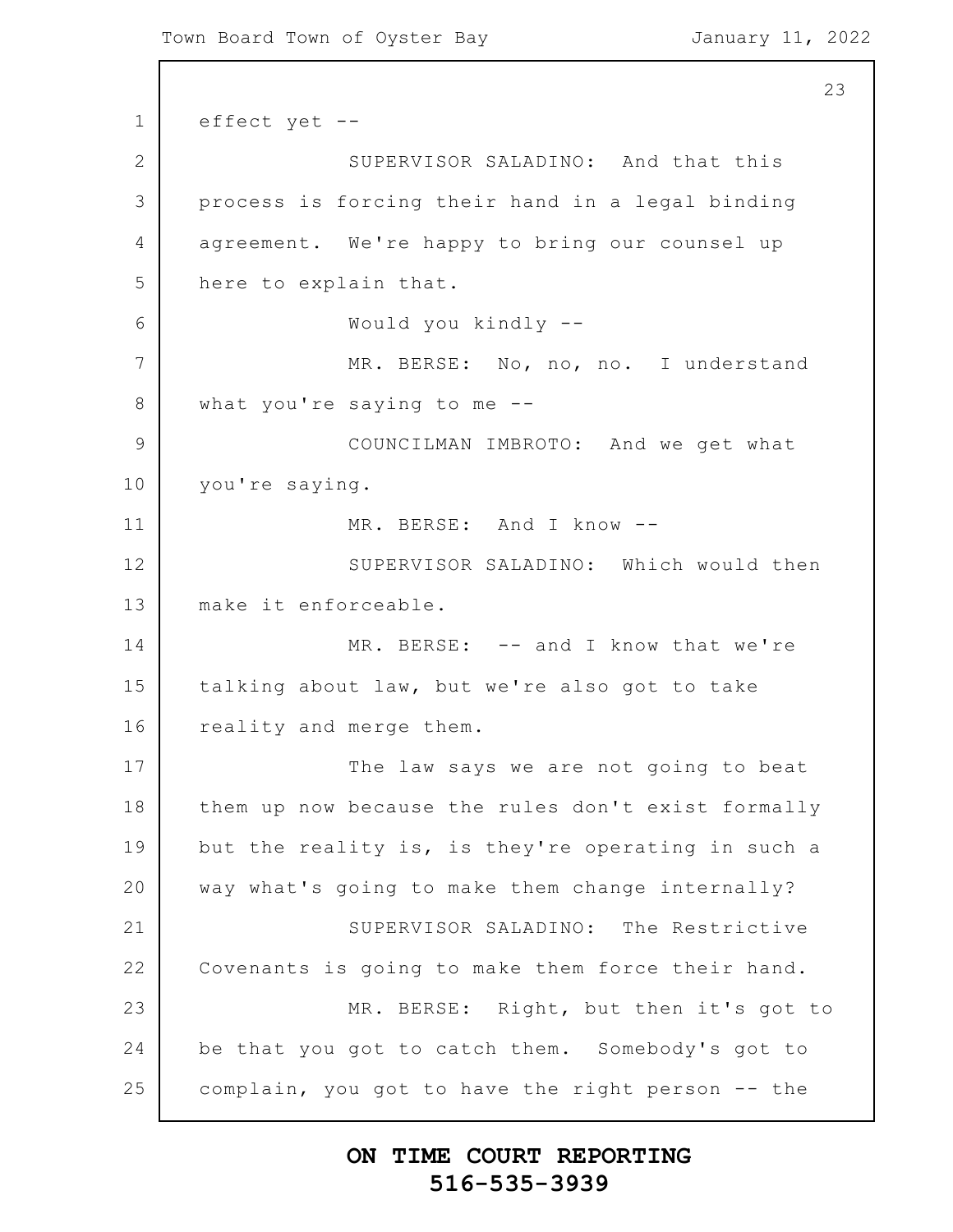effect yet --

SUPERVISOR SALADINO: And that this process is forcing their hand in a legal binding agreement. We're happy to bring our counsel up here to explain that.

Would you kindly --

MR. BERSE: No, no, no. I understand what you're saying to me --

COUNCILMAN IMBROTO: And we get what you're saying.

MR. BERSE: And I know --

SUPERVISOR SALADINO: Which would then make it enforceable.

MR. BERSE: -- and I know that we're talking about law, but we're also got to take reality and merge them.

The law says we are not going to beat them up now because the rules don't exist formally but the reality is, is they're operating in such a way what's going to make them change internally?

SUPERVISOR SALADINO: The Restrictive Covenants is going to make them force their hand.

MR. BERSE: Right, but then it's got to be that you got to catch them. Somebody's got to complain, you got to have the right person -- the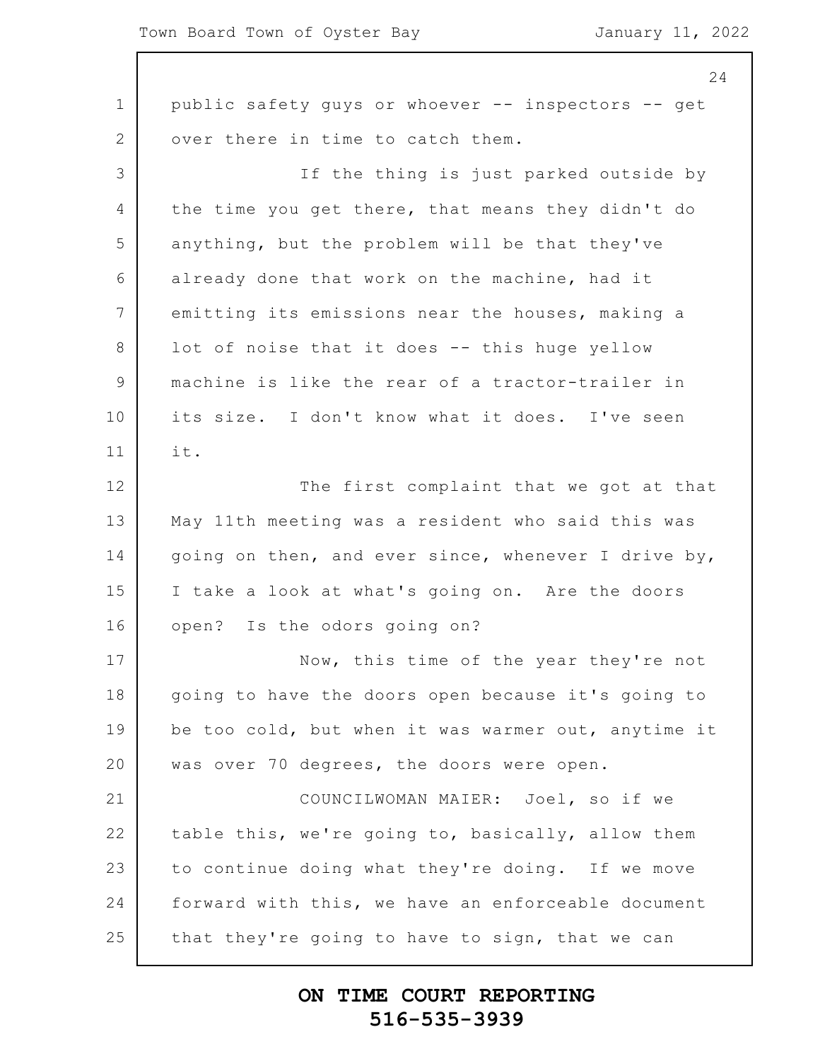public safety guys or whoever -- inspectors -- get over there in time to catch them.

If the thing is just parked outside by the time you get there, that means they didn't do anything, but the problem will be that they've already done that work on the machine, had it emitting its emissions near the houses, making a lot of noise that it does -- this huge yellow machine is like the rear of a tractor-trailer in its size. I don't know what it does. I've seen it.

The first complaint that we got at that May 11th meeting was a resident who said this was going on then, and ever since, whenever I drive by, I take a look at what's going on. Are the doors open? Is the odors going on?

Now, this time of the year they're not going to have the doors open because it's going to be too cold, but when it was warmer out, anytime it was over 70 degrees, the doors were open.

COUNCILWOMAN MAIER: Joel, so if we table this, we're going to, basically, allow them to continue doing what they're doing. If we move forward with this, we have an enforceable document that they're going to have to sign, that we can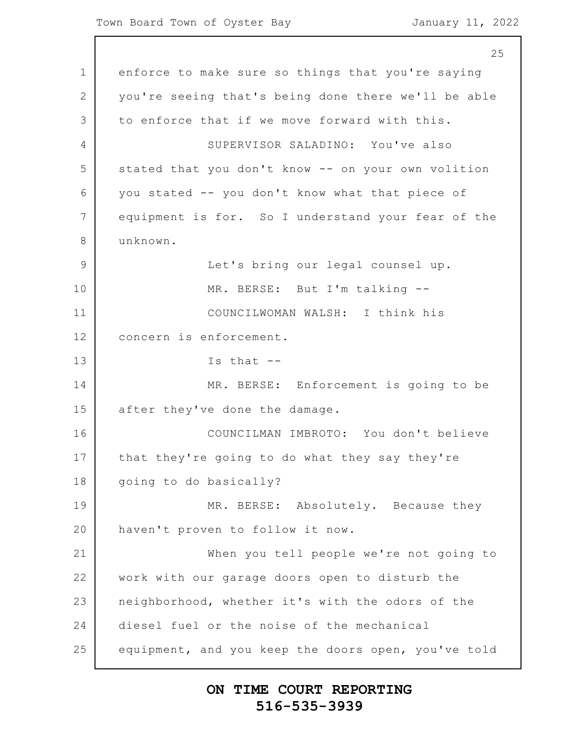enforce to make sure so things that you're saying you're seeing that's being done there we'll be able to enforce that if we move forward with this.

SUPERVISOR SALADINO: You've also stated that you don't know -- on your own volition you stated -- you don't know what that piece of equipment is for. So I understand your fear of the unknown.

Let's bring our legal counsel up.

MR. BERSE: But I'm talking --

COUNCILWOMAN WALSH: I think his concern is enforcement.

Is that --

MR. BERSE: Enforcement is going to be after they've done the damage.

COUNCILMAN IMBROTO: You don't believe that they're going to do what they say they're going to do basically?

MR. BERSE: Absolutely. Because they haven't proven to follow it now.

When you tell people we're not going to work with our garage doors open to disturb the neighborhood, whether it's with the odors of the diesel fuel or the noise of the mechanical equipment, and you keep the doors open, you've told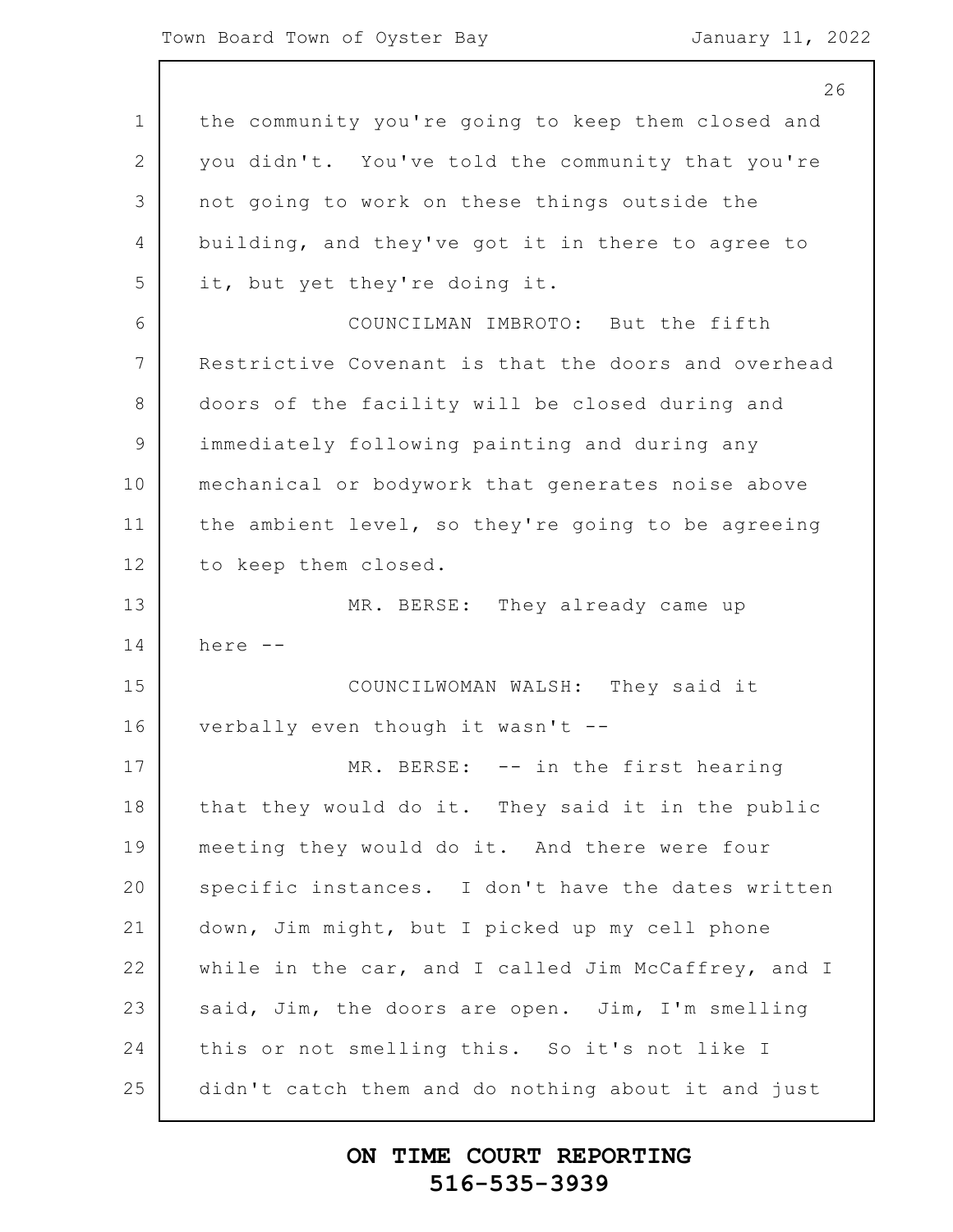the community you're going to keep them closed and you didn't. You've told the community that you're not going to work on these things outside the building, and they've got it in there to agree to it, but yet they're doing it.

COUNCILMAN IMBROTO: But the fifth Restrictive Covenant is that the doors and overhead doors of the facility will be closed during and immediately following painting and during any mechanical or bodywork that generates noise above the ambient level, so they're going to be agreeing to keep them closed.

MR. BERSE: They already came up here --

COUNCILWOMAN WALSH: They said it verbally even though it wasn't --

MR. BERSE: -- in the first hearing that they would do it. They said it in the public meeting they would do it. And there were four specific instances. I don't have the dates written down, Jim might, but I picked up my cell phone while in the car, and I called Jim McCaffrey, and I said, Jim, the doors are open. Jim, I'm smelling this or not smelling this. So it's not like I didn't catch them and do nothing about it and just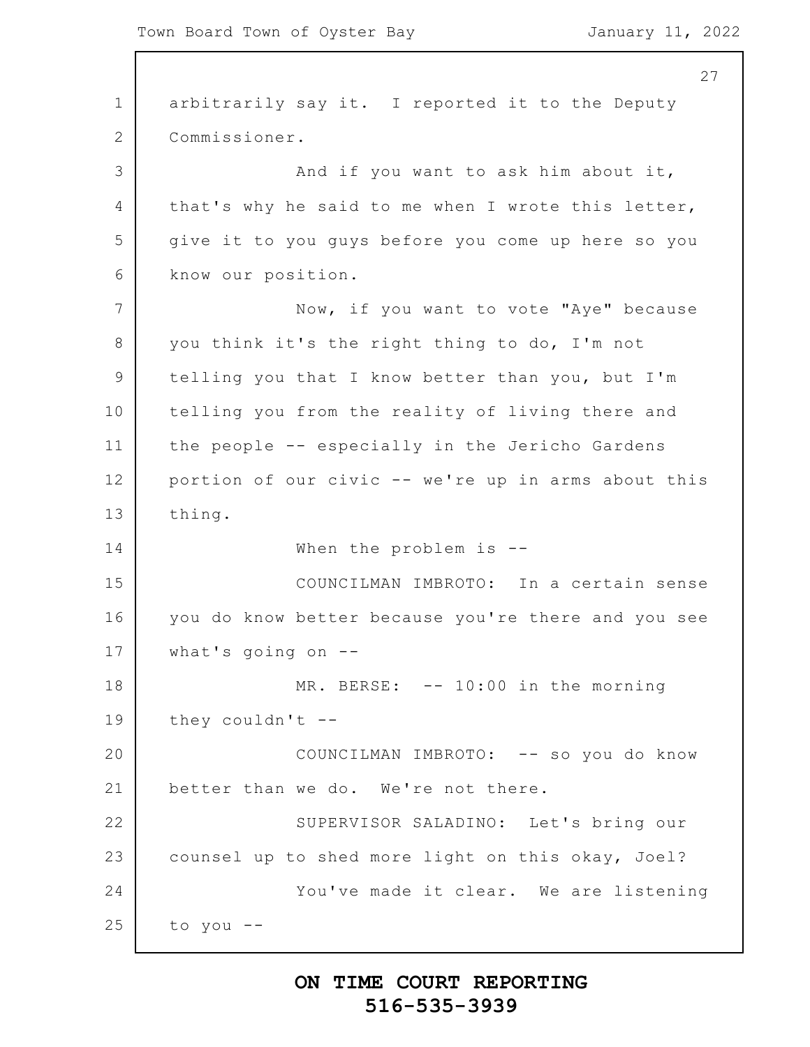arbitrarily say it. I reported it to the Deputy Commissioner.

And if you want to ask him about it, that's why he said to me when I wrote this letter, give it to you guys before you come up here so you know our position.

Now, if you want to vote "Aye" because you think it's the right thing to do, I'm not telling you that I know better than you, but I'm telling you from the reality of living there and the people -- especially in the Jericho Gardens portion of our civic -- we're up in arms about this thing.

When the problem is --

COUNCILMAN IMBROTO: In a certain sense you do know better because you're there and you see what's going on --

MR. BERSE: -- 10:00 in the morning they couldn't --

COUNCILMAN IMBROTO: -- so you do know better than we do. We're not there.

SUPERVISOR SALADINO: Let's bring our counsel up to shed more light on this okay, Joel?

You've made it clear. We are listening to you --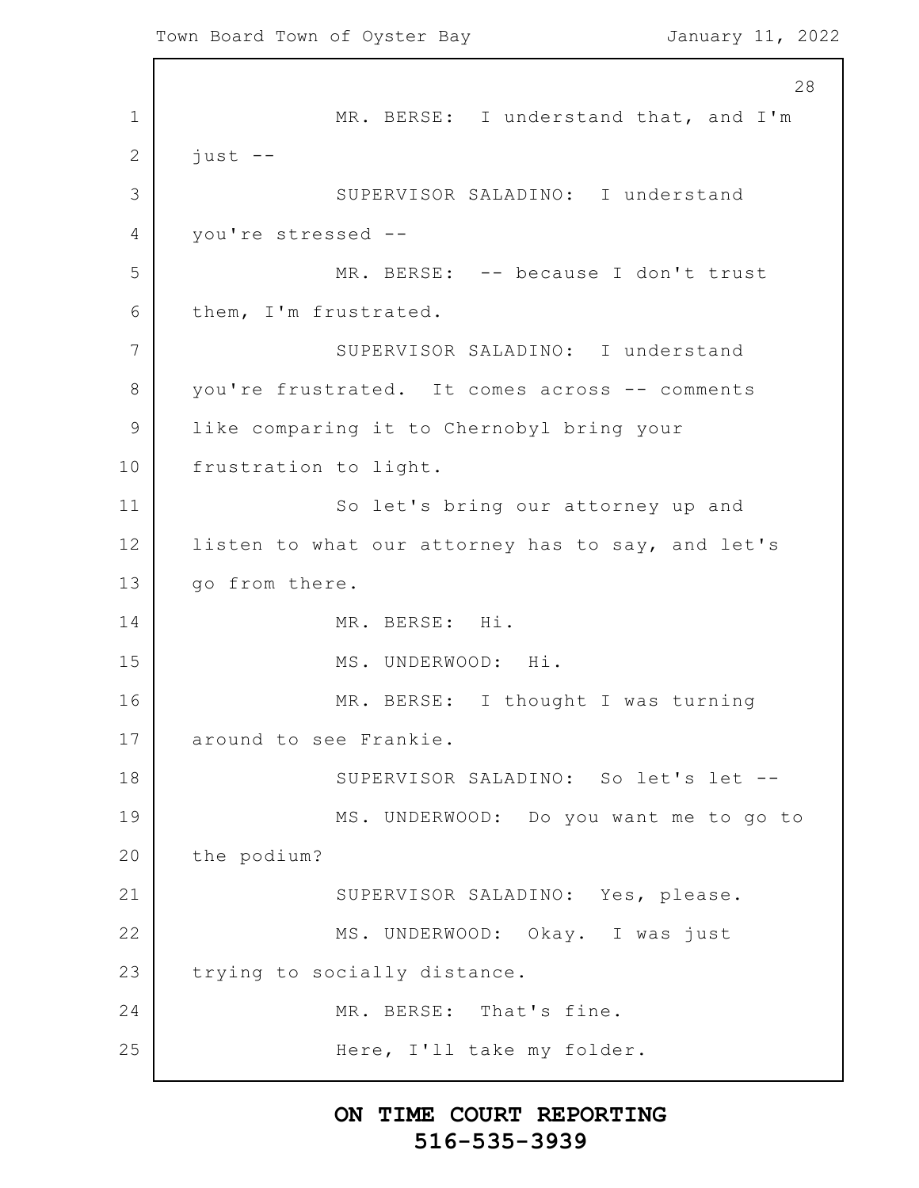MR. BERSE: I understand that, and I'm just --

SUPERVISOR SALADINO: I understand you're stressed --

MR. BERSE: -- because I don't trust them, I'm frustrated.

SUPERVISOR SALADINO: I understand you're frustrated. It comes across -- comments like comparing it to Chernobyl bring your frustration to light.

So let's bring our attorney up and listen to what our attorney has to say, and let's go from there.

MR. BERSE: Hi.

MS. UNDERWOOD: Hi.

MR. BERSE: I thought I was turning around to see Frankie.

SUPERVISOR SALADINO: So let's let --

MS. UNDERWOOD: Do you want me to go to the podium?

SUPERVISOR SALADINO: Yes, please.

MS. UNDERWOOD: Okay. I was just trying to socially distance.

MR. BERSE: That's fine.

Here, I'll take my folder.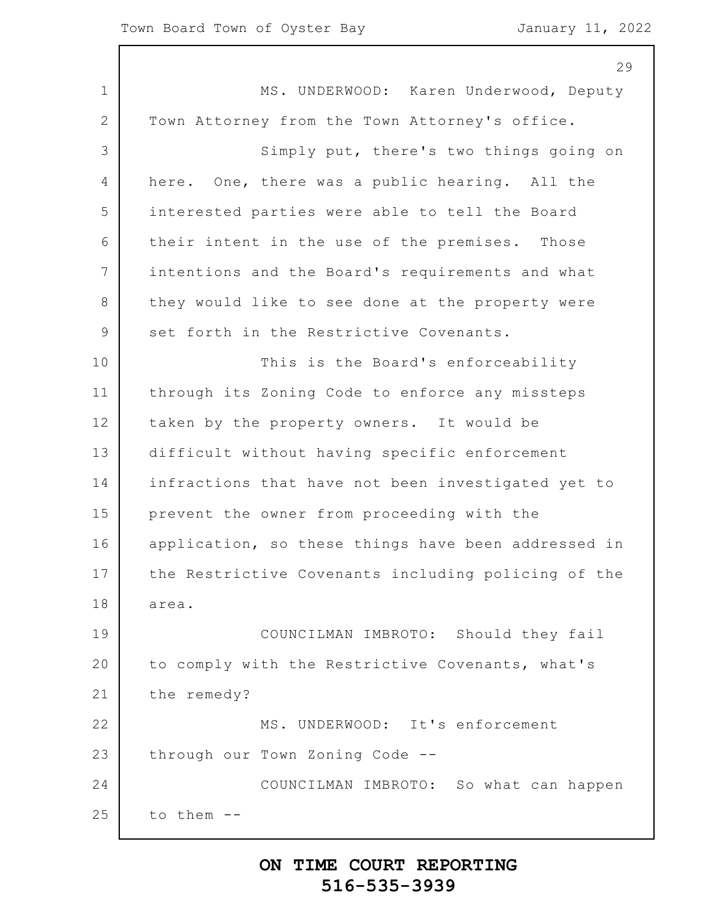MS. UNDERWOOD: Karen Underwood, Deputy Town Attorney from the Town Attorney's office.

Simply put, there's two things going on here. One, there was a public hearing. All the interested parties were able to tell the Board their intent in the use of the premises. Those intentions and the Board's requirements and what they would like to see done at the property were set forth in the Restrictive Covenants.

This is the Board's enforceability through its Zoning Code to enforce any missteps taken by the property owners. It would be difficult without having specific enforcement infractions that have not been investigated yet to prevent the owner from proceeding with the application, so these things have been addressed in the Restrictive Covenants including policing of the area.

COUNCILMAN IMBROTO: Should they fail to comply with the Restrictive Covenants, what's the remedy?

MS. UNDERWOOD: It's enforcement through our Town Zoning Code --

COUNCILMAN IMBROTO: So what can happen to them --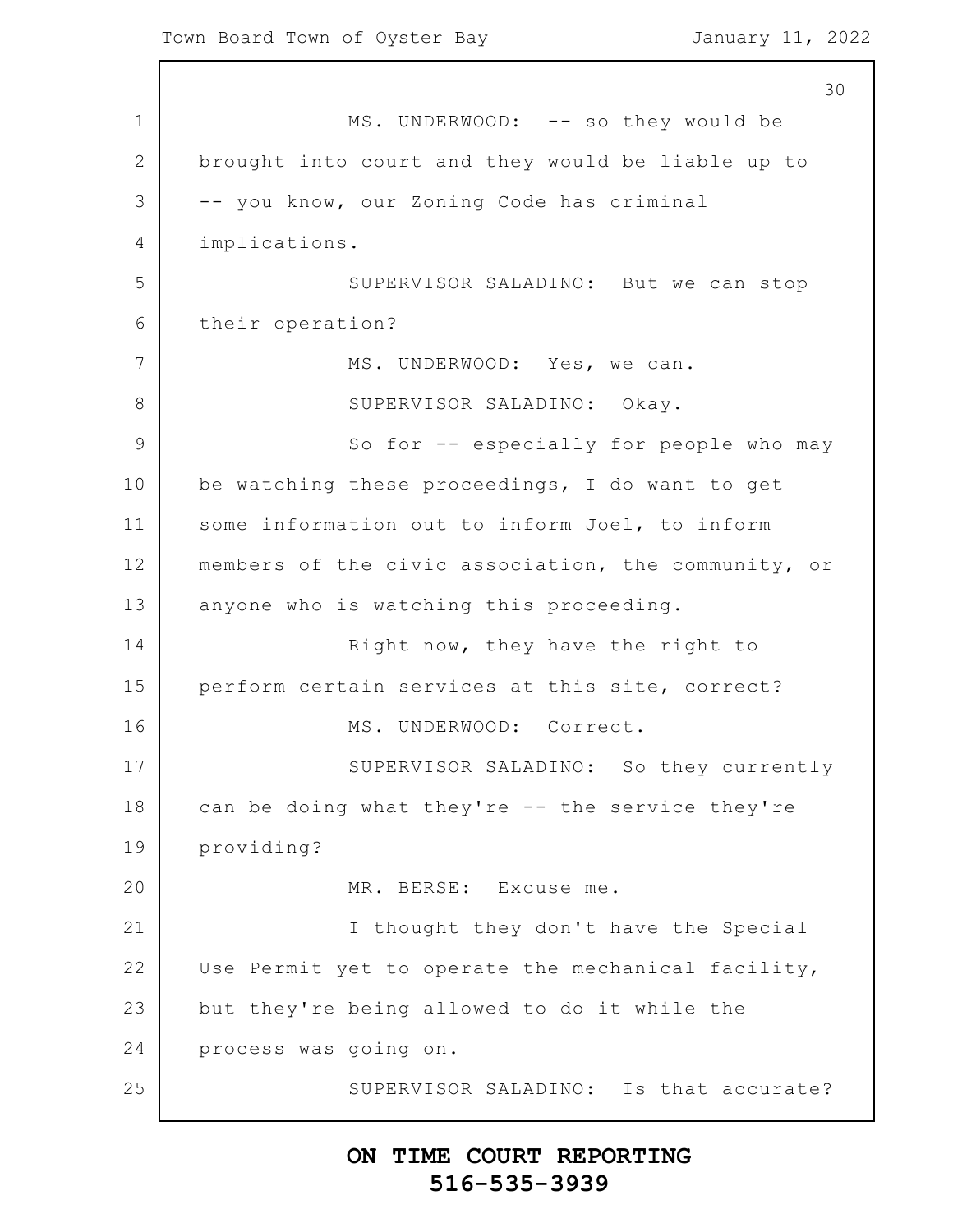MS. UNDERWOOD: -- so they would be brought into court and they would be liable up to -- you know, our Zoning Code has criminal implications.

SUPERVISOR SALADINO: But we can stop their operation?

MS. UNDERWOOD: Yes, we can.

SUPERVISOR SALADINO: Okay.

So for -- especially for people who may be watching these proceedings, I do want to get some information out to inform Joel, to inform members of the civic association, the community, or anyone who is watching this proceeding.

Right now, they have the right to perform certain services at this site, correct?

MS. UNDERWOOD: Correct.

SUPERVISOR SALADINO: So they currently can be doing what they're -- the service they're providing?

MR. BERSE: Excuse me.

I thought they don't have the Special Use Permit yet to operate the mechanical facility, but they're being allowed to do it while the process was going on.

SUPERVISOR SALADINO: Is that accurate?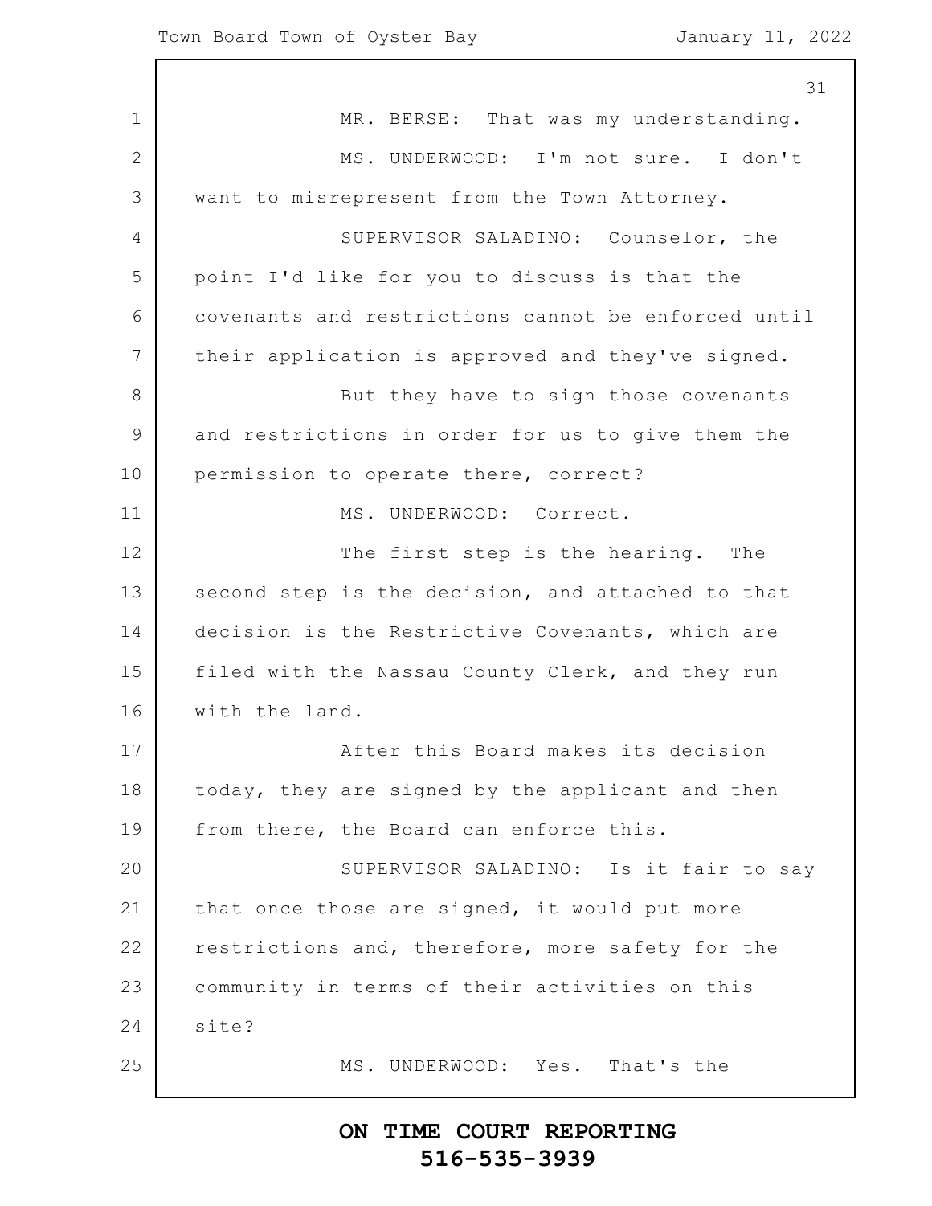MR. BERSE: That was my understanding.

MS. UNDERWOOD: I'm not sure. I don't want to misrepresent from the Town Attorney.

SUPERVISOR SALADINO: Counselor, the point I'd like for you to discuss is that the covenants and restrictions cannot be enforced until their application is approved and they've signed.

But they have to sign those covenants and restrictions in order for us to give them the permission to operate there, correct?

MS. UNDERWOOD: Correct.

The first step is the hearing. The second step is the decision, and attached to that decision is the Restrictive Covenants, which are filed with the Nassau County Clerk, and they run with the land.

After this Board makes its decision today, they are signed by the applicant and then from there, the Board can enforce this.

SUPERVISOR SALADINO: Is it fair to say that once those are signed, it would put more restrictions and, therefore, more safety for the community in terms of their activities on this site?

MS. UNDERWOOD: Yes. That's the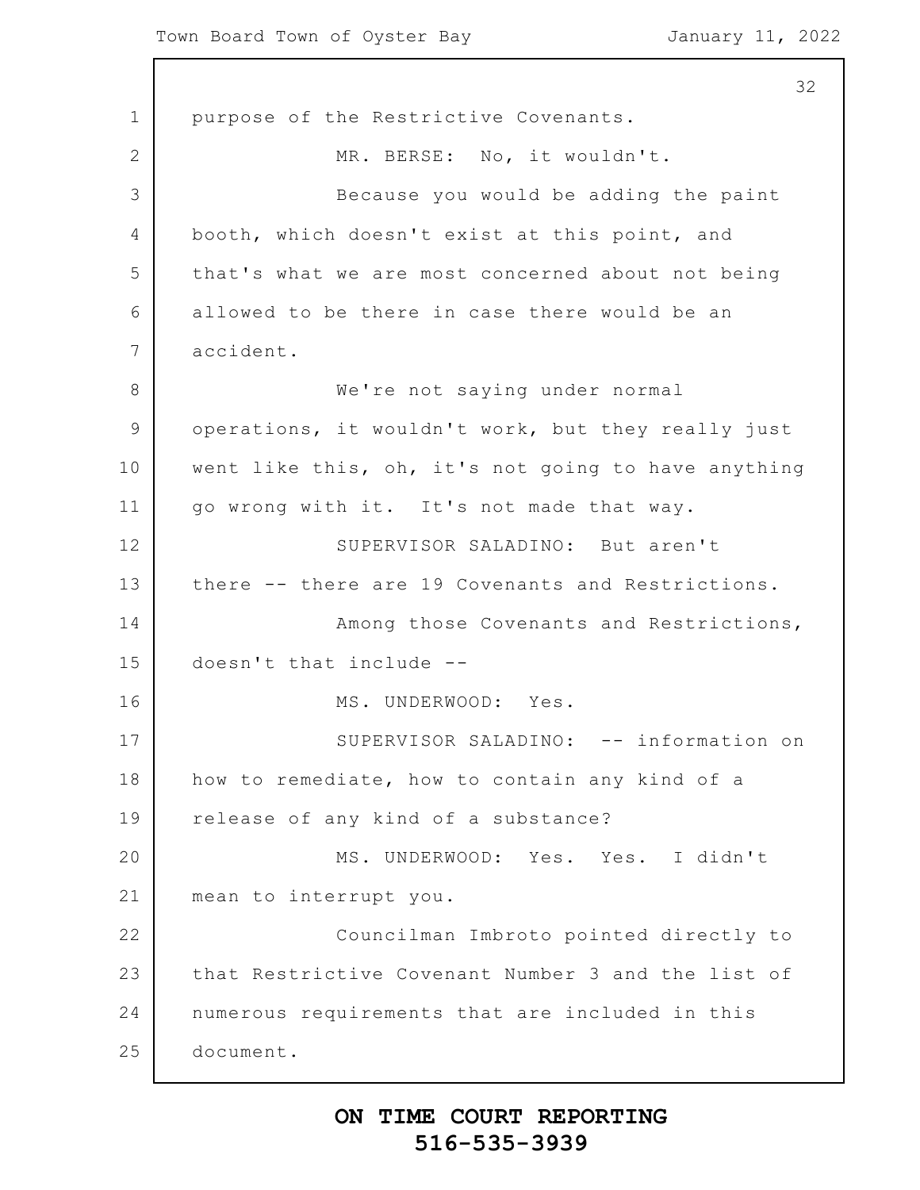purpose of the Restrictive Covenants.

MR. BERSE: No, it wouldn't.

Because you would be adding the paint booth, which doesn't exist at this point, and that's what we are most concerned about not being allowed to be there in case there would be an accident.

We're not saying under normal operations, it wouldn't work, but they really just went like this, oh, it's not going to have anything go wrong with it. It's not made that way.

SUPERVISOR SALADINO: But aren't there -- there are 19 Covenants and Restrictions.

Among those Covenants and Restrictions, doesn't that include --

MS. UNDERWOOD: Yes.

SUPERVISOR SALADINO: -- information on how to remediate, how to contain any kind of a release of any kind of a substance?

MS. UNDERWOOD: Yes. Yes. I didn't mean to interrupt you.

Councilman Imbroto pointed directly to that Restrictive Covenant Number 3 and the list of numerous requirements that are included in this document.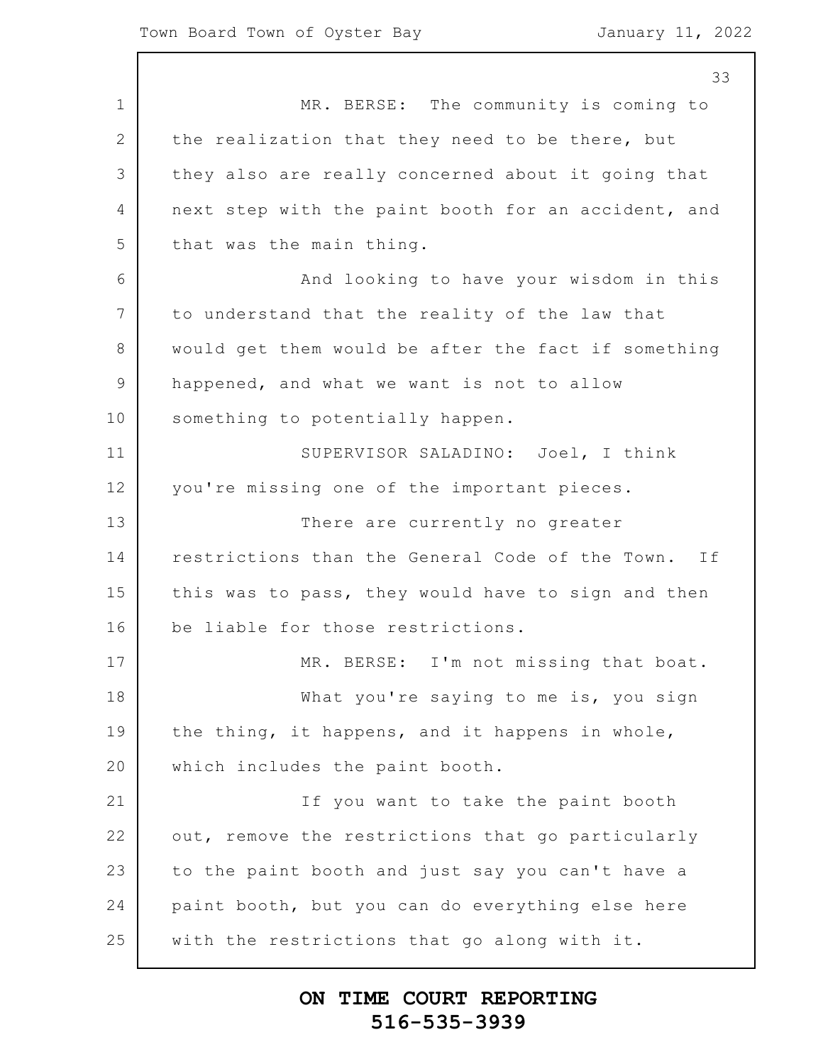MR. BERSE: The community is coming to the realization that they need to be there, but they also are really concerned about it going that next step with the paint booth for an accident, and that was the main thing.

And looking to have your wisdom in this to understand that the reality of the law that would get them would be after the fact if something happened, and what we want is not to allow something to potentially happen.

SUPERVISOR SALADINO: Joel, I think you're missing one of the important pieces.

There are currently no greater restrictions than the General Code of the Town. If this was to pass, they would have to sign and then be liable for those restrictions.

MR. BERSE: I'm not missing that boat.

What you're saying to me is, you sign the thing, it happens, and it happens in whole, which includes the paint booth.

If you want to take the paint booth out, remove the restrictions that go particularly to the paint booth and just say you can't have a paint booth, but you can do everything else here with the restrictions that go along with it.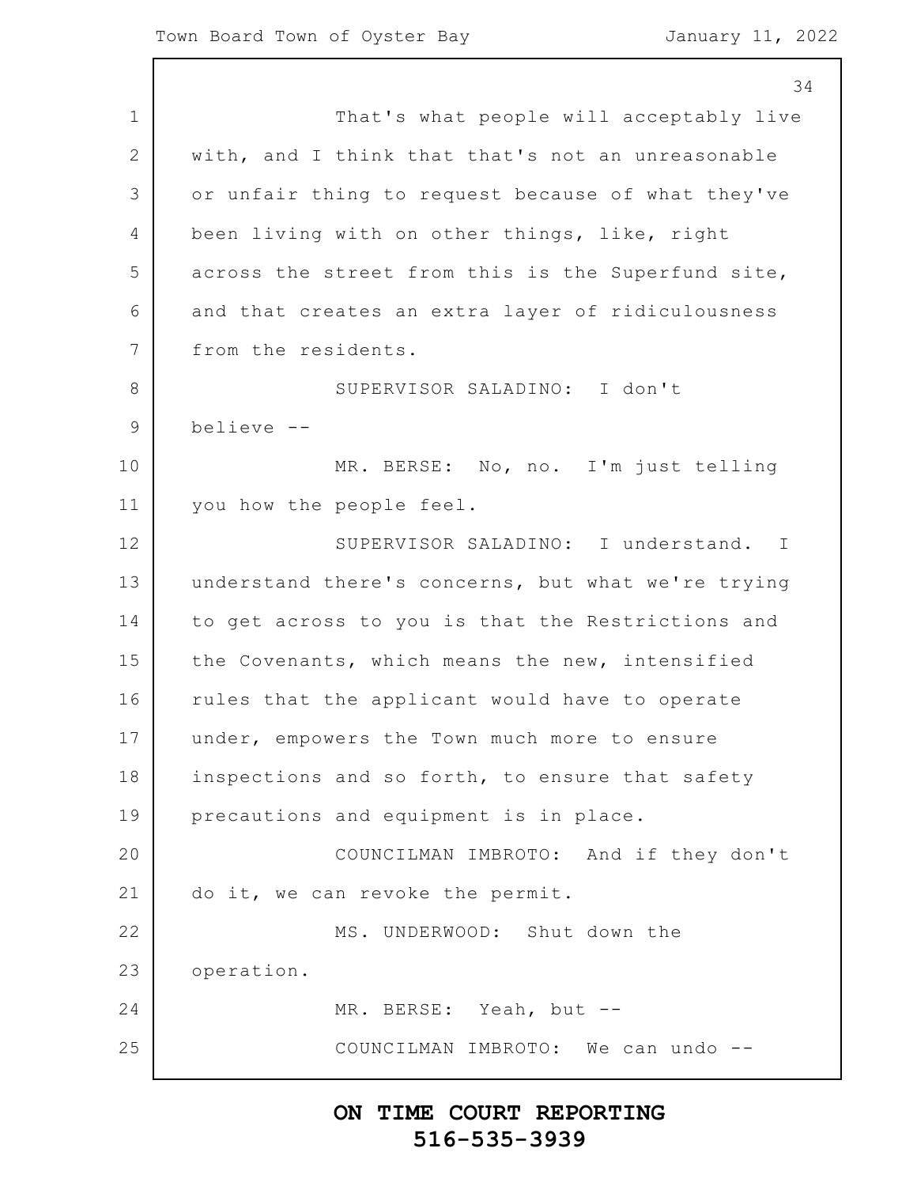That's what people will acceptably live with, and I think that that's not an unreasonable or unfair thing to request because of what they've been living with on other things, like, right across the street from this is the Superfund site, and that creates an extra layer of ridiculousness from the residents.

SUPERVISOR SALADINO: I don't believe --

MR. BERSE: No, no. I'm just telling you how the people feel.

SUPERVISOR SALADINO: I understand. I understand there's concerns, but what we're trying to get across to you is that the Restrictions and the Covenants, which means the new, intensified rules that the applicant would have to operate under, empowers the Town much more to ensure inspections and so forth, to ensure that safety precautions and equipment is in place.

COUNCILMAN IMBROTO: And if they don't do it, we can revoke the permit.

MS. UNDERWOOD: Shut down the operation.

MR. BERSE: Yeah, but --

COUNCILMAN IMBROTO: We can undo --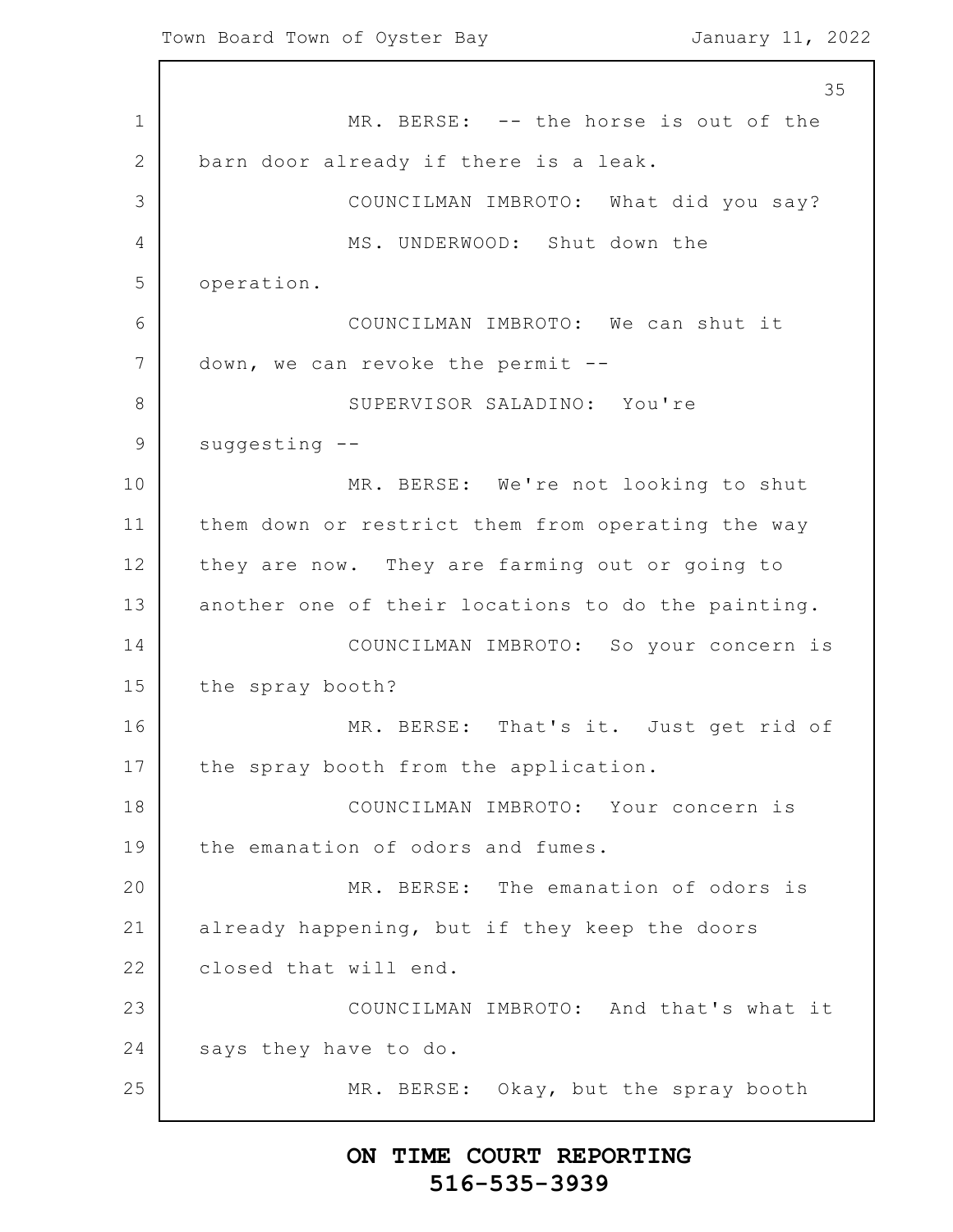MR. BERSE: -- the horse is out of the barn door already if there is a leak.

COUNCILMAN IMBROTO: What did you say?

MS. UNDERWOOD: Shut down the operation.

COUNCILMAN IMBROTO: We can shut it down, we can revoke the permit --

SUPERVISOR SALADINO: You're suggesting --

MR. BERSE: We're not looking to shut them down or restrict them from operating the way they are now. They are farming out or going to another one of their locations to do the painting.

COUNCILMAN IMBROTO: So your concern is the spray booth?

MR. BERSE: That's it. Just get rid of the spray booth from the application.

COUNCILMAN IMBROTO: Your concern is the emanation of odors and fumes.

MR. BERSE: The emanation of odors is already happening, but if they keep the doors closed that will end.

COUNCILMAN IMBROTO: And that's what it says they have to do.

MR. BERSE: Okay, but the spray booth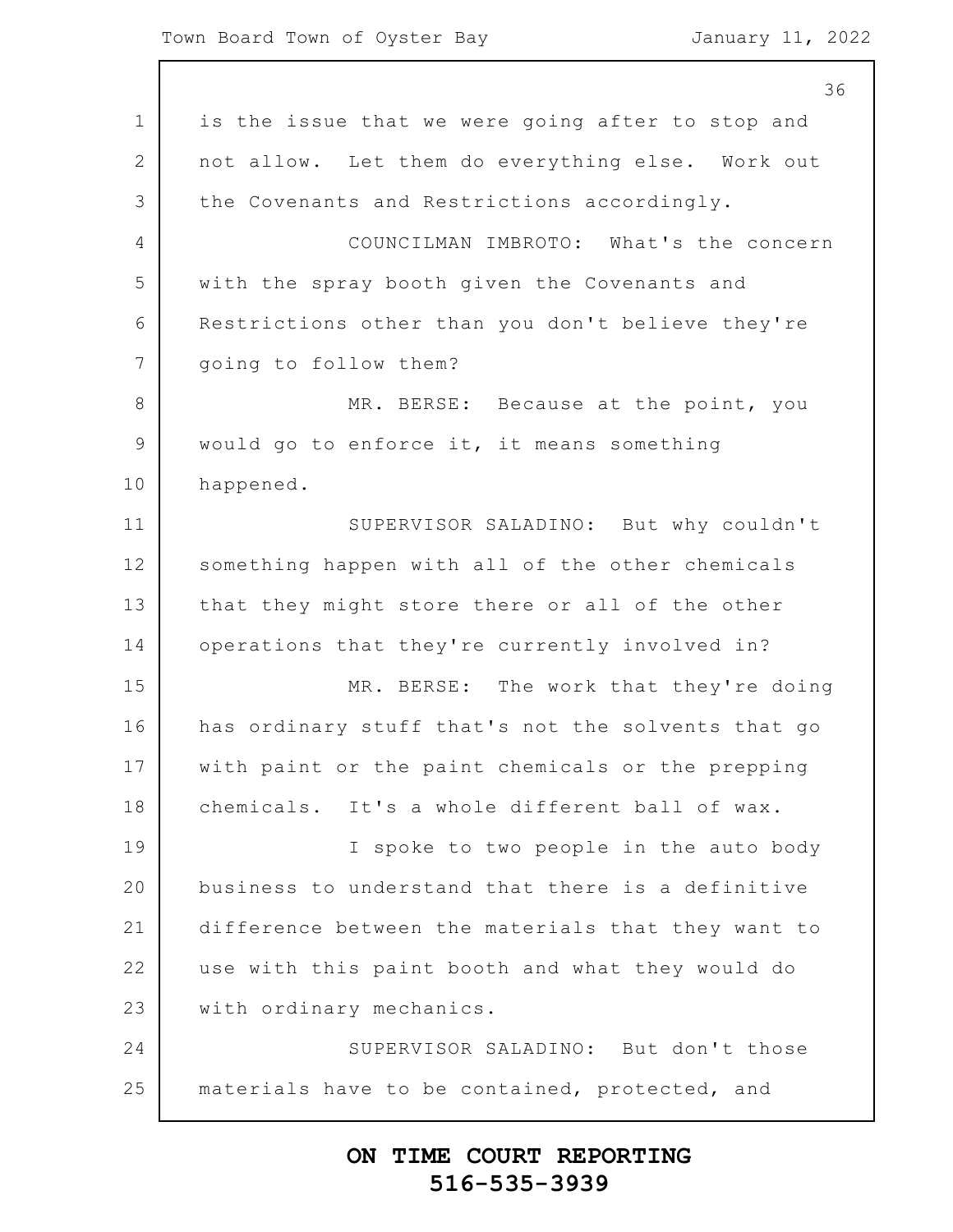is the issue that we were going after to stop and not allow. Let them do everything else. Work out the Covenants and Restrictions accordingly.

COUNCILMAN IMBROTO: What's the concern with the spray booth given the Covenants and Restrictions other than you don't believe they're going to follow them?

MR. BERSE: Because at the point, you would go to enforce it, it means something happened.

SUPERVISOR SALADINO: But why couldn't something happen with all of the other chemicals that they might store there or all of the other operations that they're currently involved in?

MR. BERSE: The work that they're doing has ordinary stuff that's not the solvents that go with paint or the paint chemicals or the prepping chemicals. It's a whole different ball of wax.

I spoke to two people in the auto body business to understand that there is a definitive difference between the materials that they want to use with this paint booth and what they would do with ordinary mechanics.

SUPERVISOR SALADINO: But don't those materials have to be contained, protected, and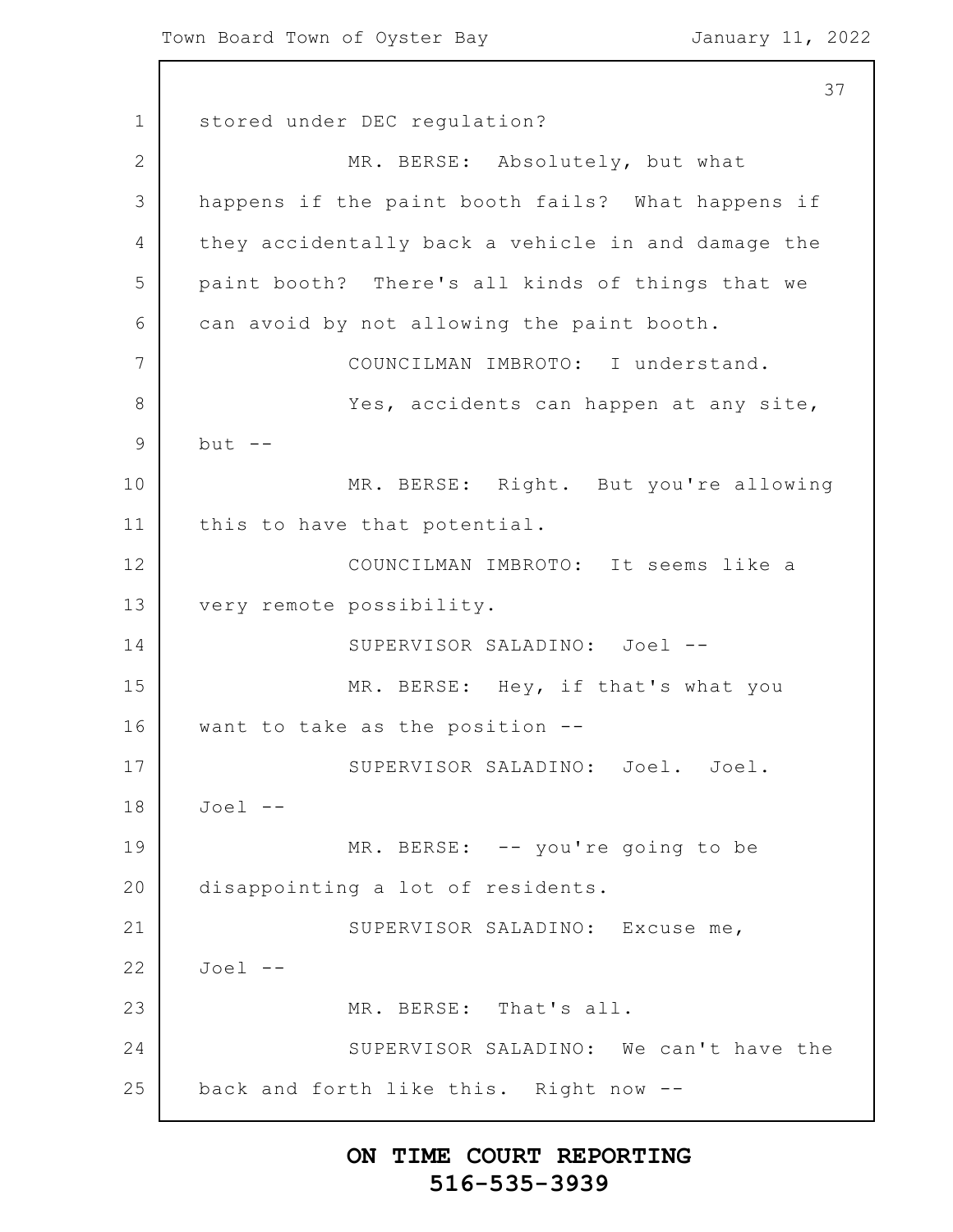stored under DEC regulation?

MR. BERSE: Absolutely, but what happens if the paint booth fails? What happens if they accidentally back a vehicle in and damage the paint booth? There's all kinds of things that we can avoid by not allowing the paint booth.

COUNCILMAN IMBROTO: I understand.

Yes, accidents can happen at any site, but --

MR. BERSE: Right. But you're allowing this to have that potential.

COUNCILMAN IMBROTO: It seems like a very remote possibility.

SUPERVISOR SALADINO: Joel --

MR. BERSE: Hey, if that's what you want to take as the position --

SUPERVISOR SALADINO: Joel. Joel. Joel --

MR. BERSE: -- you're going to be disappointing a lot of residents.

SUPERVISOR SALADINO: Excuse me, Joel --

MR. BERSE: That's all.

SUPERVISOR SALADINO: We can't have the back and forth like this. Right now --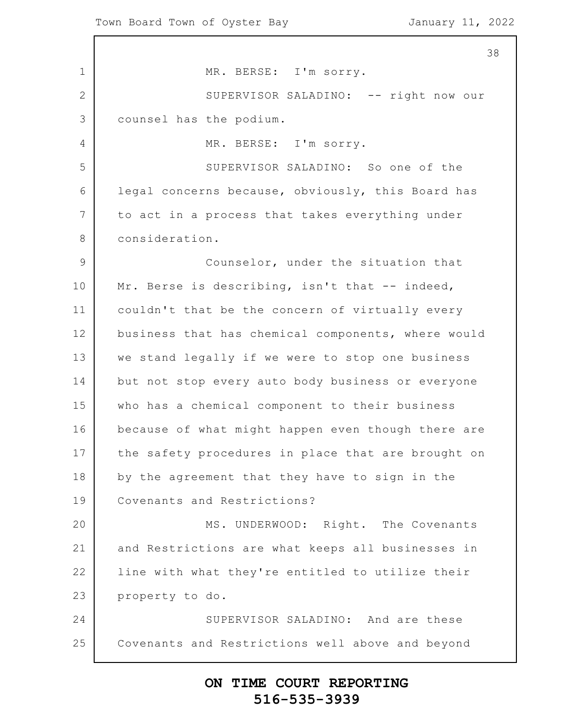MR. BERSE: I'm sorry.

SUPERVISOR SALADINO: -- right now our counsel has the podium.

MR. BERSE: I'm sorry.

SUPERVISOR SALADINO: So one of the legal concerns because, obviously, this Board has to act in a process that takes everything under consideration.

Counselor, under the situation that Mr. Berse is describing, isn't that -- indeed, couldn't that be the concern of virtually every business that has chemical components, where would we stand legally if we were to stop one business but not stop every auto body business or everyone who has a chemical component to their business because of what might happen even though there are the safety procedures in place that are brought on by the agreement that they have to sign in the Covenants and Restrictions?

MS. UNDERWOOD: Right. The Covenants and Restrictions are what keeps all businesses in line with what they're entitled to utilize their property to do.

SUPERVISOR SALADINO: And are these Covenants and Restrictions well above and beyond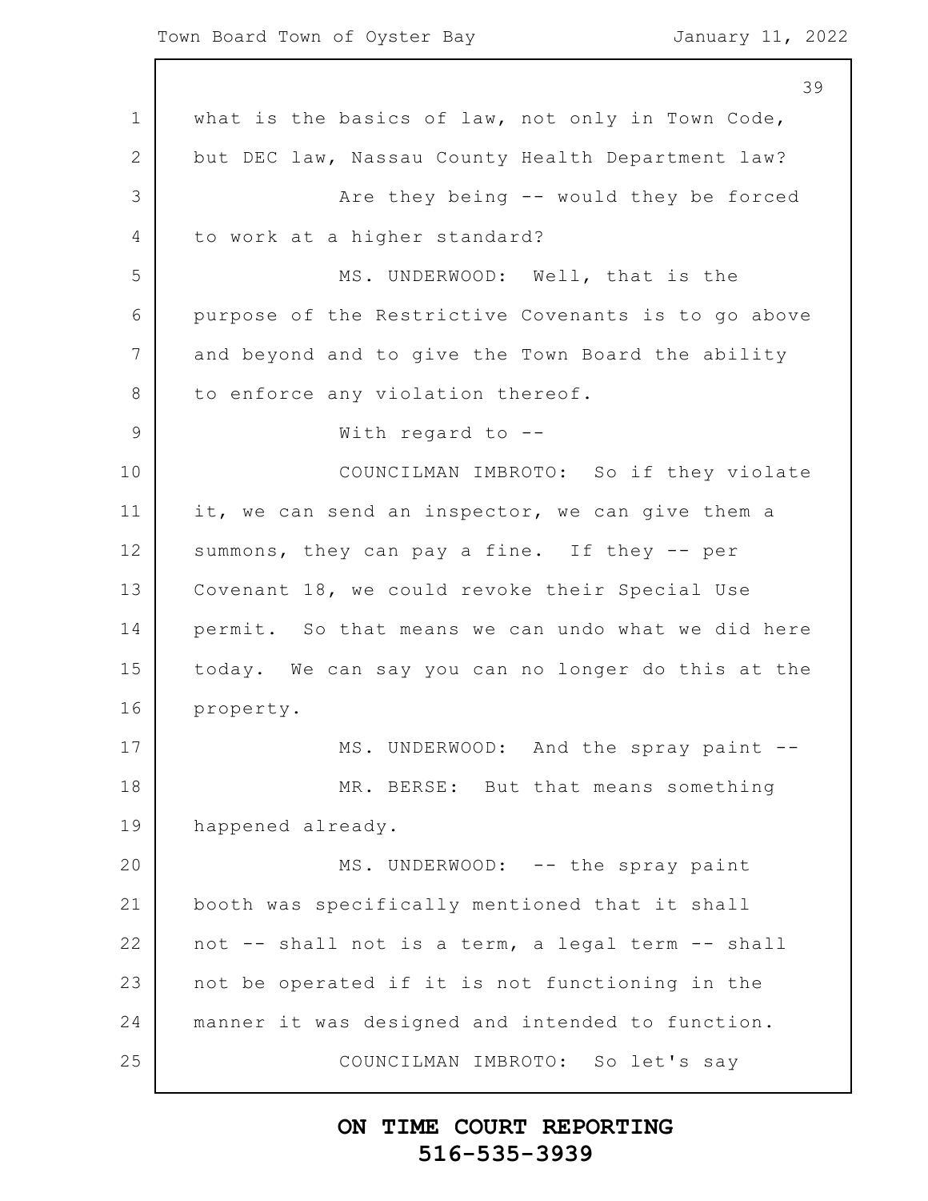what is the basics of law, not only in Town Code, but DEC law, Nassau County Health Department law?

Are they being -- would they be forced to work at a higher standard?

MS. UNDERWOOD: Well, that is the purpose of the Restrictive Covenants is to go above and beyond and to give the Town Board the ability to enforce any violation thereof.

With regard to --

COUNCILMAN IMBROTO: So if they violate it, we can send an inspector, we can give them a summons, they can pay a fine. If they -- per Covenant 18, we could revoke their Special Use permit. So that means we can undo what we did here today. We can say you can no longer do this at the property.

MS. UNDERWOOD: And the spray paint --

MR. BERSE: But that means something happened already.

MS. UNDERWOOD: -- the spray paint booth was specifically mentioned that it shall not -- shall not is a term, a legal term -- shall not be operated if it is not functioning in the manner it was designed and intended to function.

COUNCILMAN IMBROTO: So let's say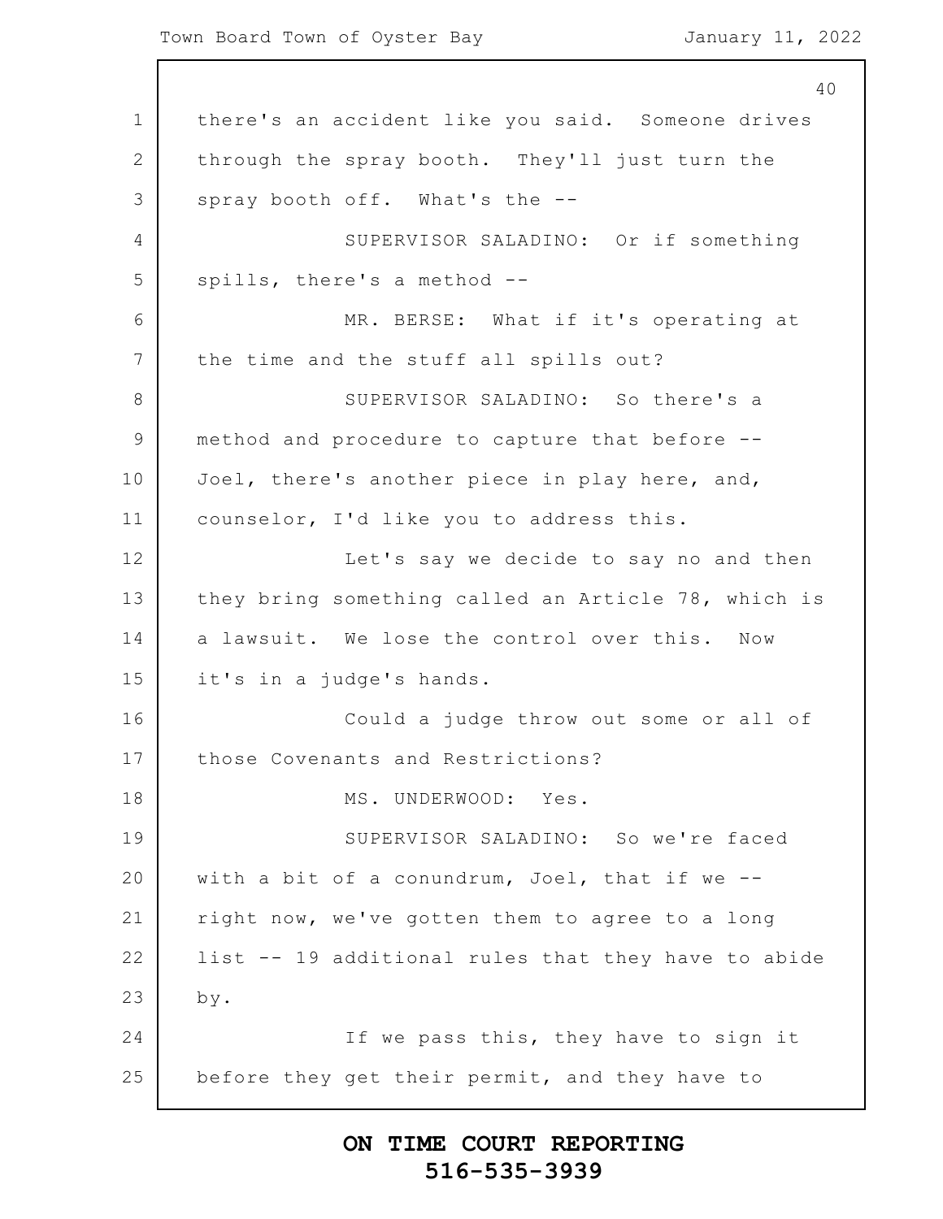there's an accident like you said. Someone drives through the spray booth. They'll just turn the spray booth off. What's the --

SUPERVISOR SALADINO: Or if something spills, there's a method --

MR. BERSE: What if it's operating at the time and the stuff all spills out?

SUPERVISOR SALADINO: So there's a method and procedure to capture that before -- Joel, there's another piece in play here, and, counselor, I'd like you to address this.

Let's say we decide to say no and then they bring something called an Article 78, which is a lawsuit. We lose the control over this. Now it's in a judge's hands.

Could a judge throw out some or all of those Covenants and Restrictions?

MS. UNDERWOOD: Yes.

SUPERVISOR SALADINO: So we're faced with a bit of a conundrum, Joel, that if we -- right now, we've gotten them to agree to a long list -- 19 additional rules that they have to abide by.

If we pass this, they have to sign it before they get their permit, and they have to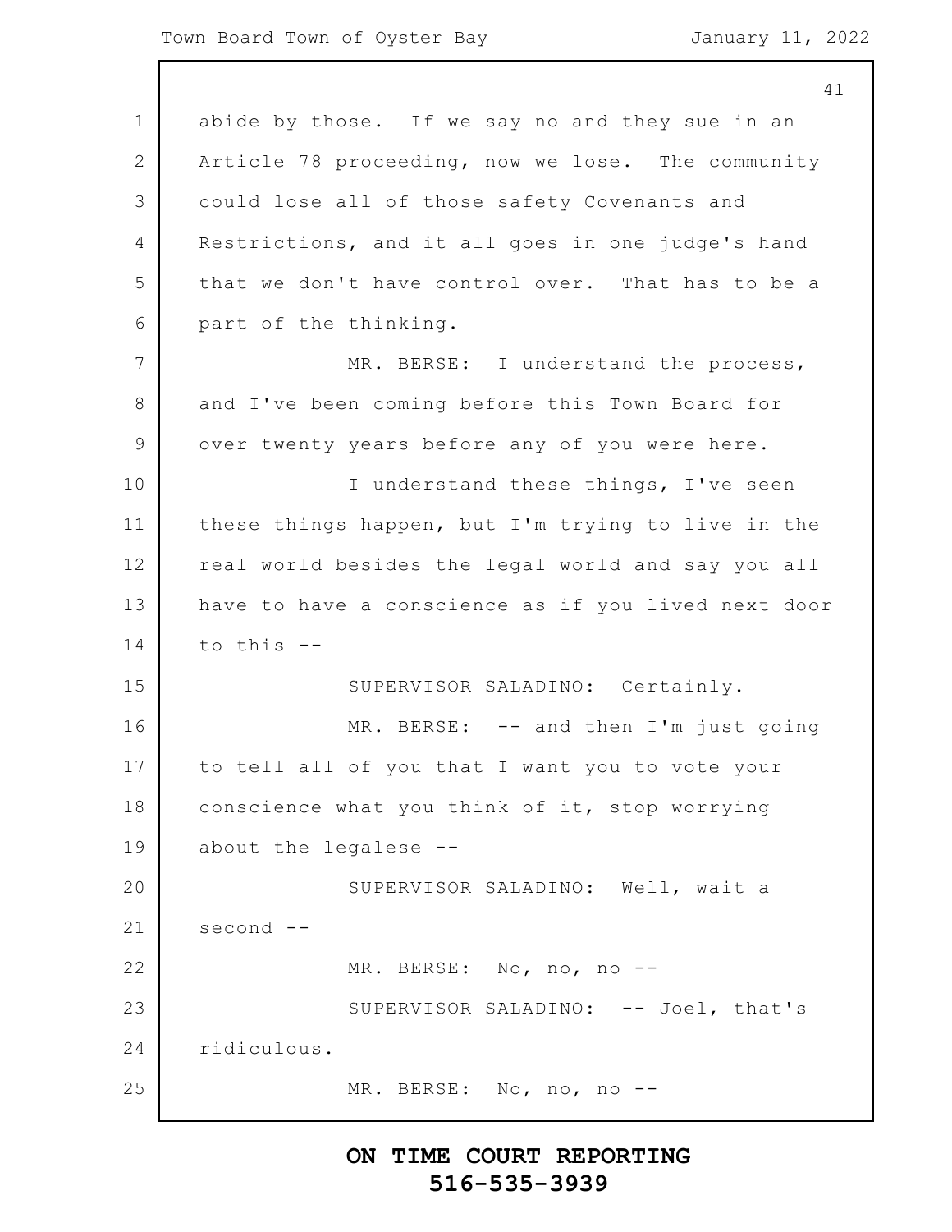abide by those. If we say no and they sue in an Article 78 proceeding, now we lose. The community could lose all of those safety Covenants and Restrictions, and it all goes in one judge's hand that we don't have control over. That has to be a part of the thinking.

MR. BERSE: I understand the process, and I've been coming before this Town Board for over twenty years before any of you were here.

I understand these things, I've seen these things happen, but I'm trying to live in the real world besides the legal world and say you all have to have a conscience as if you lived next door to this --

SUPERVISOR SALADINO: Certainly.

MR. BERSE: -- and then I'm just going to tell all of you that I want you to vote your conscience what you think of it, stop worrying about the legalese --

SUPERVISOR SALADINO: Well, wait a second --

MR. BERSE: No, no, no --

SUPERVISOR SALADINO: -- Joel, that's ridiculous.

MR. BERSE: No, no, no --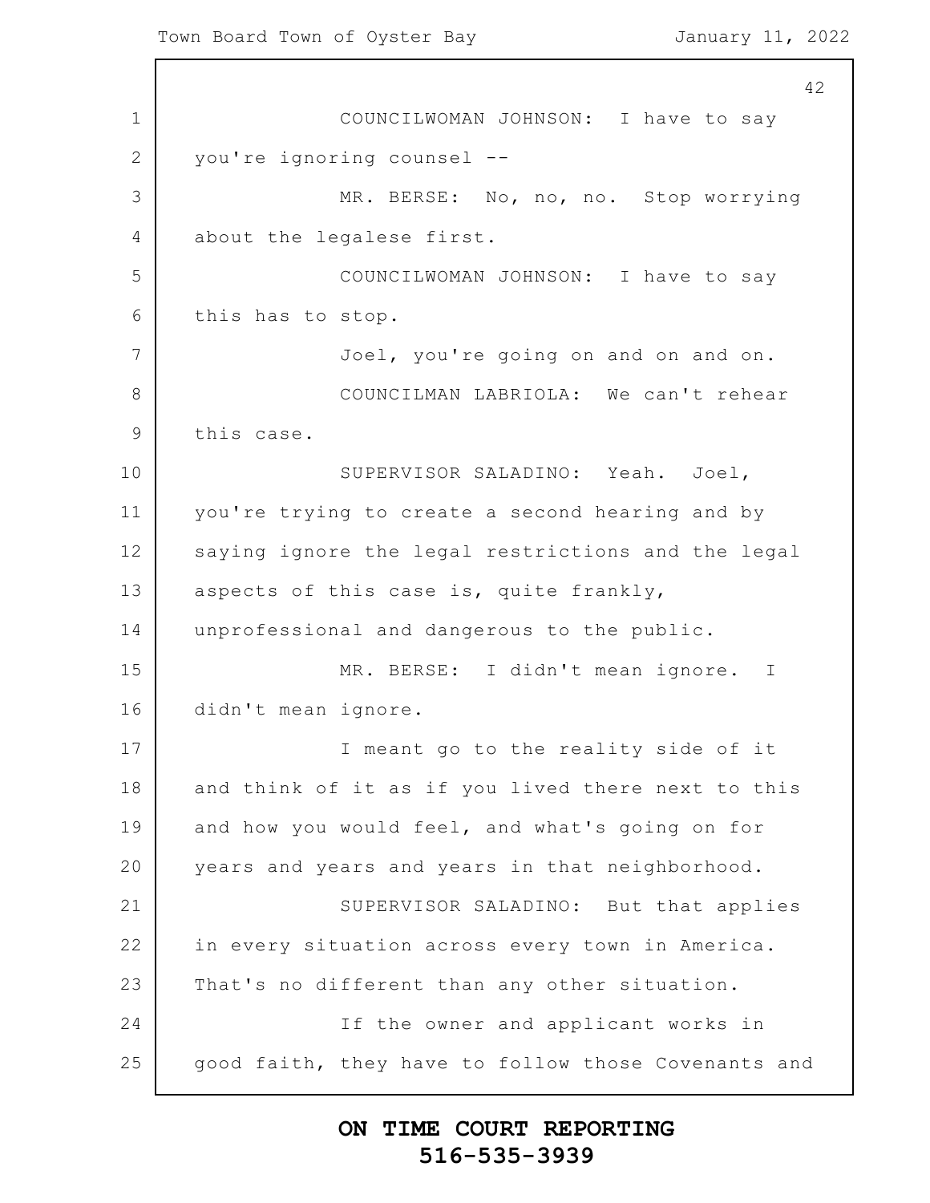COUNCILWOMAN JOHNSON: I have to say you're ignoring counsel --

MR. BERSE: No, no, no. Stop worrying about the legalese first.

COUNCILWOMAN JOHNSON: I have to say this has to stop.

Joel, you're going on and on and on.

COUNCILMAN LABRIOLA: We can't rehear this case.

SUPERVISOR SALADINO: Yeah. Joel, you're trying to create a second hearing and by saying ignore the legal restrictions and the legal aspects of this case is, quite frankly, unprofessional and dangerous to the public.

MR. BERSE: I didn't mean ignore. I didn't mean ignore.

I meant go to the reality side of it and think of it as if you lived there next to this and how you would feel, and what's going on for years and years and years in that neighborhood.

SUPERVISOR SALADINO: But that applies in every situation across every town in America. That's no different than any other situation.

If the owner and applicant works in good faith, they have to follow those Covenants and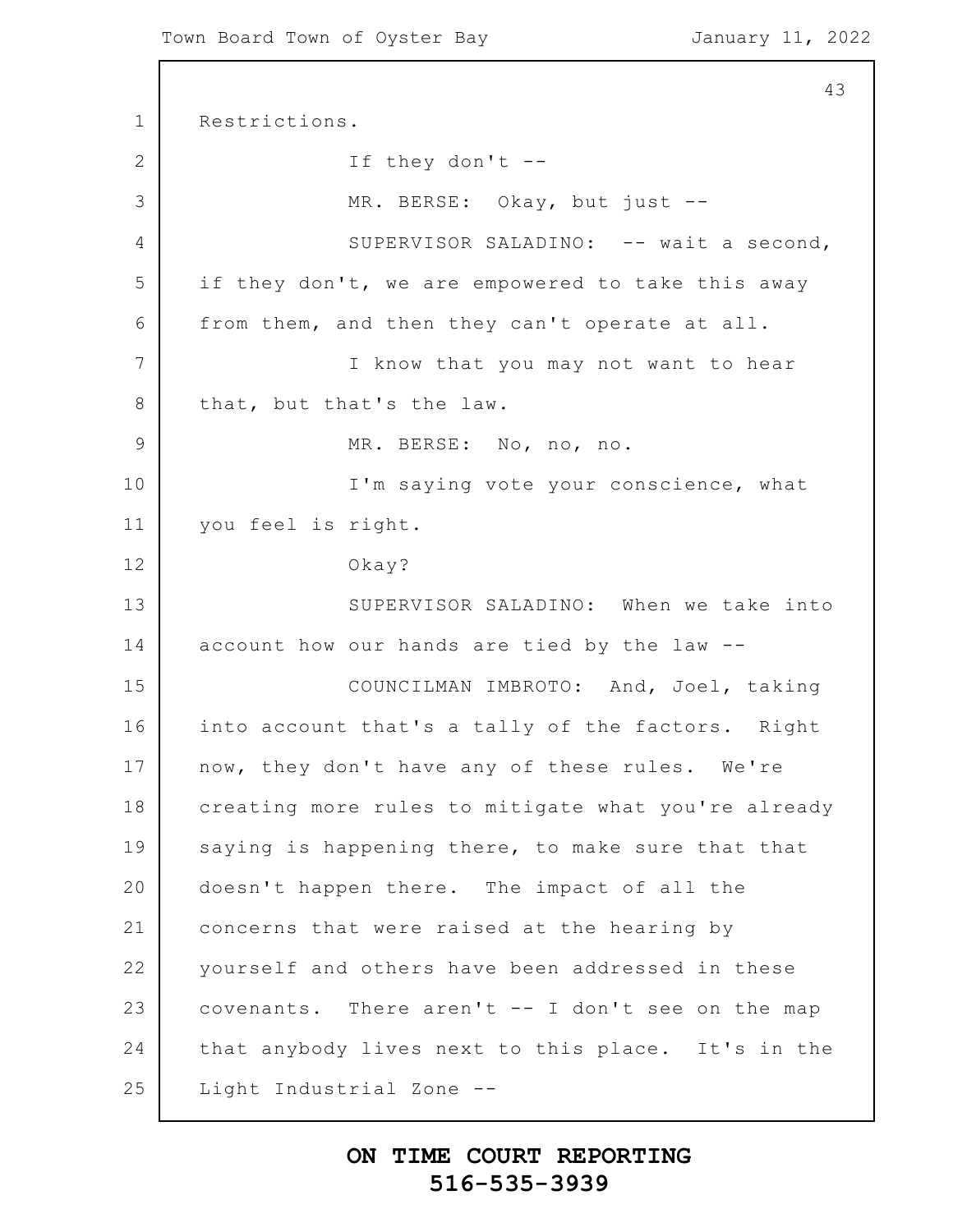Restrictions.

If they don't --

MR. BERSE: Okay, but just --

SUPERVISOR SALADINO: -- wait a second, if they don't, we are empowered to take this away from them, and then they can't operate at all.

I know that you may not want to hear that, but that's the law.

MR. BERSE: No, no, no.

I'm saying vote your conscience, what you feel is right.

Okay?

SUPERVISOR SALADINO: When we take into account how our hands are tied by the law --

COUNCILMAN IMBROTO: And, Joel, taking into account that's a tally of the factors. Right now, they don't have any of these rules. We're creating more rules to mitigate what you're already saying is happening there, to make sure that that doesn't happen there. The impact of all the concerns that were raised at the hearing by yourself and others have been addressed in these covenants. There aren't -- I don't see on the map that anybody lives next to this place. It's in the Light Industrial Zone --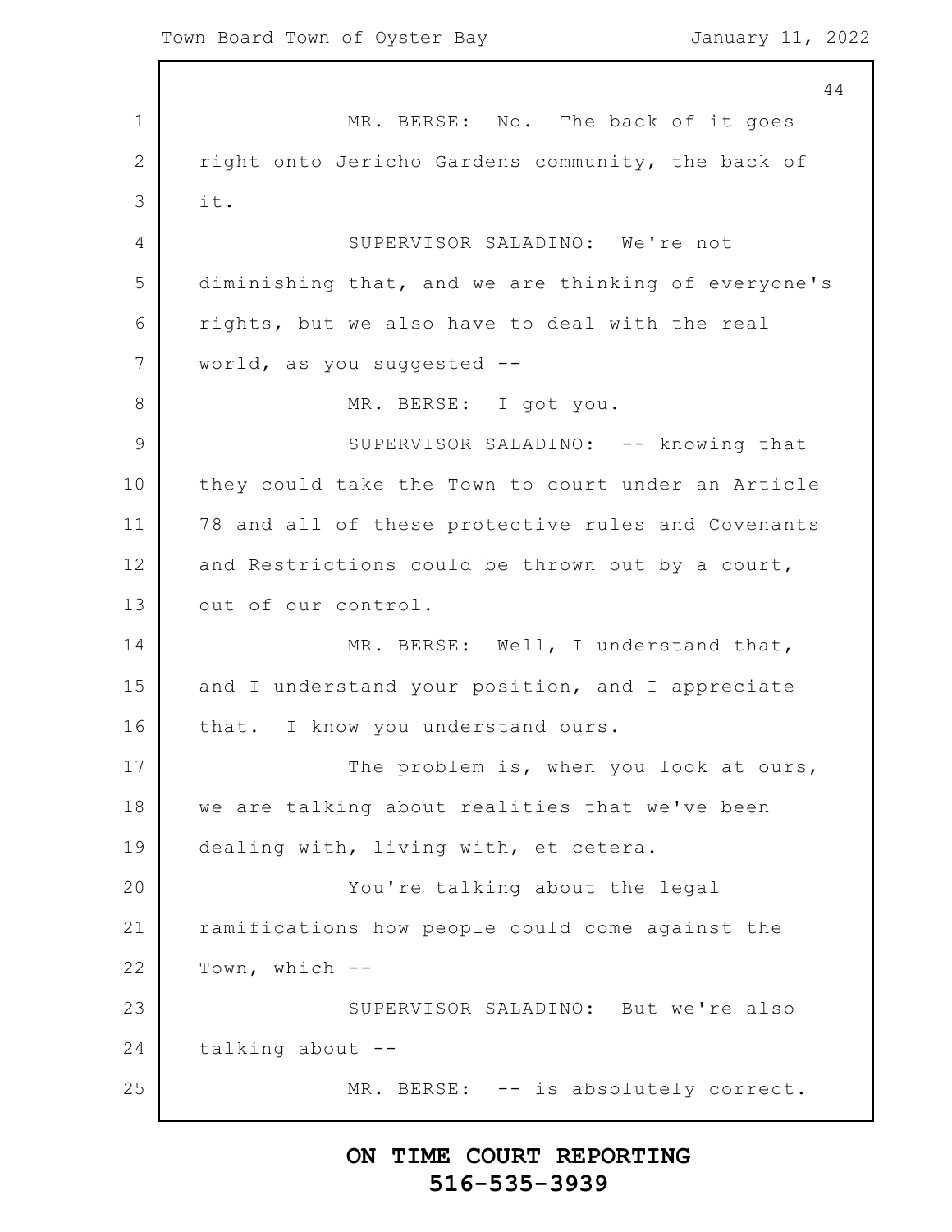MR. BERSE: No. The back of it goes right onto Jericho Gardens community, the back of it.

SUPERVISOR SALADINO: We're not diminishing that, and we are thinking of everyone's rights, but we also have to deal with the real world, as you suggested --

MR. BERSE: I got you.

SUPERVISOR SALADINO: -- knowing that they could take the Town to court under an Article 78 and all of these protective rules and Covenants and Restrictions could be thrown out by a court, out of our control.

MR. BERSE: Well, I understand that, and I understand your position, and I appreciate that. I know you understand ours.

The problem is, when you look at ours, we are talking about realities that we've been dealing with, living with, et cetera.

You're talking about the legal ramifications how people could come against the Town, which --

SUPERVISOR SALADINO: But we're also talking about --

MR. BERSE: -- is absolutely correct.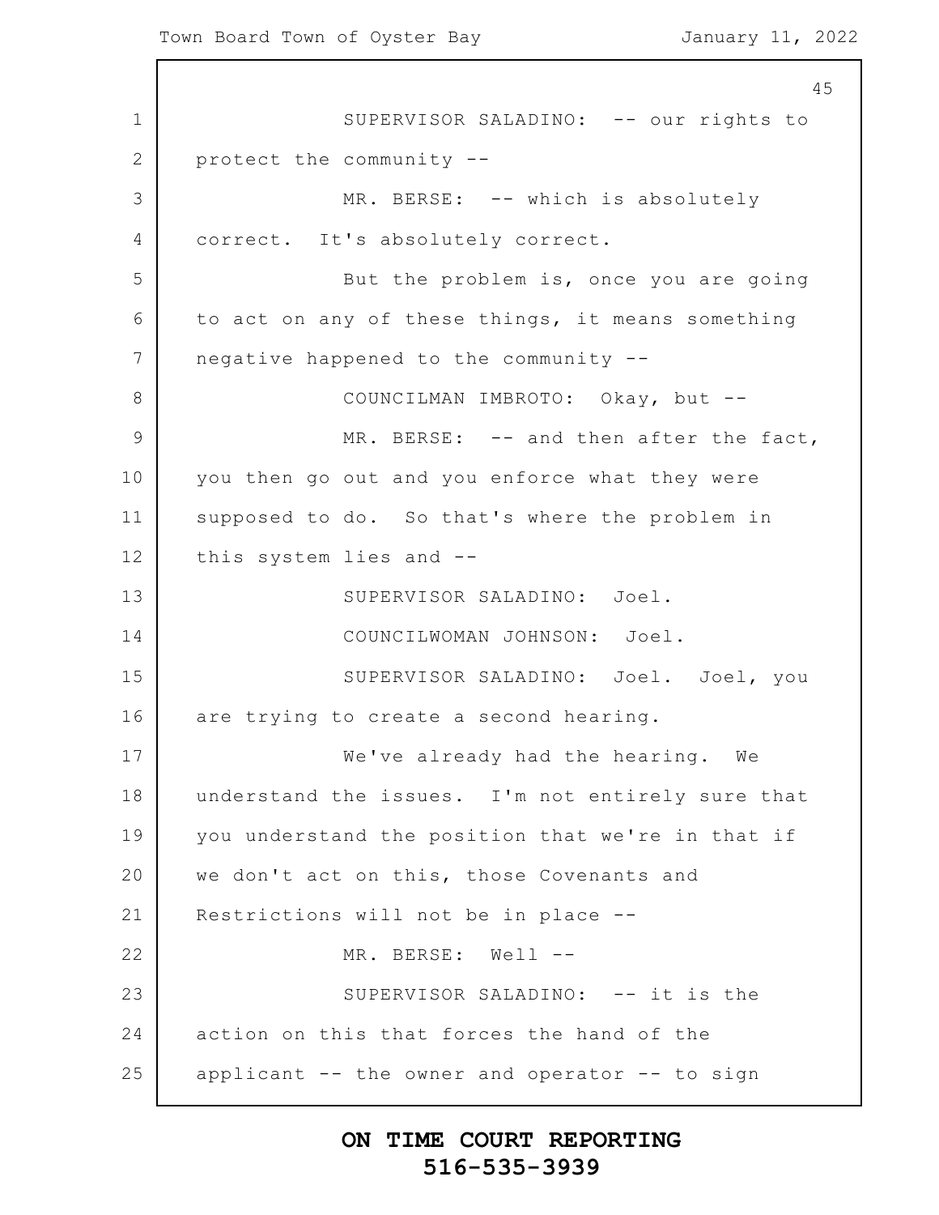SUPERVISOR SALADINO: -- our rights to protect the community --

MR. BERSE: -- which is absolutely correct. It's absolutely correct.

But the problem is, once you are going to act on any of these things, it means something negative happened to the community --

COUNCILMAN IMBROTO: Okay, but --

MR. BERSE: -- and then after the fact, you then go out and you enforce what they were supposed to do. So that's where the problem in this system lies and --

SUPERVISOR SALADINO: Joel.

COUNCILWOMAN JOHNSON: Joel.

SUPERVISOR SALADINO: Joel. Joel, you are trying to create a second hearing.

We've already had the hearing. We understand the issues. I'm not entirely sure that you understand the position that we're in that if we don't act on this, those Covenants and Restrictions will not be in place --

MR. BERSE: Well --

SUPERVISOR SALADINO: -- it is the action on this that forces the hand of the applicant -- the owner and operator -- to sign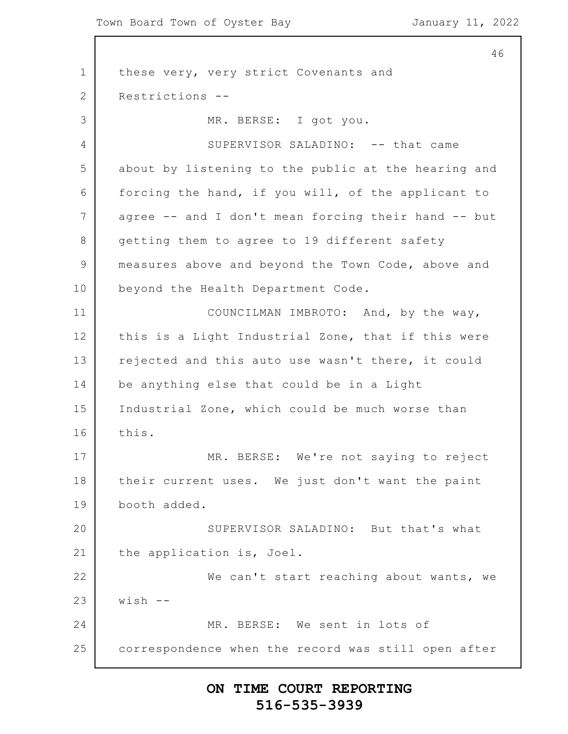these very, very strict Covenants and Restrictions --

MR. BERSE: I got you.

SUPERVISOR SALADINO: -- that came about by listening to the public at the hearing and forcing the hand, if you will, of the applicant to agree -- and I don't mean forcing their hand -- but getting them to agree to 19 different safety measures above and beyond the Town Code, above and beyond the Health Department Code.

COUNCILMAN IMBROTO: And, by the way, this is a Light Industrial Zone, that if this were rejected and this auto use wasn't there, it could be anything else that could be in a Light Industrial Zone, which could be much worse than this.

MR. BERSE: We're not saying to reject their current uses. We just don't want the paint booth added.

SUPERVISOR SALADINO: But that's what the application is, Joel.

We can't start reaching about wants, we wish --

MR. BERSE: We sent in lots of correspondence when the record was still open after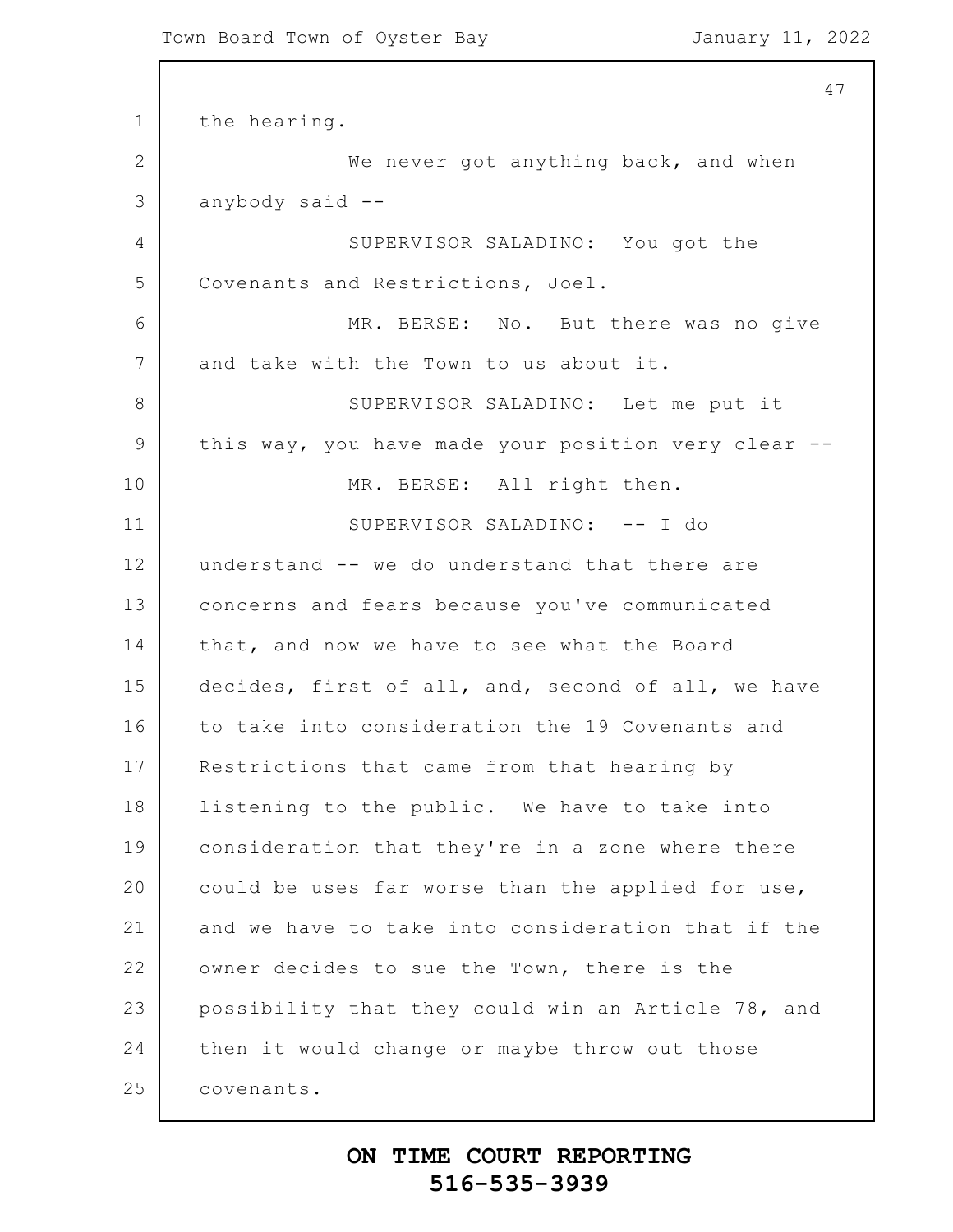the hearing.

We never got anything back, and when anybody said --

SUPERVISOR SALADINO: You got the Covenants and Restrictions, Joel.

MR. BERSE: No. But there was no give and take with the Town to us about it.

SUPERVISOR SALADINO: Let me put it this way, you have made your position very clear --

MR. BERSE: All right then.

SUPERVISOR SALADINO: -- I do understand -- we do understand that there are concerns and fears because you've communicated that, and now we have to see what the Board decides, first of all, and, second of all, we have to take into consideration the 19 Covenants and Restrictions that came from that hearing by listening to the public. We have to take into consideration that they're in a zone where there could be uses far worse than the applied for use, and we have to take into consideration that if the owner decides to sue the Town, there is the possibility that they could win an Article 78, and then it would change or maybe throw out those covenants.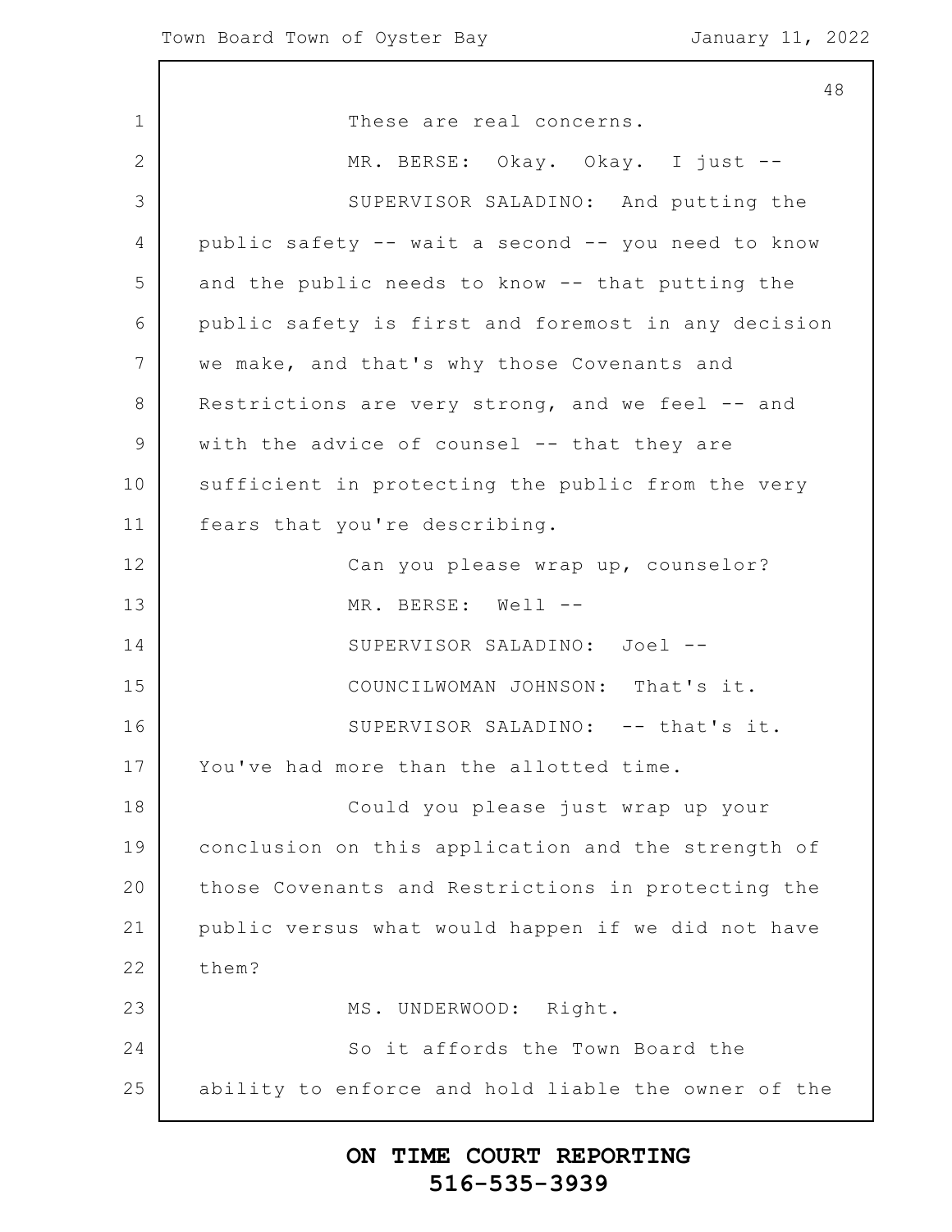These are real concerns.

MR. BERSE: Okay. Okay. I just --

SUPERVISOR SALADINO: And putting the public safety -- wait a second -- you need to know and the public needs to know -- that putting the public safety is first and foremost in any decision we make, and that's why those Covenants and Restrictions are very strong, and we feel -- and with the advice of counsel -- that they are sufficient in protecting the public from the very fears that you're describing.

Can you please wrap up, counselor?

MR. BERSE: Well --

SUPERVISOR SALADINO: Joel --

COUNCILWOMAN JOHNSON: That's it.

SUPERVISOR SALADINO: -- that's it. You've had more than the allotted time.

Could you please just wrap up your conclusion on this application and the strength of those Covenants and Restrictions in protecting the public versus what would happen if we did not have them?

MS. UNDERWOOD: Right.

So it affords the Town Board the ability to enforce and hold liable the owner of the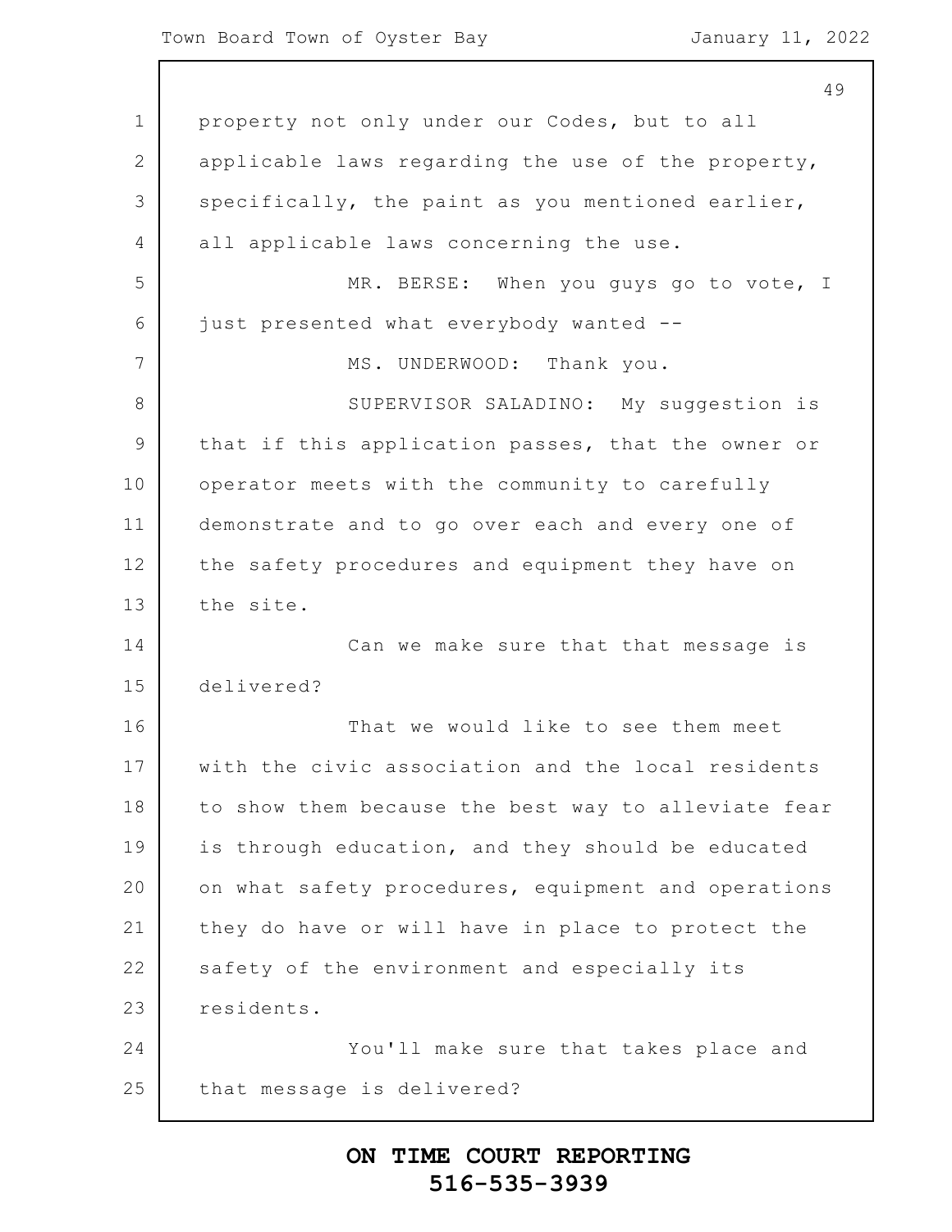property not only under our Codes, but to all applicable laws regarding the use of the property, specifically, the paint as you mentioned earlier, all applicable laws concerning the use.

MR. BERSE: When you guys go to vote, I just presented what everybody wanted --

MS. UNDERWOOD: Thank you.

SUPERVISOR SALADINO: My suggestion is that if this application passes, that the owner or operator meets with the community to carefully demonstrate and to go over each and every one of the safety procedures and equipment they have on the site.

Can we make sure that that message is delivered?

That we would like to see them meet with the civic association and the local residents to show them because the best way to alleviate fear is through education, and they should be educated on what safety procedures, equipment and operations they do have or will have in place to protect the safety of the environment and especially its residents.

You'll make sure that takes place and that message is delivered?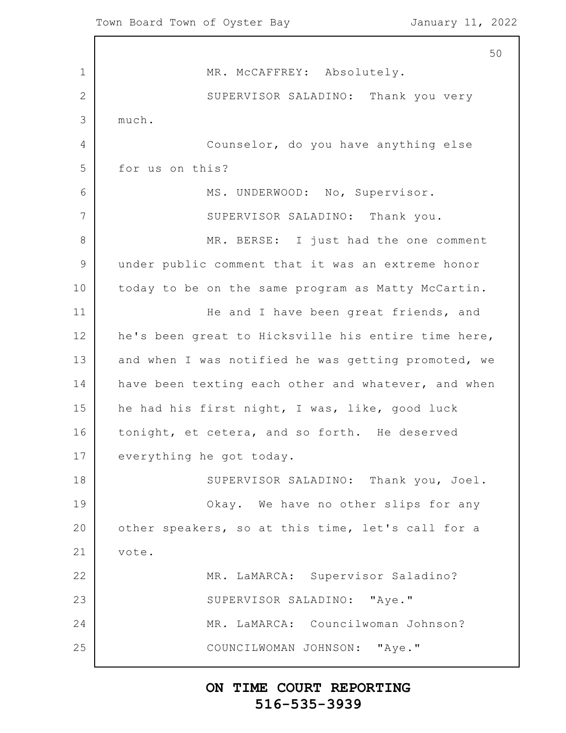MR. McCAFFREY: Absolutely.

SUPERVISOR SALADINO: Thank you very much.

Counselor, do you have anything else for us on this?

MS. UNDERWOOD: No, Supervisor.

SUPERVISOR SALADINO: Thank you.

MR. BERSE: I just had the one comment under public comment that it was an extreme honor today to be on the same program as Matty McCartin.

He and I have been great friends, and he's been great to Hicksville his entire time here, and when I was notified he was getting promoted, we have been texting each other and whatever, and when he had his first night, I was, like, good luck tonight, et cetera, and so forth. He deserved everything he got today.

SUPERVISOR SALADINO: Thank you, Joel.

Okay. We have no other slips for any other speakers, so at this time, let's call for a vote.

MR. LaMARCA: Supervisor Saladino?

SUPERVISOR SALADINO: "Aye."

MR. LaMARCA: Councilwoman Johnson?

COUNCILWOMAN JOHNSON: "Aye."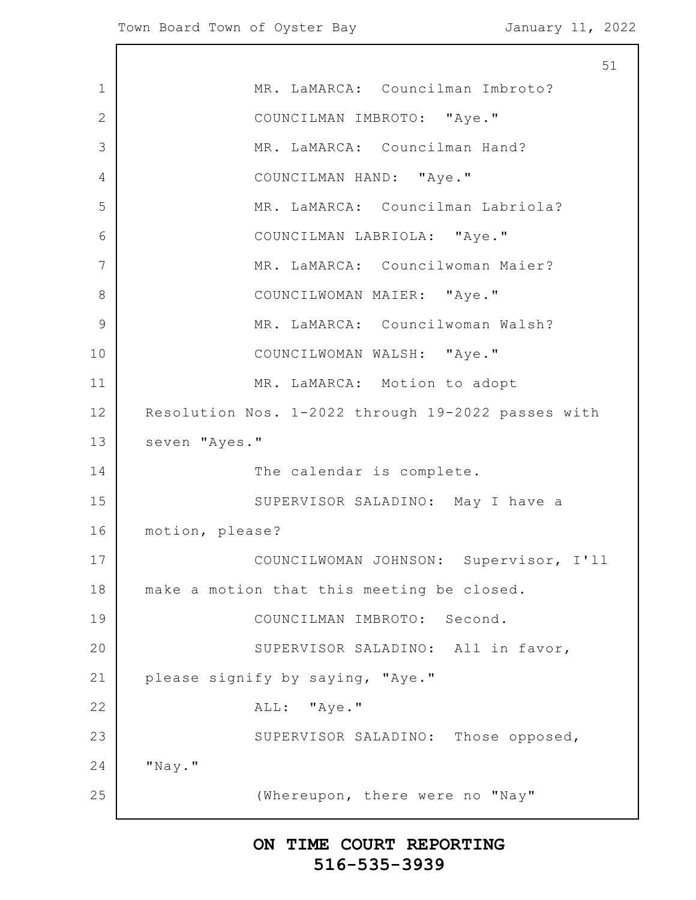MR. LaMARCA: Councilman Imbroto?

COUNCILMAN IMBROTO: "Aye."

MR. LaMARCA: Councilman Hand?

COUNCILMAN HAND: "Aye."

MR. LaMARCA: Councilman Labriola?

COUNCILMAN LABRIOLA: "Aye."

MR. LaMARCA: Councilwoman Maier?

COUNCILWOMAN MAIER: "Aye."

MR. LaMARCA: Councilwoman Walsh?

COUNCILWOMAN WALSH: "Aye."

MR. LaMARCA: Motion to adopt Resolution Nos. 1-2022 through 19-2022 passes with seven "Ayes."

The calendar is complete.

SUPERVISOR SALADINO: May I have a motion, please?

COUNCILWOMAN JOHNSON: Supervisor, I'll make a motion that this meeting be closed.

COUNCILMAN IMBROTO: Second.

SUPERVISOR SALADINO: All in favor, please signify by saying, "Aye."

ALL: "Aye."

SUPERVISOR SALADINO: Those opposed, "Nay."

(Whereupon, there were no "Nay"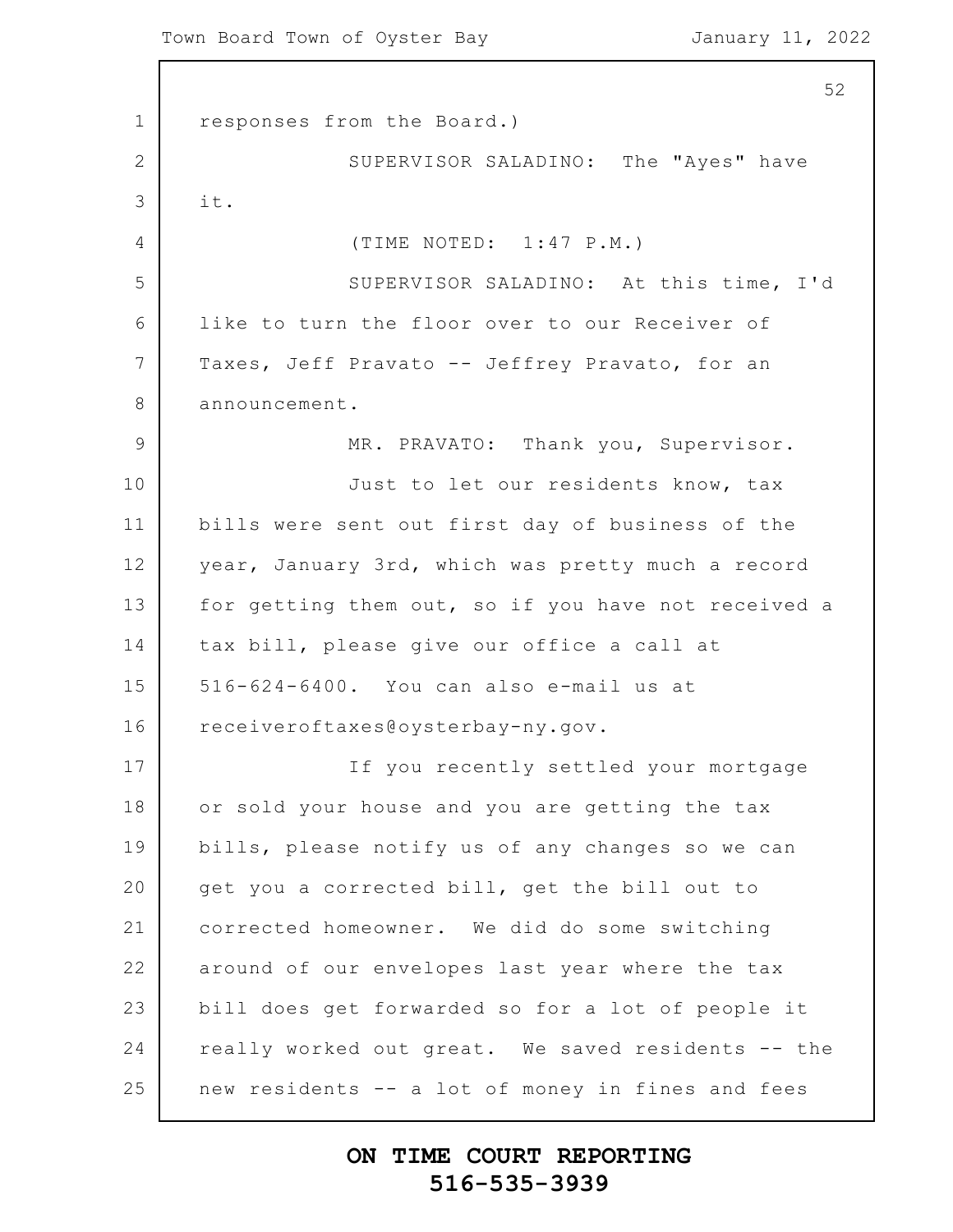responses from the Board.)

SUPERVISOR SALADINO: The "Ayes" have it.

(TIME NOTED: 1:47 P.M.)

SUPERVISOR SALADINO: At this time, I'd like to turn the floor over to our Receiver of Taxes, Jeff Pravato -- Jeffrey Pravato, for an announcement.

MR. PRAVATO: Thank you, Supervisor.

Just to let our residents know, tax bills were sent out first day of business of the year, January 3rd, which was pretty much a record for getting them out, so if you have not received a tax bill, please give our office a call at 516-624-6400. You can also e-mail us at receiveroftaxes@oysterbay-ny.gov.

If you recently settled your mortgage or sold your house and you are getting the tax bills, please notify us of any changes so we can get you a corrected bill, get the bill out to corrected homeowner. We did do some switching around of our envelopes last year where the tax bill does get forwarded so for a lot of people it really worked out great. We saved residents -- the new residents -- a lot of money in fines and fees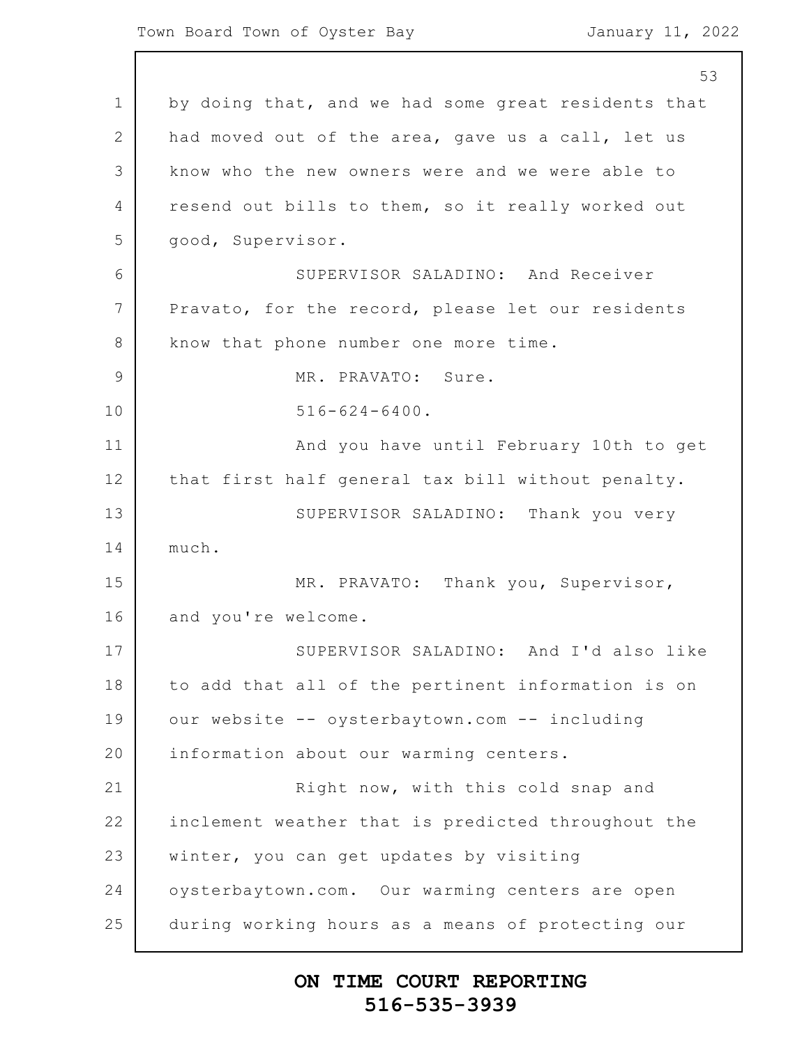by doing that, and we had some great residents that had moved out of the area, gave us a call, let us know who the new owners were and we were able to resend out bills to them, so it really worked out good, Supervisor.

SUPERVISOR SALADINO: And Receiver Pravato, for the record, please let our residents know that phone number one more time.

MR. PRAVATO: Sure.

516-624-6400.

And you have until February 10th to get that first half general tax bill without penalty.

SUPERVISOR SALADINO: Thank you very much.

MR. PRAVATO: Thank you, Supervisor, and you're welcome.

SUPERVISOR SALADINO: And I'd also like to add that all of the pertinent information is on our website -- oysterbaytown.com -- including information about our warming centers.

Right now, with this cold snap and inclement weather that is predicted throughout the winter, you can get updates by visiting oysterbaytown.com. Our warming centers are open during working hours as a means of protecting our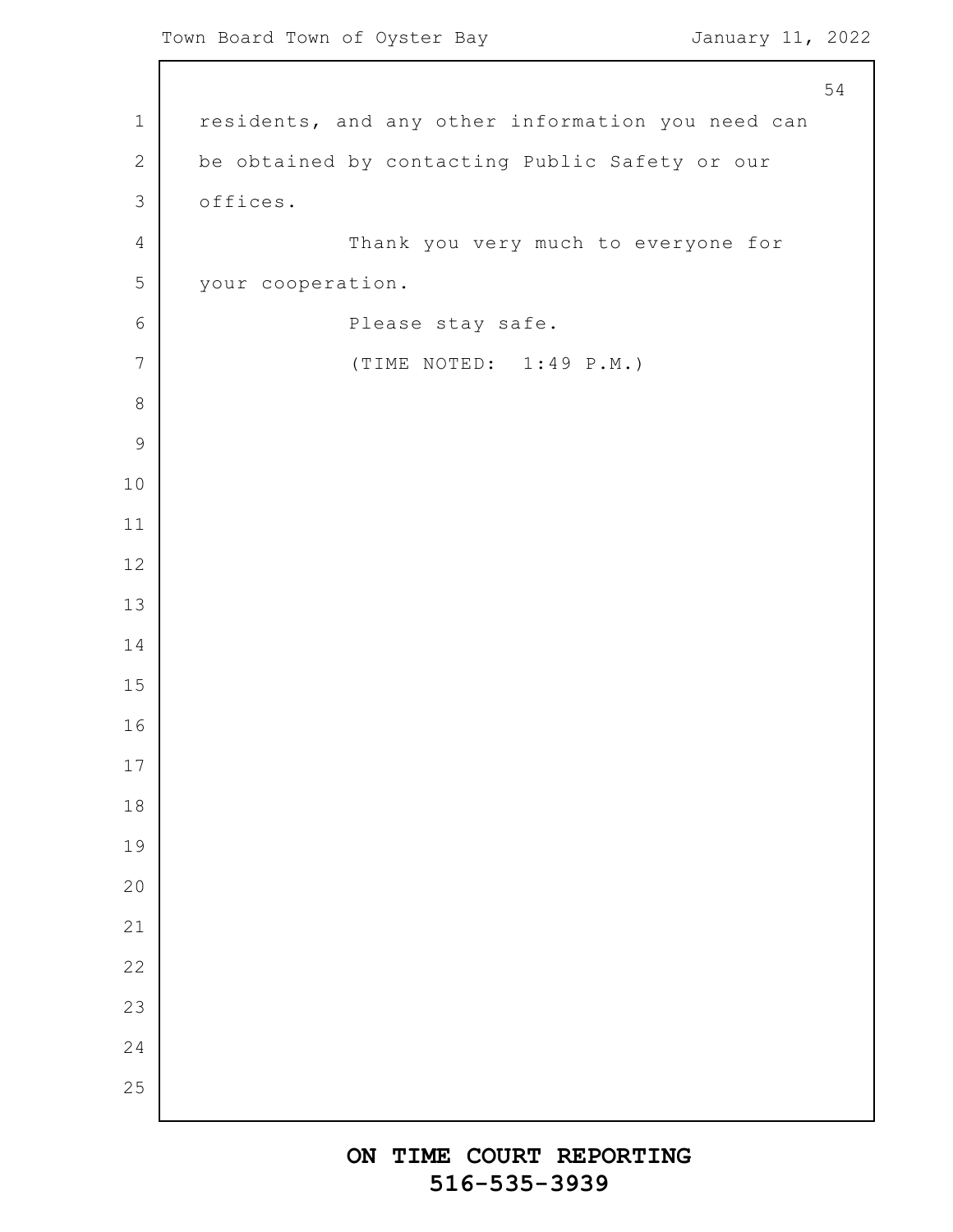residents, and any other information you need can be obtained by contacting Public Safety or our offices.

Thank you very much to everyone for your cooperation.

Please stay safe.

(TIME NOTED: 1:49 P.M.)